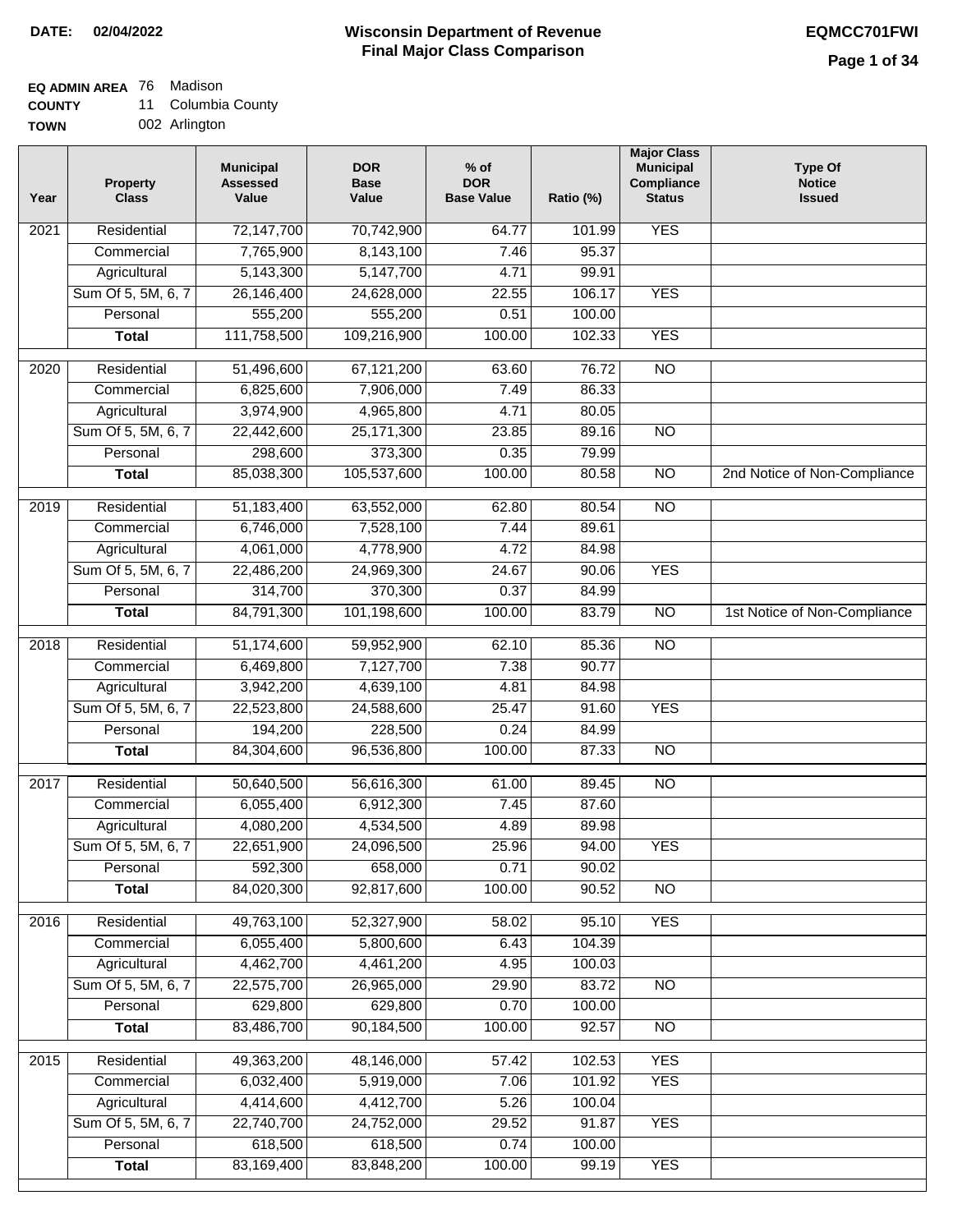**DATE: 02/04/2022**

# Wisconsin Department of Revenue
## Final Major Class Comparison

**EQMCC701FWI**

**EQ ADMIN AREA** 76 Madison
**COUNTY** 11 Columbia County
**TOWN** 002 Arlington

| Year | Property Class | Municipal Assessed Value | DOR Base Value | % of DOR Base Value | Ratio (%) | Major Class Municipal Compliance Status | Type Of Notice Issued |
|---|---|---|---|---|---|---|---|
| 2021 | Residential | 72,147,700 | 70,742,900 | 64.77 | 101.99 | YES | |
| | Commercial | 7,765,900 | 8,143,100 | 7.46 | 95.37 | | |
| | Agricultural | 5,143,300 | 5,147,700 | 4.71 | 99.91 | | |
| | Sum Of 5, 5M, 6, 7 | 26,146,400 | 24,628,000 | 22.55 | 106.17 | YES | |
| | Personal | 555,200 | 555,200 | 0.51 | 100.00 | | |
| | **Total** | 111,758,500 | 109,216,900 | 100.00 | 102.33 | YES | |
| 2020 | Residential | 51,496,600 | 67,121,200 | 63.60 | 76.72 | NO | |
| | Commercial | 6,825,600 | 7,906,000 | 7.49 | 86.33 | | |
| | Agricultural | 3,974,900 | 4,965,800 | 4.71 | 80.05 | | |
| | Sum Of 5, 5M, 6, 7 | 22,442,600 | 25,171,300 | 23.85 | 89.16 | NO | |
| | Personal | 298,600 | 373,300 | 0.35 | 79.99 | | |
| | **Total** | 85,038,300 | 105,537,600 | 100.00 | 80.58 | NO | 2nd Notice of Non-Compliance |
| 2019 | Residential | 51,183,400 | 63,552,000 | 62.80 | 80.54 | NO | |
| | Commercial | 6,746,000 | 7,528,100 | 7.44 | 89.61 | | |
| | Agricultural | 4,061,000 | 4,778,900 | 4.72 | 84.98 | | |
| | Sum Of 5, 5M, 6, 7 | 22,486,200 | 24,969,300 | 24.67 | 90.06 | YES | |
| | Personal | 314,700 | 370,300 | 0.37 | 84.99 | | |
| | **Total** | 84,791,300 | 101,198,600 | 100.00 | 83.79 | NO | 1st Notice of Non-Compliance |
| 2018 | Residential | 51,174,600 | 59,952,900 | 62.10 | 85.36 | NO | |
| | Commercial | 6,469,800 | 7,127,700 | 7.38 | 90.77 | | |
| | Agricultural | 3,942,200 | 4,639,100 | 4.81 | 84.98 | | |
| | Sum Of 5, 5M, 6, 7 | 22,523,800 | 24,588,600 | 25.47 | 91.60 | YES | |
| | Personal | 194,200 | 228,500 | 0.24 | 84.99 | | |
| | **Total** | 84,304,600 | 96,536,800 | 100.00 | 87.33 | NO | |
| 2017 | Residential | 50,640,500 | 56,616,300 | 61.00 | 89.45 | NO | |
| | Commercial | 6,055,400 | 6,912,300 | 7.45 | 87.60 | | |
| | Agricultural | 4,080,200 | 4,534,500 | 4.89 | 89.98 | | |
| | Sum Of 5, 5M, 6, 7 | 22,651,900 | 24,096,500 | 25.96 | 94.00 | YES | |
| | Personal | 592,300 | 658,000 | 0.71 | 90.02 | | |
| | **Total** | 84,020,300 | 92,817,600 | 100.00 | 90.52 | NO | |
| 2016 | Residential | 49,763,100 | 52,327,900 | 58.02 | 95.10 | YES | |
| | Commercial | 6,055,400 | 5,800,600 | 6.43 | 104.39 | | |
| | Agricultural | 4,462,700 | 4,461,200 | 4.95 | 100.03 | | |
| | Sum Of 5, 5M, 6, 7 | 22,575,700 | 26,965,000 | 29.90 | 83.72 | NO | |
| | Personal | 629,800 | 629,800 | 0.70 | 100.00 | | |
| | **Total** | 83,486,700 | 90,184,500 | 100.00 | 92.57 | NO | |
| 2015 | Residential | 49,363,200 | 48,146,000 | 57.42 | 102.53 | YES | |
| | Commercial | 6,032,400 | 5,919,000 | 7.06 | 101.92 | YES | |
| | Agricultural | 4,414,600 | 4,412,700 | 5.26 | 100.04 | | |
| | Sum Of 5, 5M, 6, 7 | 22,740,700 | 24,752,000 | 29.52 | 91.87 | YES | |
| | Personal | 618,500 | 618,500 | 0.74 | 100.00 | | |
| | **Total** | 83,169,400 | 83,848,200 | 100.00 | 99.19 | YES | |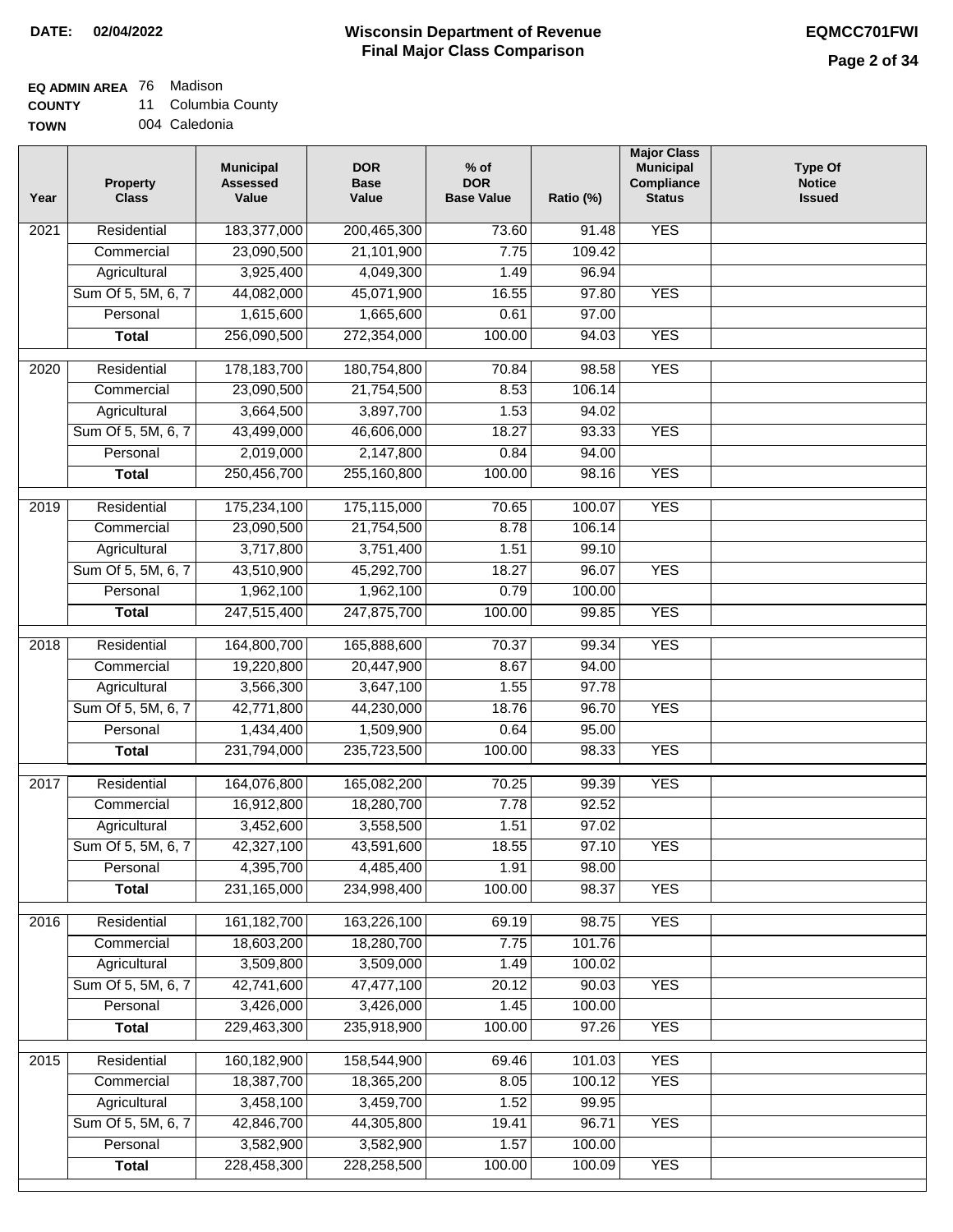**DATE: 02/04/2022**

# Wisconsin Department of Revenue
## Final Major Class Comparison

**EQMCC701FWI**

**EQ ADMIN AREA** 76 Madison
**COUNTY** 11 Columbia County
**TOWN** 004 Caledonia

| Year | Property Class | Municipal Assessed Value | DOR Base Value | % of DOR Base Value | Ratio (%) | Major Class Municipal Compliance Status | Type Of Notice Issued |
|---|---|---|---|---|---|---|---|
| 2021 | Residential | 183,377,000 | 200,465,300 | 73.60 | 91.48 | YES | |
| | Commercial | 23,090,500 | 21,101,900 | 7.75 | 109.42 | | |
| | Agricultural | 3,925,400 | 4,049,300 | 1.49 | 96.94 | | |
| | Sum Of 5, 5M, 6, 7 | 44,082,000 | 45,071,900 | 16.55 | 97.80 | YES | |
| | Personal | 1,615,600 | 1,665,600 | 0.61 | 97.00 | | |
| | **Total** | 256,090,500 | 272,354,000 | 100.00 | 94.03 | YES | |
| 2020 | Residential | 178,183,700 | 180,754,800 | 70.84 | 98.58 | YES | |
| | Commercial | 23,090,500 | 21,754,500 | 8.53 | 106.14 | | |
| | Agricultural | 3,664,500 | 3,897,700 | 1.53 | 94.02 | | |
| | Sum Of 5, 5M, 6, 7 | 43,499,000 | 46,606,000 | 18.27 | 93.33 | YES | |
| | Personal | 2,019,000 | 2,147,800 | 0.84 | 94.00 | | |
| | **Total** | 250,456,700 | 255,160,800 | 100.00 | 98.16 | YES | |
| 2019 | Residential | 175,234,100 | 175,115,000 | 70.65 | 100.07 | YES | |
| | Commercial | 23,090,500 | 21,754,500 | 8.78 | 106.14 | | |
| | Agricultural | 3,717,800 | 3,751,400 | 1.51 | 99.10 | | |
| | Sum Of 5, 5M, 6, 7 | 43,510,900 | 45,292,700 | 18.27 | 96.07 | YES | |
| | Personal | 1,962,100 | 1,962,100 | 0.79 | 100.00 | | |
| | **Total** | 247,515,400 | 247,875,700 | 100.00 | 99.85 | YES | |
| 2018 | Residential | 164,800,700 | 165,888,600 | 70.37 | 99.34 | YES | |
| | Commercial | 19,220,800 | 20,447,900 | 8.67 | 94.00 | | |
| | Agricultural | 3,566,300 | 3,647,100 | 1.55 | 97.78 | | |
| | Sum Of 5, 5M, 6, 7 | 42,771,800 | 44,230,000 | 18.76 | 96.70 | YES | |
| | Personal | 1,434,400 | 1,509,900 | 0.64 | 95.00 | | |
| | **Total** | 231,794,000 | 235,723,500 | 100.00 | 98.33 | YES | |
| 2017 | Residential | 164,076,800 | 165,082,200 | 70.25 | 99.39 | YES | |
| | Commercial | 16,912,800 | 18,280,700 | 7.78 | 92.52 | | |
| | Agricultural | 3,452,600 | 3,558,500 | 1.51 | 97.02 | | |
| | Sum Of 5, 5M, 6, 7 | 42,327,100 | 43,591,600 | 18.55 | 97.10 | YES | |
| | Personal | 4,395,700 | 4,485,400 | 1.91 | 98.00 | | |
| | **Total** | 231,165,000 | 234,998,400 | 100.00 | 98.37 | YES | |
| 2016 | Residential | 161,182,700 | 163,226,100 | 69.19 | 98.75 | YES | |
| | Commercial | 18,603,200 | 18,280,700 | 7.75 | 101.76 | | |
| | Agricultural | 3,509,800 | 3,509,000 | 1.49 | 100.02 | | |
| | Sum Of 5, 5M, 6, 7 | 42,741,600 | 47,477,100 | 20.12 | 90.03 | YES | |
| | Personal | 3,426,000 | 3,426,000 | 1.45 | 100.00 | | |
| | **Total** | 229,463,300 | 235,918,900 | 100.00 | 97.26 | YES | |
| 2015 | Residential | 160,182,900 | 158,544,900 | 69.46 | 101.03 | YES | |
| | Commercial | 18,387,700 | 18,365,200 | 8.05 | 100.12 | YES | |
| | Agricultural | 3,458,100 | 3,459,700 | 1.52 | 99.95 | | |
| | Sum Of 5, 5M, 6, 7 | 42,846,700 | 44,305,800 | 19.41 | 96.71 | YES | |
| | Personal | 3,582,900 | 3,582,900 | 1.57 | 100.00 | | |
| | **Total** | 228,458,300 | 228,258,500 | 100.00 | 100.09 | YES | |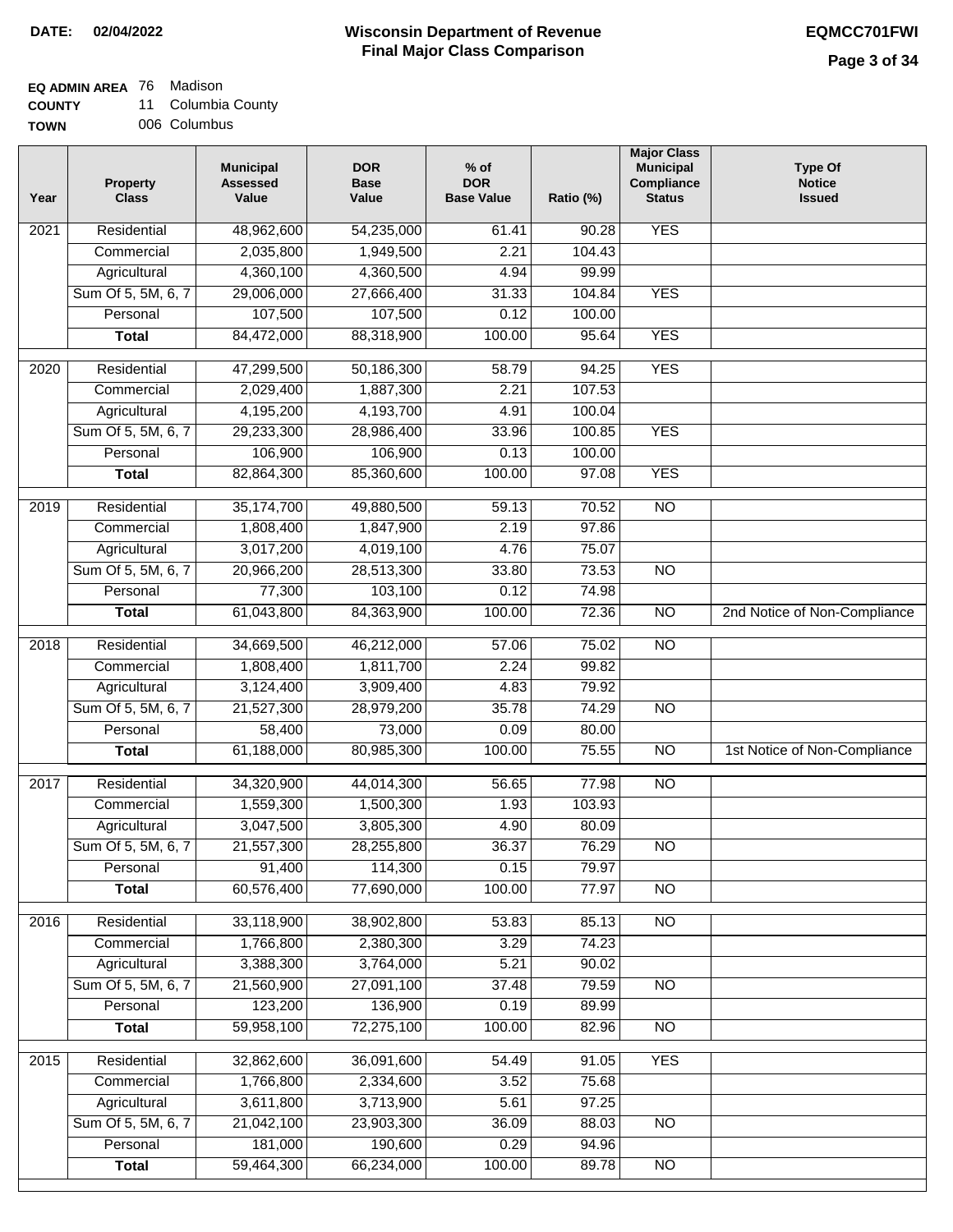**DATE: 02/04/2022**

# Wisconsin Department of Revenue
## Final Major Class Comparison

**EQMCC701FWI**

**EQ ADMIN AREA** 76 Madison
**COUNTY** 11 Columbia County
**TOWN** 006 Columbus

| Year | Property Class | Municipal Assessed Value | DOR Base Value | % of DOR Base Value | Ratio (%) | Major Class Municipal Compliance Status | Type Of Notice Issued |
|---|---|---|---|---|---|---|---|
| 2021 | Residential | 48,962,600 | 54,235,000 | 61.41 | 90.28 | YES | |
| | Commercial | 2,035,800 | 1,949,500 | 2.21 | 104.43 | | |
| | Agricultural | 4,360,100 | 4,360,500 | 4.94 | 99.99 | | |
| | Sum Of 5, 5M, 6, 7 | 29,006,000 | 27,666,400 | 31.33 | 104.84 | YES | |
| | Personal | 107,500 | 107,500 | 0.12 | 100.00 | | |
| | **Total** | 84,472,000 | 88,318,900 | 100.00 | 95.64 | YES | |
| 2020 | Residential | 47,299,500 | 50,186,300 | 58.79 | 94.25 | YES | |
| | Commercial | 2,029,400 | 1,887,300 | 2.21 | 107.53 | | |
| | Agricultural | 4,195,200 | 4,193,700 | 4.91 | 100.04 | | |
| | Sum Of 5, 5M, 6, 7 | 29,233,300 | 28,986,400 | 33.96 | 100.85 | YES | |
| | Personal | 106,900 | 106,900 | 0.13 | 100.00 | | |
| | **Total** | 82,864,300 | 85,360,600 | 100.00 | 97.08 | YES | |
| 2019 | Residential | 35,174,700 | 49,880,500 | 59.13 | 70.52 | NO | |
| | Commercial | 1,808,400 | 1,847,900 | 2.19 | 97.86 | | |
| | Agricultural | 3,017,200 | 4,019,100 | 4.76 | 75.07 | | |
| | Sum Of 5, 5M, 6, 7 | 20,966,200 | 28,513,300 | 33.80 | 73.53 | NO | |
| | Personal | 77,300 | 103,100 | 0.12 | 74.98 | | |
| | **Total** | 61,043,800 | 84,363,900 | 100.00 | 72.36 | NO | 2nd Notice of Non-Compliance |
| 2018 | Residential | 34,669,500 | 46,212,000 | 57.06 | 75.02 | NO | |
| | Commercial | 1,808,400 | 1,811,700 | 2.24 | 99.82 | | |
| | Agricultural | 3,124,400 | 3,909,400 | 4.83 | 79.92 | | |
| | Sum Of 5, 5M, 6, 7 | 21,527,300 | 28,979,200 | 35.78 | 74.29 | NO | |
| | Personal | 58,400 | 73,000 | 0.09 | 80.00 | | |
| | **Total** | 61,188,000 | 80,985,300 | 100.00 | 75.55 | NO | 1st Notice of Non-Compliance |
| 2017 | Residential | 34,320,900 | 44,014,300 | 56.65 | 77.98 | NO | |
| | Commercial | 1,559,300 | 1,500,300 | 1.93 | 103.93 | | |
| | Agricultural | 3,047,500 | 3,805,300 | 4.90 | 80.09 | | |
| | Sum Of 5, 5M, 6, 7 | 21,557,300 | 28,255,800 | 36.37 | 76.29 | NO | |
| | Personal | 91,400 | 114,300 | 0.15 | 79.97 | | |
| | **Total** | 60,576,400 | 77,690,000 | 100.00 | 77.97 | NO | |
| 2016 | Residential | 33,118,900 | 38,902,800 | 53.83 | 85.13 | NO | |
| | Commercial | 1,766,800 | 2,380,300 | 3.29 | 74.23 | | |
| | Agricultural | 3,388,300 | 3,764,000 | 5.21 | 90.02 | | |
| | Sum Of 5, 5M, 6, 7 | 21,560,900 | 27,091,100 | 37.48 | 79.59 | NO | |
| | Personal | 123,200 | 136,900 | 0.19 | 89.99 | | |
| | **Total** | 59,958,100 | 72,275,100 | 100.00 | 82.96 | NO | |
| 2015 | Residential | 32,862,600 | 36,091,600 | 54.49 | 91.05 | YES | |
| | Commercial | 1,766,800 | 2,334,600 | 3.52 | 75.68 | | |
| | Agricultural | 3,611,800 | 3,713,900 | 5.61 | 97.25 | | |
| | Sum Of 5, 5M, 6, 7 | 21,042,100 | 23,903,300 | 36.09 | 88.03 | NO | |
| | Personal | 181,000 | 190,600 | 0.29 | 94.96 | | |
| | **Total** | 59,464,300 | 66,234,000 | 100.00 | 89.78 | NO | |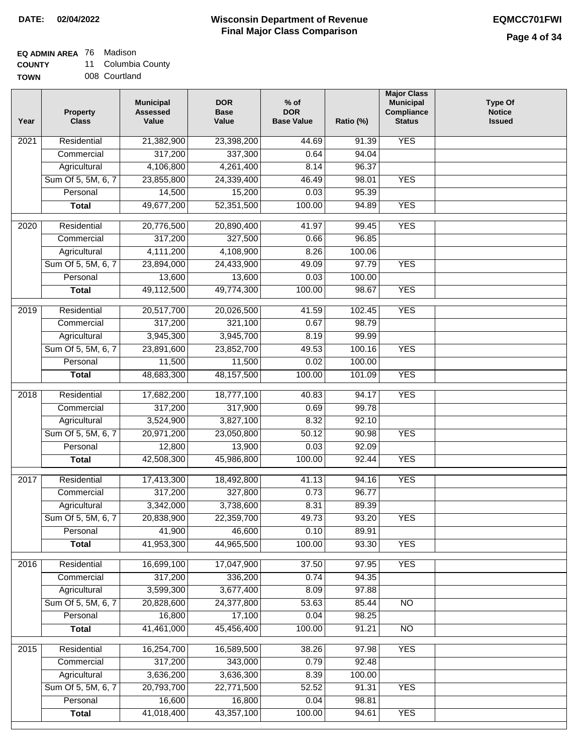**DATE:** 02/04/2022

# Wisconsin Department of Revenue
## Final Major Class Comparison

**EQMCC701FWI**

**EQ ADMIN AREA** 76 Madison
**COUNTY** 11 Columbia County
**TOWN** 008 Courtland

| Year | Property Class | Municipal Assessed Value | DOR Base Value | % of DOR Base Value | Ratio (%) | Major Class Municipal Compliance Status | Type Of Notice Issued |
|---|---|---|---|---|---|---|---|
| 2021 | Residential | 21,382,900 | 23,398,200 | 44.69 | 91.39 | YES | |
| | Commercial | 317,200 | 337,300 | 0.64 | 94.04 | | |
| | Agricultural | 4,106,800 | 4,261,400 | 8.14 | 96.37 | | |
| | Sum Of 5, 5M, 6, 7 | 23,855,800 | 24,339,400 | 46.49 | 98.01 | YES | |
| | Personal | 14,500 | 15,200 | 0.03 | 95.39 | | |
| | **Total** | 49,677,200 | 52,351,500 | 100.00 | 94.89 | YES | |
| 2020 | Residential | 20,776,500 | 20,890,400 | 41.97 | 99.45 | YES | |
| | Commercial | 317,200 | 327,500 | 0.66 | 96.85 | | |
| | Agricultural | 4,111,200 | 4,108,900 | 8.26 | 100.06 | | |
| | Sum Of 5, 5M, 6, 7 | 23,894,000 | 24,433,900 | 49.09 | 97.79 | YES | |
| | Personal | 13,600 | 13,600 | 0.03 | 100.00 | | |
| | **Total** | 49,112,500 | 49,774,300 | 100.00 | 98.67 | YES | |
| 2019 | Residential | 20,517,700 | 20,026,500 | 41.59 | 102.45 | YES | |
| | Commercial | 317,200 | 321,100 | 0.67 | 98.79 | | |
| | Agricultural | 3,945,300 | 3,945,700 | 8.19 | 99.99 | | |
| | Sum Of 5, 5M, 6, 7 | 23,891,600 | 23,852,700 | 49.53 | 100.16 | YES | |
| | Personal | 11,500 | 11,500 | 0.02 | 100.00 | | |
| | **Total** | 48,683,300 | 48,157,500 | 100.00 | 101.09 | YES | |
| 2018 | Residential | 17,682,200 | 18,777,100 | 40.83 | 94.17 | YES | |
| | Commercial | 317,200 | 317,900 | 0.69 | 99.78 | | |
| | Agricultural | 3,524,900 | 3,827,100 | 8.32 | 92.10 | | |
| | Sum Of 5, 5M, 6, 7 | 20,971,200 | 23,050,800 | 50.12 | 90.98 | YES | |
| | Personal | 12,800 | 13,900 | 0.03 | 92.09 | | |
| | **Total** | 42,508,300 | 45,986,800 | 100.00 | 92.44 | YES | |
| 2017 | Residential | 17,413,300 | 18,492,800 | 41.13 | 94.16 | YES | |
| | Commercial | 317,200 | 327,800 | 0.73 | 96.77 | | |
| | Agricultural | 3,342,000 | 3,738,600 | 8.31 | 89.39 | | |
| | Sum Of 5, 5M, 6, 7 | 20,838,900 | 22,359,700 | 49.73 | 93.20 | YES | |
| | Personal | 41,900 | 46,600 | 0.10 | 89.91 | | |
| | **Total** | 41,953,300 | 44,965,500 | 100.00 | 93.30 | YES | |
| 2016 | Residential | 16,699,100 | 17,047,900 | 37.50 | 97.95 | YES | |
| | Commercial | 317,200 | 336,200 | 0.74 | 94.35 | | |
| | Agricultural | 3,599,300 | 3,677,400 | 8.09 | 97.88 | | |
| | Sum Of 5, 5M, 6, 7 | 20,828,600 | 24,377,800 | 53.63 | 85.44 | NO | |
| | Personal | 16,800 | 17,100 | 0.04 | 98.25 | | |
| | **Total** | 41,461,000 | 45,456,400 | 100.00 | 91.21 | NO | |
| 2015 | Residential | 16,254,700 | 16,589,500 | 38.26 | 97.98 | YES | |
| | Commercial | 317,200 | 343,000 | 0.79 | 92.48 | | |
| | Agricultural | 3,636,200 | 3,636,300 | 8.39 | 100.00 | | |
| | Sum Of 5, 5M, 6, 7 | 20,793,700 | 22,771,500 | 52.52 | 91.31 | YES | |
| | Personal | 16,600 | 16,800 | 0.04 | 98.81 | | |
| | **Total** | 41,018,400 | 43,357,100 | 100.00 | 94.61 | YES | |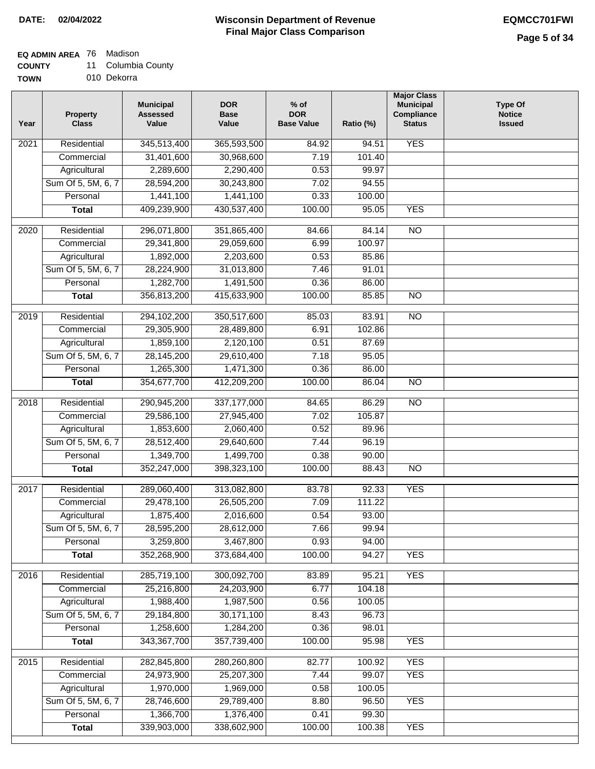**DATE: 02/04/2022**

# Wisconsin Department of Revenue
## Final Major Class Comparison

**EQMCC701FWI**

**EQ ADMIN AREA** 76 Madison
**COUNTY** 11 Columbia County
**TOWN** 010 Dekorra

| Year | Property Class | Municipal Assessed Value | DOR Base Value | % of DOR Base Value | Ratio (%) | Major Class Municipal Compliance Status | Type Of Notice Issued |
|---|---|---|---|---|---|---|---|
| 2021 | Residential | 345,513,400 | 365,593,500 | 84.92 | 94.51 | YES | |
| | Commercial | 31,401,600 | 30,968,600 | 7.19 | 101.40 | | |
| | Agricultural | 2,289,600 | 2,290,400 | 0.53 | 99.97 | | |
| | Sum Of 5, 5M, 6, 7 | 28,594,200 | 30,243,800 | 7.02 | 94.55 | | |
| | Personal | 1,441,100 | 1,441,100 | 0.33 | 100.00 | | |
| | **Total** | 409,239,900 | 430,537,400 | 100.00 | 95.05 | YES | |
| 2020 | Residential | 296,071,800 | 351,865,400 | 84.66 | 84.14 | NO | |
| | Commercial | 29,341,800 | 29,059,600 | 6.99 | 100.97 | | |
| | Agricultural | 1,892,000 | 2,203,600 | 0.53 | 85.86 | | |
| | Sum Of 5, 5M, 6, 7 | 28,224,900 | 31,013,800 | 7.46 | 91.01 | | |
| | Personal | 1,282,700 | 1,491,500 | 0.36 | 86.00 | | |
| | **Total** | 356,813,200 | 415,633,900 | 100.00 | 85.85 | NO | |
| 2019 | Residential | 294,102,200 | 350,517,600 | 85.03 | 83.91 | NO | |
| | Commercial | 29,305,900 | 28,489,800 | 6.91 | 102.86 | | |
| | Agricultural | 1,859,100 | 2,120,100 | 0.51 | 87.69 | | |
| | Sum Of 5, 5M, 6, 7 | 28,145,200 | 29,610,400 | 7.18 | 95.05 | | |
| | Personal | 1,265,300 | 1,471,300 | 0.36 | 86.00 | | |
| | **Total** | 354,677,700 | 412,209,200 | 100.00 | 86.04 | NO | |
| 2018 | Residential | 290,945,200 | 337,177,000 | 84.65 | 86.29 | NO | |
| | Commercial | 29,586,100 | 27,945,400 | 7.02 | 105.87 | | |
| | Agricultural | 1,853,600 | 2,060,400 | 0.52 | 89.96 | | |
| | Sum Of 5, 5M, 6, 7 | 28,512,400 | 29,640,600 | 7.44 | 96.19 | | |
| | Personal | 1,349,700 | 1,499,700 | 0.38 | 90.00 | | |
| | **Total** | 352,247,000 | 398,323,100 | 100.00 | 88.43 | NO | |
| 2017 | Residential | 289,060,400 | 313,082,800 | 83.78 | 92.33 | YES | |
| | Commercial | 29,478,100 | 26,505,200 | 7.09 | 111.22 | | |
| | Agricultural | 1,875,400 | 2,016,600 | 0.54 | 93.00 | | |
| | Sum Of 5, 5M, 6, 7 | 28,595,200 | 28,612,000 | 7.66 | 99.94 | | |
| | Personal | 3,259,800 | 3,467,800 | 0.93 | 94.00 | | |
| | **Total** | 352,268,900 | 373,684,400 | 100.00 | 94.27 | YES | |
| 2016 | Residential | 285,719,100 | 300,092,700 | 83.89 | 95.21 | YES | |
| | Commercial | 25,216,800 | 24,203,900 | 6.77 | 104.18 | | |
| | Agricultural | 1,988,400 | 1,987,500 | 0.56 | 100.05 | | |
| | Sum Of 5, 5M, 6, 7 | 29,184,800 | 30,171,100 | 8.43 | 96.73 | | |
| | Personal | 1,258,600 | 1,284,200 | 0.36 | 98.01 | | |
| | **Total** | 343,367,700 | 357,739,400 | 100.00 | 95.98 | YES | |
| 2015 | Residential | 282,845,800 | 280,260,800 | 82.77 | 100.92 | YES | |
| | Commercial | 24,973,900 | 25,207,300 | 7.44 | 99.07 | YES | |
| | Agricultural | 1,970,000 | 1,969,000 | 0.58 | 100.05 | | |
| | Sum Of 5, 5M, 6, 7 | 28,746,600 | 29,789,400 | 8.80 | 96.50 | YES | |
| | Personal | 1,366,700 | 1,376,400 | 0.41 | 99.30 | | |
| | **Total** | 339,903,000 | 338,602,900 | 100.00 | 100.38 | YES | |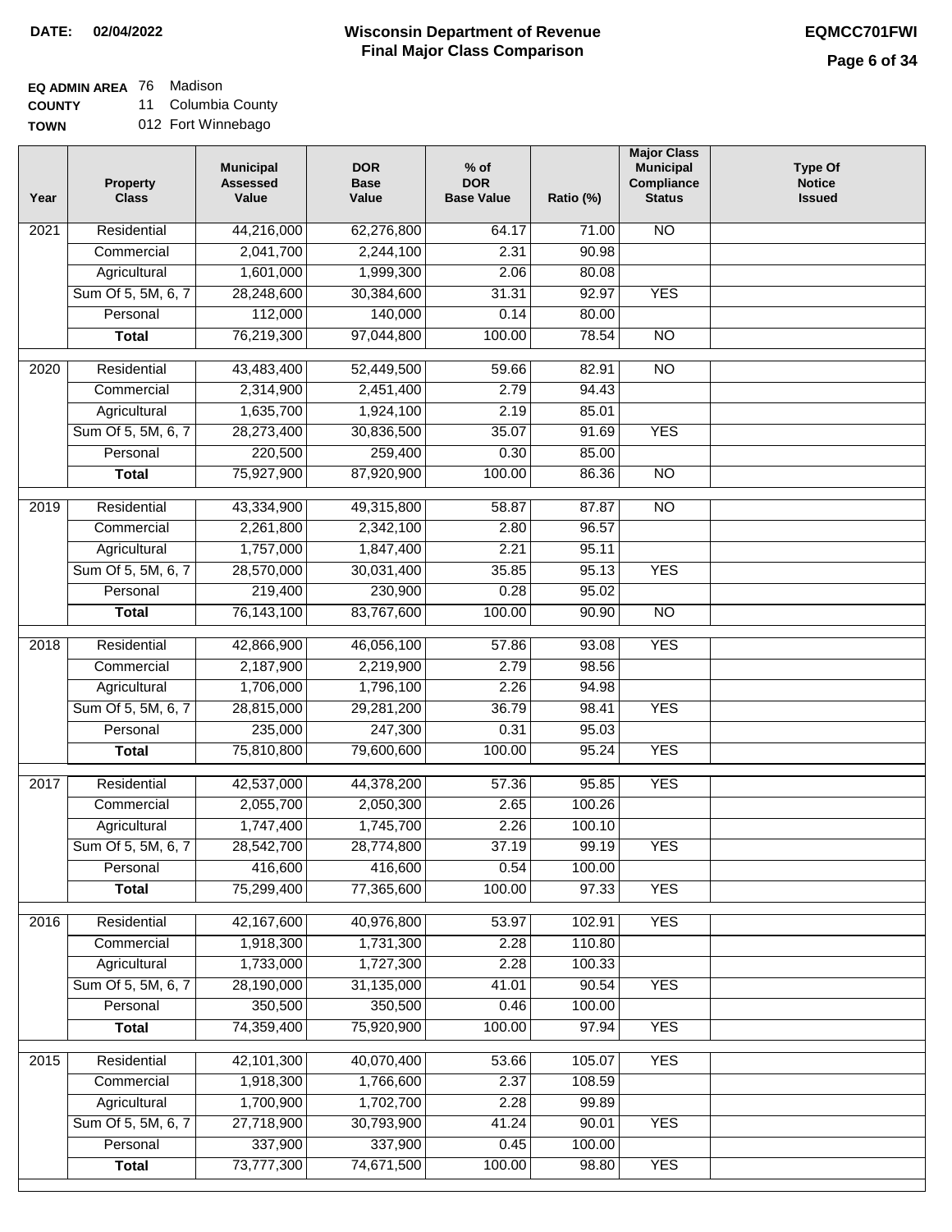**DATE:** 02/04/2022

# Wisconsin Department of Revenue
## Final Major Class Comparison

**EQMCC701FWI**

**EQ ADMIN AREA** 76 Madison
**COUNTY** 11 Columbia County
**TOWN** 012 Fort Winnebago

| Year | Property Class | Municipal Assessed Value | DOR Base Value | % of DOR Base Value | Ratio (%) | Major Class Municipal Compliance Status | Type Of Notice Issued |
|---|---|---|---|---|---|---|---|
| 2021 | Residential | 44,216,000 | 62,276,800 | 64.17 | 71.00 | NO | |
| | Commercial | 2,041,700 | 2,244,100 | 2.31 | 90.98 | | |
| | Agricultural | 1,601,000 | 1,999,300 | 2.06 | 80.08 | | |
| | Sum Of 5, 5M, 6, 7 | 28,248,600 | 30,384,600 | 31.31 | 92.97 | YES | |
| | Personal | 112,000 | 140,000 | 0.14 | 80.00 | | |
| | **Total** | 76,219,300 | 97,044,800 | 100.00 | 78.54 | NO | |
| 2020 | Residential | 43,483,400 | 52,449,500 | 59.66 | 82.91 | NO | |
| | Commercial | 2,314,900 | 2,451,400 | 2.79 | 94.43 | | |
| | Agricultural | 1,635,700 | 1,924,100 | 2.19 | 85.01 | | |
| | Sum Of 5, 5M, 6, 7 | 28,273,400 | 30,836,500 | 35.07 | 91.69 | YES | |
| | Personal | 220,500 | 259,400 | 0.30 | 85.00 | | |
| | **Total** | 75,927,900 | 87,920,900 | 100.00 | 86.36 | NO | |
| 2019 | Residential | 43,334,900 | 49,315,800 | 58.87 | 87.87 | NO | |
| | Commercial | 2,261,800 | 2,342,100 | 2.80 | 96.57 | | |
| | Agricultural | 1,757,000 | 1,847,400 | 2.21 | 95.11 | | |
| | Sum Of 5, 5M, 6, 7 | 28,570,000 | 30,031,400 | 35.85 | 95.13 | YES | |
| | Personal | 219,400 | 230,900 | 0.28 | 95.02 | | |
| | **Total** | 76,143,100 | 83,767,600 | 100.00 | 90.90 | NO | |
| 2018 | Residential | 42,866,900 | 46,056,100 | 57.86 | 93.08 | YES | |
| | Commercial | 2,187,900 | 2,219,900 | 2.79 | 98.56 | | |
| | Agricultural | 1,706,000 | 1,796,100 | 2.26 | 94.98 | | |
| | Sum Of 5, 5M, 6, 7 | 28,815,000 | 29,281,200 | 36.79 | 98.41 | YES | |
| | Personal | 235,000 | 247,300 | 0.31 | 95.03 | | |
| | **Total** | 75,810,800 | 79,600,600 | 100.00 | 95.24 | YES | |
| 2017 | Residential | 42,537,000 | 44,378,200 | 57.36 | 95.85 | YES | |
| | Commercial | 2,055,700 | 2,050,300 | 2.65 | 100.26 | | |
| | Agricultural | 1,747,400 | 1,745,700 | 2.26 | 100.10 | | |
| | Sum Of 5, 5M, 6, 7 | 28,542,700 | 28,774,800 | 37.19 | 99.19 | YES | |
| | Personal | 416,600 | 416,600 | 0.54 | 100.00 | | |
| | **Total** | 75,299,400 | 77,365,600 | 100.00 | 97.33 | YES | |
| 2016 | Residential | 42,167,600 | 40,976,800 | 53.97 | 102.91 | YES | |
| | Commercial | 1,918,300 | 1,731,300 | 2.28 | 110.80 | | |
| | Agricultural | 1,733,000 | 1,727,300 | 2.28 | 100.33 | | |
| | Sum Of 5, 5M, 6, 7 | 28,190,000 | 31,135,000 | 41.01 | 90.54 | YES | |
| | Personal | 350,500 | 350,500 | 0.46 | 100.00 | | |
| | **Total** | 74,359,400 | 75,920,900 | 100.00 | 97.94 | YES | |
| 2015 | Residential | 42,101,300 | 40,070,400 | 53.66 | 105.07 | YES | |
| | Commercial | 1,918,300 | 1,766,600 | 2.37 | 108.59 | | |
| | Agricultural | 1,700,900 | 1,702,700 | 2.28 | 99.89 | | |
| | Sum Of 5, 5M, 6, 7 | 27,718,900 | 30,793,900 | 41.24 | 90.01 | YES | |
| | Personal | 337,900 | 337,900 | 0.45 | 100.00 | | |
| | **Total** | 73,777,300 | 74,671,500 | 100.00 | 98.80 | YES | |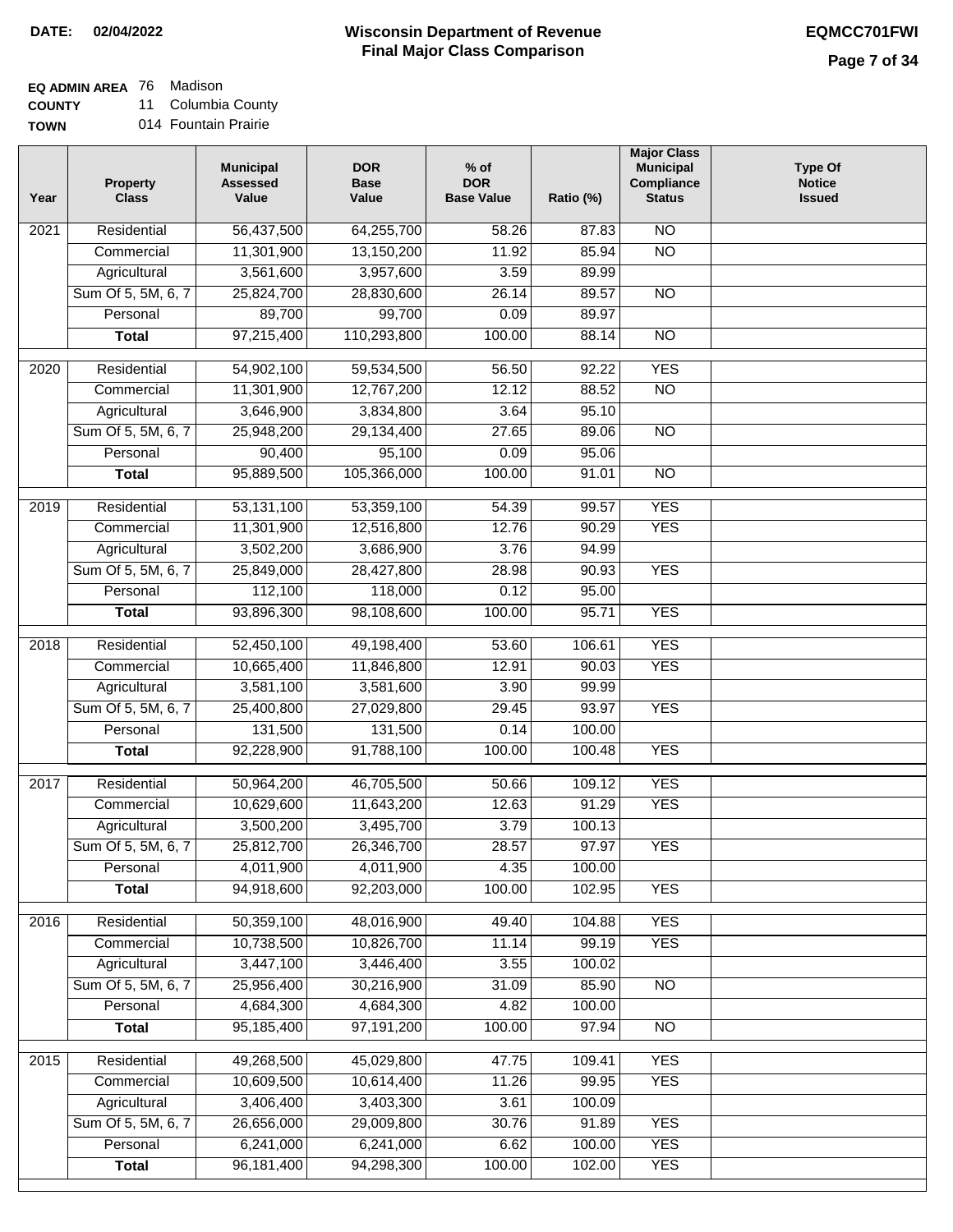**DATE:** 02/04/2022

# Wisconsin Department of Revenue
## Final Major Class Comparison

**EQMCC701FWI**

**EQ ADMIN AREA** 76 Madison
**COUNTY** 11 Columbia County
**TOWN** 014 Fountain Prairie

| Year | Property Class | Municipal Assessed Value | DOR Base Value | % of DOR Base Value | Ratio (%) | Major Class Municipal Compliance Status | Type Of Notice Issued |
|---|---|---|---|---|---|---|---|
| 2021 | Residential | 56,437,500 | 64,255,700 | 58.26 | 87.83 | NO | |
| | Commercial | 11,301,900 | 13,150,200 | 11.92 | 85.94 | NO | |
| | Agricultural | 3,561,600 | 3,957,600 | 3.59 | 89.99 | | |
| | Sum Of 5, 5M, 6, 7 | 25,824,700 | 28,830,600 | 26.14 | 89.57 | NO | |
| | Personal | 89,700 | 99,700 | 0.09 | 89.97 | | |
| | **Total** | 97,215,400 | 110,293,800 | 100.00 | 88.14 | NO | |
| 2020 | Residential | 54,902,100 | 59,534,500 | 56.50 | 92.22 | YES | |
| | Commercial | 11,301,900 | 12,767,200 | 12.12 | 88.52 | NO | |
| | Agricultural | 3,646,900 | 3,834,800 | 3.64 | 95.10 | | |
| | Sum Of 5, 5M, 6, 7 | 25,948,200 | 29,134,400 | 27.65 | 89.06 | NO | |
| | Personal | 90,400 | 95,100 | 0.09 | 95.06 | | |
| | **Total** | 95,889,500 | 105,366,000 | 100.00 | 91.01 | NO | |
| 2019 | Residential | 53,131,100 | 53,359,100 | 54.39 | 99.57 | YES | |
| | Commercial | 11,301,900 | 12,516,800 | 12.76 | 90.29 | YES | |
| | Agricultural | 3,502,200 | 3,686,900 | 3.76 | 94.99 | | |
| | Sum Of 5, 5M, 6, 7 | 25,849,000 | 28,427,800 | 28.98 | 90.93 | YES | |
| | Personal | 112,100 | 118,000 | 0.12 | 95.00 | | |
| | **Total** | 93,896,300 | 98,108,600 | 100.00 | 95.71 | YES | |
| 2018 | Residential | 52,450,100 | 49,198,400 | 53.60 | 106.61 | YES | |
| | Commercial | 10,665,400 | 11,846,800 | 12.91 | 90.03 | YES | |
| | Agricultural | 3,581,100 | 3,581,600 | 3.90 | 99.99 | | |
| | Sum Of 5, 5M, 6, 7 | 25,400,800 | 27,029,800 | 29.45 | 93.97 | YES | |
| | Personal | 131,500 | 131,500 | 0.14 | 100.00 | | |
| | **Total** | 92,228,900 | 91,788,100 | 100.00 | 100.48 | YES | |
| 2017 | Residential | 50,964,200 | 46,705,500 | 50.66 | 109.12 | YES | |
| | Commercial | 10,629,600 | 11,643,200 | 12.63 | 91.29 | YES | |
| | Agricultural | 3,500,200 | 3,495,700 | 3.79 | 100.13 | | |
| | Sum Of 5, 5M, 6, 7 | 25,812,700 | 26,346,700 | 28.57 | 97.97 | YES | |
| | Personal | 4,011,900 | 4,011,900 | 4.35 | 100.00 | | |
| | **Total** | 94,918,600 | 92,203,000 | 100.00 | 102.95 | YES | |
| 2016 | Residential | 50,359,100 | 48,016,900 | 49.40 | 104.88 | YES | |
| | Commercial | 10,738,500 | 10,826,700 | 11.14 | 99.19 | YES | |
| | Agricultural | 3,447,100 | 3,446,400 | 3.55 | 100.02 | | |
| | Sum Of 5, 5M, 6, 7 | 25,956,400 | 30,216,900 | 31.09 | 85.90 | NO | |
| | Personal | 4,684,300 | 4,684,300 | 4.82 | 100.00 | | |
| | **Total** | 95,185,400 | 97,191,200 | 100.00 | 97.94 | NO | |
| 2015 | Residential | 49,268,500 | 45,029,800 | 47.75 | 109.41 | YES | |
| | Commercial | 10,609,500 | 10,614,400 | 11.26 | 99.95 | YES | |
| | Agricultural | 3,406,400 | 3,403,300 | 3.61 | 100.09 | | |
| | Sum Of 5, 5M, 6, 7 | 26,656,000 | 29,009,800 | 30.76 | 91.89 | YES | |
| | Personal | 6,241,000 | 6,241,000 | 6.62 | 100.00 | YES | |
| | **Total** | 96,181,400 | 94,298,300 | 100.00 | 102.00 | YES | |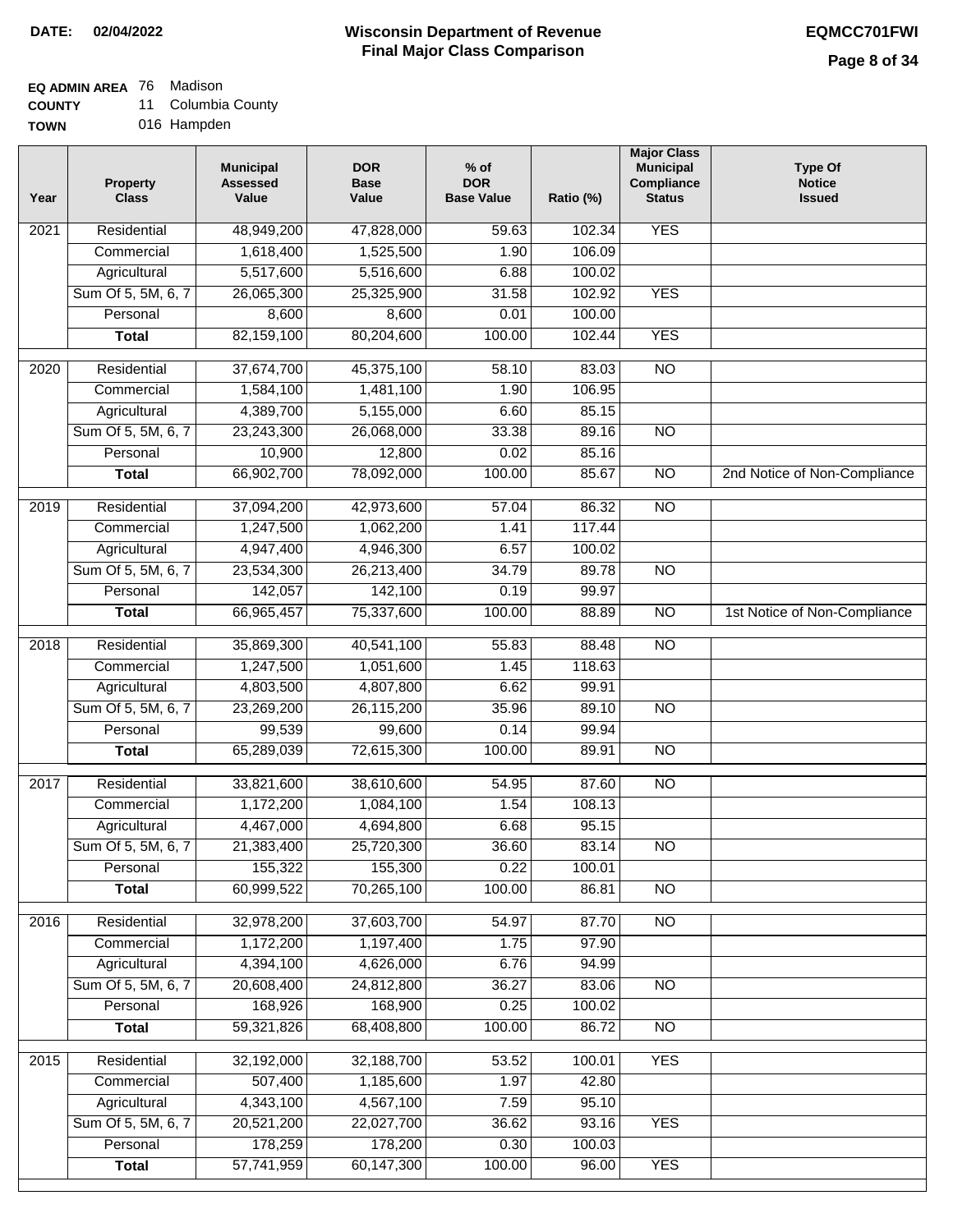**DATE: 02/04/2022**

# Wisconsin Department of Revenue
## Final Major Class Comparison

**EQMCC701FWI**

**EQ ADMIN AREA** 76 Madison
**COUNTY** 11 Columbia County
**TOWN** 016 Hampden

| Year | Property Class | Municipal Assessed Value | DOR Base Value | % of DOR Base Value | Ratio (%) | Major Class Municipal Compliance Status | Type Of Notice Issued |
|---|---|---|---|---|---|---|---|
| 2021 | Residential | 48,949,200 | 47,828,000 | 59.63 | 102.34 | YES | |
| | Commercial | 1,618,400 | 1,525,500 | 1.90 | 106.09 | | |
| | Agricultural | 5,517,600 | 5,516,600 | 6.88 | 100.02 | | |
| | Sum Of 5, 5M, 6, 7 | 26,065,300 | 25,325,900 | 31.58 | 102.92 | YES | |
| | Personal | 8,600 | 8,600 | 0.01 | 100.00 | | |
| | **Total** | 82,159,100 | 80,204,600 | 100.00 | 102.44 | YES | |
| 2020 | Residential | 37,674,700 | 45,375,100 | 58.10 | 83.03 | NO | |
| | Commercial | 1,584,100 | 1,481,100 | 1.90 | 106.95 | | |
| | Agricultural | 4,389,700 | 5,155,000 | 6.60 | 85.15 | | |
| | Sum Of 5, 5M, 6, 7 | 23,243,300 | 26,068,000 | 33.38 | 89.16 | NO | |
| | Personal | 10,900 | 12,800 | 0.02 | 85.16 | | |
| | **Total** | 66,902,700 | 78,092,000 | 100.00 | 85.67 | NO | 2nd Notice of Non-Compliance |
| 2019 | Residential | 37,094,200 | 42,973,600 | 57.04 | 86.32 | NO | |
| | Commercial | 1,247,500 | 1,062,200 | 1.41 | 117.44 | | |
| | Agricultural | 4,947,400 | 4,946,300 | 6.57 | 100.02 | | |
| | Sum Of 5, 5M, 6, 7 | 23,534,300 | 26,213,400 | 34.79 | 89.78 | NO | |
| | Personal | 142,057 | 142,100 | 0.19 | 99.97 | | |
| | **Total** | 66,965,457 | 75,337,600 | 100.00 | 88.89 | NO | 1st Notice of Non-Compliance |
| 2018 | Residential | 35,869,300 | 40,541,100 | 55.83 | 88.48 | NO | |
| | Commercial | 1,247,500 | 1,051,600 | 1.45 | 118.63 | | |
| | Agricultural | 4,803,500 | 4,807,800 | 6.62 | 99.91 | | |
| | Sum Of 5, 5M, 6, 7 | 23,269,200 | 26,115,200 | 35.96 | 89.10 | NO | |
| | Personal | 99,539 | 99,600 | 0.14 | 99.94 | | |
| | **Total** | 65,289,039 | 72,615,300 | 100.00 | 89.91 | NO | |
| 2017 | Residential | 33,821,600 | 38,610,600 | 54.95 | 87.60 | NO | |
| | Commercial | 1,172,200 | 1,084,100 | 1.54 | 108.13 | | |
| | Agricultural | 4,467,000 | 4,694,800 | 6.68 | 95.15 | | |
| | Sum Of 5, 5M, 6, 7 | 21,383,400 | 25,720,300 | 36.60 | 83.14 | NO | |
| | Personal | 155,322 | 155,300 | 0.22 | 100.01 | | |
| | **Total** | 60,999,522 | 70,265,100 | 100.00 | 86.81 | NO | |
| 2016 | Residential | 32,978,200 | 37,603,700 | 54.97 | 87.70 | NO | |
| | Commercial | 1,172,200 | 1,197,400 | 1.75 | 97.90 | | |
| | Agricultural | 4,394,100 | 4,626,000 | 6.76 | 94.99 | | |
| | Sum Of 5, 5M, 6, 7 | 20,608,400 | 24,812,800 | 36.27 | 83.06 | NO | |
| | Personal | 168,926 | 168,900 | 0.25 | 100.02 | | |
| | **Total** | 59,321,826 | 68,408,800 | 100.00 | 86.72 | NO | |
| 2015 | Residential | 32,192,000 | 32,188,700 | 53.52 | 100.01 | YES | |
| | Commercial | 507,400 | 1,185,600 | 1.97 | 42.80 | | |
| | Agricultural | 4,343,100 | 4,567,100 | 7.59 | 95.10 | | |
| | Sum Of 5, 5M, 6, 7 | 20,521,200 | 22,027,700 | 36.62 | 93.16 | YES | |
| | Personal | 178,259 | 178,200 | 0.30 | 100.03 | | |
| | **Total** | 57,741,959 | 60,147,300 | 100.00 | 96.00 | YES | |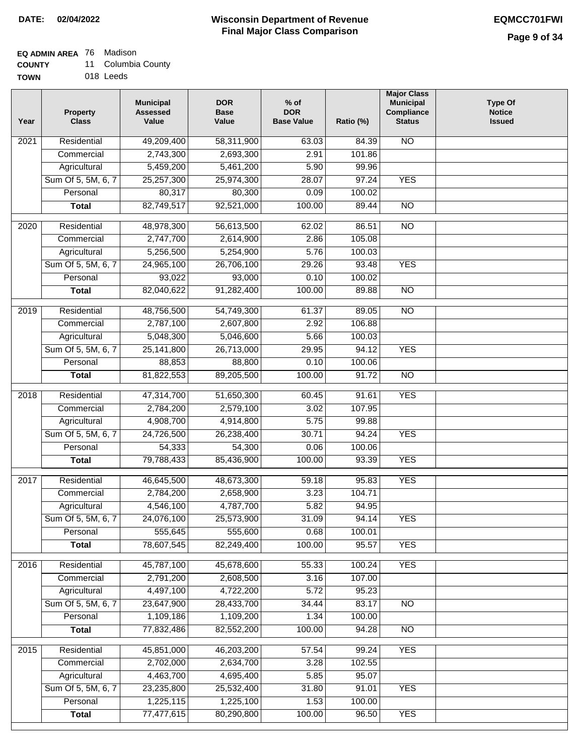**DATE:** 02/04/2022

# Wisconsin Department of Revenue
## Final Major Class Comparison

**EQMCC701FWI**

**EQ ADMIN AREA** 76 Madison
**COUNTY** 11 Columbia County
**TOWN** 018 Leeds

| Year | Property Class | Municipal Assessed Value | DOR Base Value | % of DOR Base Value | Ratio (%) | Major Class Municipal Compliance Status | Type Of Notice Issued |
|---|---|---|---|---|---|---|---|
| 2021 | Residential | 49,209,400 | 58,311,900 | 63.03 | 84.39 | NO | |
| | Commercial | 2,743,300 | 2,693,300 | 2.91 | 101.86 | | |
| | Agricultural | 5,459,200 | 5,461,200 | 5.90 | 99.96 | | |
| | Sum Of 5, 5M, 6, 7 | 25,257,300 | 25,974,300 | 28.07 | 97.24 | YES | |
| | Personal | 80,317 | 80,300 | 0.09 | 100.02 | | |
| | **Total** | 82,749,517 | 92,521,000 | 100.00 | 89.44 | NO | |
| 2020 | Residential | 48,978,300 | 56,613,500 | 62.02 | 86.51 | NO | |
| | Commercial | 2,747,700 | 2,614,900 | 2.86 | 105.08 | | |
| | Agricultural | 5,256,500 | 5,254,900 | 5.76 | 100.03 | | |
| | Sum Of 5, 5M, 6, 7 | 24,965,100 | 26,706,100 | 29.26 | 93.48 | YES | |
| | Personal | 93,022 | 93,000 | 0.10 | 100.02 | | |
| | **Total** | 82,040,622 | 91,282,400 | 100.00 | 89.88 | NO | |
| 2019 | Residential | 48,756,500 | 54,749,300 | 61.37 | 89.05 | NO | |
| | Commercial | 2,787,100 | 2,607,800 | 2.92 | 106.88 | | |
| | Agricultural | 5,048,300 | 5,046,600 | 5.66 | 100.03 | | |
| | Sum Of 5, 5M, 6, 7 | 25,141,800 | 26,713,000 | 29.95 | 94.12 | YES | |
| | Personal | 88,853 | 88,800 | 0.10 | 100.06 | | |
| | **Total** | 81,822,553 | 89,205,500 | 100.00 | 91.72 | NO | |
| 2018 | Residential | 47,314,700 | 51,650,300 | 60.45 | 91.61 | YES | |
| | Commercial | 2,784,200 | 2,579,100 | 3.02 | 107.95 | | |
| | Agricultural | 4,908,700 | 4,914,800 | 5.75 | 99.88 | | |
| | Sum Of 5, 5M, 6, 7 | 24,726,500 | 26,238,400 | 30.71 | 94.24 | YES | |
| | Personal | 54,333 | 54,300 | 0.06 | 100.06 | | |
| | **Total** | 79,788,433 | 85,436,900 | 100.00 | 93.39 | YES | |
| 2017 | Residential | 46,645,500 | 48,673,300 | 59.18 | 95.83 | YES | |
| | Commercial | 2,784,200 | 2,658,900 | 3.23 | 104.71 | | |
| | Agricultural | 4,546,100 | 4,787,700 | 5.82 | 94.95 | | |
| | Sum Of 5, 5M, 6, 7 | 24,076,100 | 25,573,900 | 31.09 | 94.14 | YES | |
| | Personal | 555,645 | 555,600 | 0.68 | 100.01 | | |
| | **Total** | 78,607,545 | 82,249,400 | 100.00 | 95.57 | YES | |
| 2016 | Residential | 45,787,100 | 45,678,600 | 55.33 | 100.24 | YES | |
| | Commercial | 2,791,200 | 2,608,500 | 3.16 | 107.00 | | |
| | Agricultural | 4,497,100 | 4,722,200 | 5.72 | 95.23 | | |
| | Sum Of 5, 5M, 6, 7 | 23,647,900 | 28,433,700 | 34.44 | 83.17 | NO | |
| | Personal | 1,109,186 | 1,109,200 | 1.34 | 100.00 | | |
| | **Total** | 77,832,486 | 82,552,200 | 100.00 | 94.28 | NO | |
| 2015 | Residential | 45,851,000 | 46,203,200 | 57.54 | 99.24 | YES | |
| | Commercial | 2,702,000 | 2,634,700 | 3.28 | 102.55 | | |
| | Agricultural | 4,463,700 | 4,695,400 | 5.85 | 95.07 | | |
| | Sum Of 5, 5M, 6, 7 | 23,235,800 | 25,532,400 | 31.80 | 91.01 | YES | |
| | Personal | 1,225,115 | 1,225,100 | 1.53 | 100.00 | | |
| | **Total** | 77,477,615 | 80,290,800 | 100.00 | 96.50 | YES | |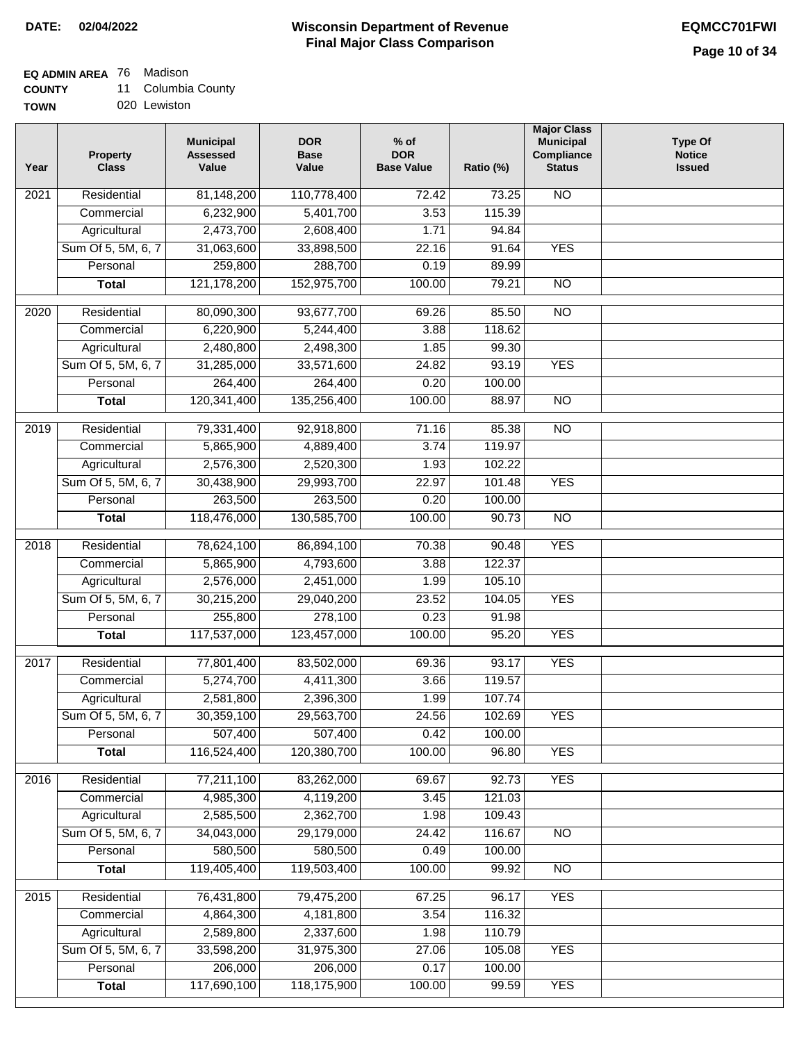**DATE: 02/04/2022**

# Wisconsin Department of Revenue
## Final Major Class Comparison

**EQMCC701FWI**

**EQ ADMIN AREA** 76 Madison
**COUNTY** 11 Columbia County
**TOWN** 020 Lewiston

| Year | Property Class | Municipal Assessed Value | DOR Base Value | % of DOR Base Value | Ratio (%) | Major Class Municipal Compliance Status | Type Of Notice Issued |
|---|---|---|---|---|---|---|---|
| 2021 | Residential | 81,148,200 | 110,778,400 | 72.42 | 73.25 | NO | |
| | Commercial | 6,232,900 | 5,401,700 | 3.53 | 115.39 | | |
| | Agricultural | 2,473,700 | 2,608,400 | 1.71 | 94.84 | | |
| | Sum Of 5, 5M, 6, 7 | 31,063,600 | 33,898,500 | 22.16 | 91.64 | YES | |
| | Personal | 259,800 | 288,700 | 0.19 | 89.99 | | |
| | **Total** | 121,178,200 | 152,975,700 | 100.00 | 79.21 | NO | |
| 2020 | Residential | 80,090,300 | 93,677,700 | 69.26 | 85.50 | NO | |
| | Commercial | 6,220,900 | 5,244,400 | 3.88 | 118.62 | | |
| | Agricultural | 2,480,800 | 2,498,300 | 1.85 | 99.30 | | |
| | Sum Of 5, 5M, 6, 7 | 31,285,000 | 33,571,600 | 24.82 | 93.19 | YES | |
| | Personal | 264,400 | 264,400 | 0.20 | 100.00 | | |
| | **Total** | 120,341,400 | 135,256,400 | 100.00 | 88.97 | NO | |
| 2019 | Residential | 79,331,400 | 92,918,800 | 71.16 | 85.38 | NO | |
| | Commercial | 5,865,900 | 4,889,400 | 3.74 | 119.97 | | |
| | Agricultural | 2,576,300 | 2,520,300 | 1.93 | 102.22 | | |
| | Sum Of 5, 5M, 6, 7 | 30,438,900 | 29,993,700 | 22.97 | 101.48 | YES | |
| | Personal | 263,500 | 263,500 | 0.20 | 100.00 | | |
| | **Total** | 118,476,000 | 130,585,700 | 100.00 | 90.73 | NO | |
| 2018 | Residential | 78,624,100 | 86,894,100 | 70.38 | 90.48 | YES | |
| | Commercial | 5,865,900 | 4,793,600 | 3.88 | 122.37 | | |
| | Agricultural | 2,576,000 | 2,451,000 | 1.99 | 105.10 | | |
| | Sum Of 5, 5M, 6, 7 | 30,215,200 | 29,040,200 | 23.52 | 104.05 | YES | |
| | Personal | 255,800 | 278,100 | 0.23 | 91.98 | | |
| | **Total** | 117,537,000 | 123,457,000 | 100.00 | 95.20 | YES | |
| 2017 | Residential | 77,801,400 | 83,502,000 | 69.36 | 93.17 | YES | |
| | Commercial | 5,274,700 | 4,411,300 | 3.66 | 119.57 | | |
| | Agricultural | 2,581,800 | 2,396,300 | 1.99 | 107.74 | | |
| | Sum Of 5, 5M, 6, 7 | 30,359,100 | 29,563,700 | 24.56 | 102.69 | YES | |
| | Personal | 507,400 | 507,400 | 0.42 | 100.00 | | |
| | **Total** | 116,524,400 | 120,380,700 | 100.00 | 96.80 | YES | |
| 2016 | Residential | 77,211,100 | 83,262,000 | 69.67 | 92.73 | YES | |
| | Commercial | 4,985,300 | 4,119,200 | 3.45 | 121.03 | | |
| | Agricultural | 2,585,500 | 2,362,700 | 1.98 | 109.43 | | |
| | Sum Of 5, 5M, 6, 7 | 34,043,000 | 29,179,000 | 24.42 | 116.67 | NO | |
| | Personal | 580,500 | 580,500 | 0.49 | 100.00 | | |
| | **Total** | 119,405,400 | 119,503,400 | 100.00 | 99.92 | NO | |
| 2015 | Residential | 76,431,800 | 79,475,200 | 67.25 | 96.17 | YES | |
| | Commercial | 4,864,300 | 4,181,800 | 3.54 | 116.32 | | |
| | Agricultural | 2,589,800 | 2,337,600 | 1.98 | 110.79 | | |
| | Sum Of 5, 5M, 6, 7 | 33,598,200 | 31,975,300 | 27.06 | 105.08 | YES | |
| | Personal | 206,000 | 206,000 | 0.17 | 100.00 | | |
| | **Total** | 117,690,100 | 118,175,900 | 100.00 | 99.59 | YES | |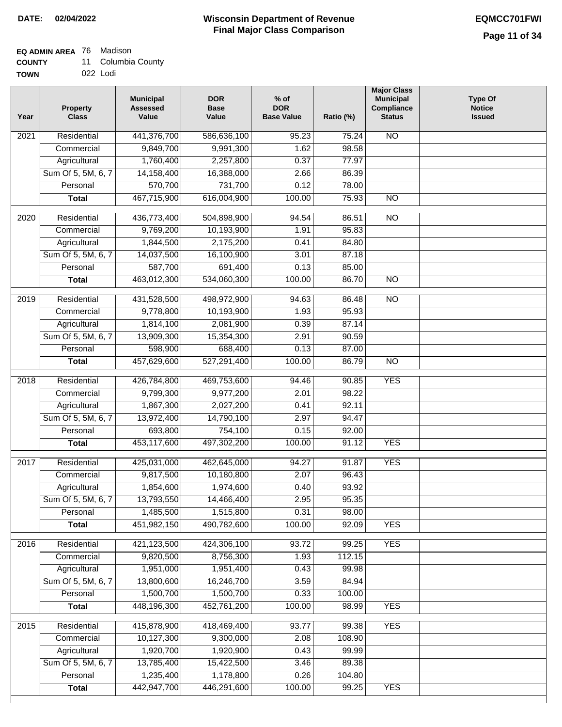**DATE:** 02/04/2022

# Wisconsin Department of Revenue
## Final Major Class Comparison

EQMCC701FWI

**EQ ADMIN AREA** 76 Madison
**COUNTY** 11 Columbia County
**TOWN** 022 Lodi

| Year | Property Class | Municipal Assessed Value | DOR Base Value | % of DOR Base Value | Ratio (%) | Major Class Municipal Compliance Status | Type Of Notice Issued |
|---|---|---|---|---|---|---|---|
| 2021 | Residential | 441,376,700 | 586,636,100 | 95.23 | 75.24 | NO | |
| | Commercial | 9,849,700 | 9,991,300 | 1.62 | 98.58 | | |
| | Agricultural | 1,760,400 | 2,257,800 | 0.37 | 77.97 | | |
| | Sum Of 5, 5M, 6, 7 | 14,158,400 | 16,388,000 | 2.66 | 86.39 | | |
| | Personal | 570,700 | 731,700 | 0.12 | 78.00 | | |
| | **Total** | 467,715,900 | 616,004,900 | 100.00 | 75.93 | NO | |
| 2020 | Residential | 436,773,400 | 504,898,900 | 94.54 | 86.51 | NO | |
| | Commercial | 9,769,200 | 10,193,900 | 1.91 | 95.83 | | |
| | Agricultural | 1,844,500 | 2,175,200 | 0.41 | 84.80 | | |
| | Sum Of 5, 5M, 6, 7 | 14,037,500 | 16,100,900 | 3.01 | 87.18 | | |
| | Personal | 587,700 | 691,400 | 0.13 | 85.00 | | |
| | **Total** | 463,012,300 | 534,060,300 | 100.00 | 86.70 | NO | |
| 2019 | Residential | 431,528,500 | 498,972,900 | 94.63 | 86.48 | NO | |
| | Commercial | 9,778,800 | 10,193,900 | 1.93 | 95.93 | | |
| | Agricultural | 1,814,100 | 2,081,900 | 0.39 | 87.14 | | |
| | Sum Of 5, 5M, 6, 7 | 13,909,300 | 15,354,300 | 2.91 | 90.59 | | |
| | Personal | 598,900 | 688,400 | 0.13 | 87.00 | | |
| | **Total** | 457,629,600 | 527,291,400 | 100.00 | 86.79 | NO | |
| 2018 | Residential | 426,784,800 | 469,753,600 | 94.46 | 90.85 | YES | |
| | Commercial | 9,799,300 | 9,977,200 | 2.01 | 98.22 | | |
| | Agricultural | 1,867,300 | 2,027,200 | 0.41 | 92.11 | | |
| | Sum Of 5, 5M, 6, 7 | 13,972,400 | 14,790,100 | 2.97 | 94.47 | | |
| | Personal | 693,800 | 754,100 | 0.15 | 92.00 | | |
| | **Total** | 453,117,600 | 497,302,200 | 100.00 | 91.12 | YES | |
| 2017 | Residential | 425,031,000 | 462,645,000 | 94.27 | 91.87 | YES | |
| | Commercial | 9,817,500 | 10,180,800 | 2.07 | 96.43 | | |
| | Agricultural | 1,854,600 | 1,974,600 | 0.40 | 93.92 | | |
| | Sum Of 5, 5M, 6, 7 | 13,793,550 | 14,466,400 | 2.95 | 95.35 | | |
| | Personal | 1,485,500 | 1,515,800 | 0.31 | 98.00 | | |
| | **Total** | 451,982,150 | 490,782,600 | 100.00 | 92.09 | YES | |
| 2016 | Residential | 421,123,500 | 424,306,100 | 93.72 | 99.25 | YES | |
| | Commercial | 9,820,500 | 8,756,300 | 1.93 | 112.15 | | |
| | Agricultural | 1,951,000 | 1,951,400 | 0.43 | 99.98 | | |
| | Sum Of 5, 5M, 6, 7 | 13,800,600 | 16,246,700 | 3.59 | 84.94 | | |
| | Personal | 1,500,700 | 1,500,700 | 0.33 | 100.00 | | |
| | **Total** | 448,196,300 | 452,761,200 | 100.00 | 98.99 | YES | |
| 2015 | Residential | 415,878,900 | 418,469,400 | 93.77 | 99.38 | YES | |
| | Commercial | 10,127,300 | 9,300,000 | 2.08 | 108.90 | | |
| | Agricultural | 1,920,700 | 1,920,900 | 0.43 | 99.99 | | |
| | Sum Of 5, 5M, 6, 7 | 13,785,400 | 15,422,500 | 3.46 | 89.38 | | |
| | Personal | 1,235,400 | 1,178,800 | 0.26 | 104.80 | | |
| | **Total** | 442,947,700 | 446,291,600 | 100.00 | 99.25 | YES | |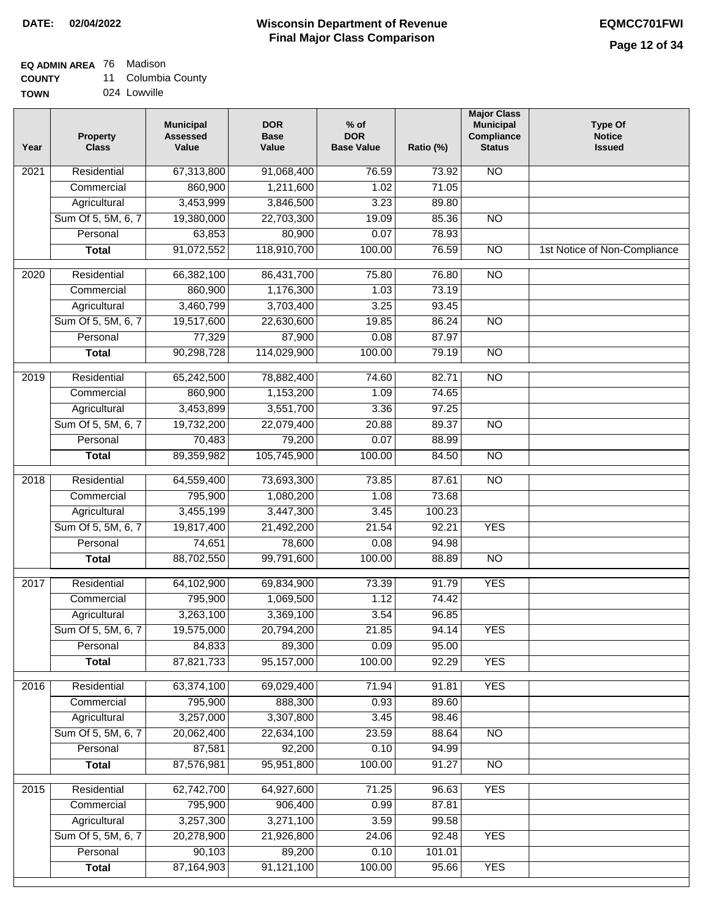**DATE: 02/04/2022**

# Wisconsin Department of Revenue
## Final Major Class Comparison

**EQMCC701FWI**

**EQ ADMIN AREA** 76 Madison
**COUNTY** 11 Columbia County
**TOWN** 024 Lowville

| Year | Property Class | Municipal Assessed Value | DOR Base Value | % of DOR Base Value | Ratio (%) | Major Class Municipal Compliance Status | Type Of Notice Issued |
|---|---|---|---|---|---|---|---|
| 2021 | Residential | 67,313,800 | 91,068,400 | 76.59 | 73.92 | NO | |
| | Commercial | 860,900 | 1,211,600 | 1.02 | 71.05 | | |
| | Agricultural | 3,453,999 | 3,846,500 | 3.23 | 89.80 | | |
| | Sum Of 5, 5M, 6, 7 | 19,380,000 | 22,703,300 | 19.09 | 85.36 | NO | |
| | Personal | 63,853 | 80,900 | 0.07 | 78.93 | | |
| | **Total** | 91,072,552 | 118,910,700 | 100.00 | 76.59 | NO | 1st Notice of Non-Compliance |
| 2020 | Residential | 66,382,100 | 86,431,700 | 75.80 | 76.80 | NO | |
| | Commercial | 860,900 | 1,176,300 | 1.03 | 73.19 | | |
| | Agricultural | 3,460,799 | 3,703,400 | 3.25 | 93.45 | | |
| | Sum Of 5, 5M, 6, 7 | 19,517,600 | 22,630,600 | 19.85 | 86.24 | NO | |
| | Personal | 77,329 | 87,900 | 0.08 | 87.97 | | |
| | **Total** | 90,298,728 | 114,029,900 | 100.00 | 79.19 | NO | |
| 2019 | Residential | 65,242,500 | 78,882,400 | 74.60 | 82.71 | NO | |
| | Commercial | 860,900 | 1,153,200 | 1.09 | 74.65 | | |
| | Agricultural | 3,453,899 | 3,551,700 | 3.36 | 97.25 | | |
| | Sum Of 5, 5M, 6, 7 | 19,732,200 | 22,079,400 | 20.88 | 89.37 | NO | |
| | Personal | 70,483 | 79,200 | 0.07 | 88.99 | | |
| | **Total** | 89,359,982 | 105,745,900 | 100.00 | 84.50 | NO | |
| 2018 | Residential | 64,559,400 | 73,693,300 | 73.85 | 87.61 | NO | |
| | Commercial | 795,900 | 1,080,200 | 1.08 | 73.68 | | |
| | Agricultural | 3,455,199 | 3,447,300 | 3.45 | 100.23 | | |
| | Sum Of 5, 5M, 6, 7 | 19,817,400 | 21,492,200 | 21.54 | 92.21 | YES | |
| | Personal | 74,651 | 78,600 | 0.08 | 94.98 | | |
| | **Total** | 88,702,550 | 99,791,600 | 100.00 | 88.89 | NO | |
| 2017 | Residential | 64,102,900 | 69,834,900 | 73.39 | 91.79 | YES | |
| | Commercial | 795,900 | 1,069,500 | 1.12 | 74.42 | | |
| | Agricultural | 3,263,100 | 3,369,100 | 3.54 | 96.85 | | |
| | Sum Of 5, 5M, 6, 7 | 19,575,000 | 20,794,200 | 21.85 | 94.14 | YES | |
| | Personal | 84,833 | 89,300 | 0.09 | 95.00 | | |
| | **Total** | 87,821,733 | 95,157,000 | 100.00 | 92.29 | YES | |
| 2016 | Residential | 63,374,100 | 69,029,400 | 71.94 | 91.81 | YES | |
| | Commercial | 795,900 | 888,300 | 0.93 | 89.60 | | |
| | Agricultural | 3,257,000 | 3,307,800 | 3.45 | 98.46 | | |
| | Sum Of 5, 5M, 6, 7 | 20,062,400 | 22,634,100 | 23.59 | 88.64 | NO | |
| | Personal | 87,581 | 92,200 | 0.10 | 94.99 | | |
| | **Total** | 87,576,981 | 95,951,800 | 100.00 | 91.27 | NO | |
| 2015 | Residential | 62,742,700 | 64,927,600 | 71.25 | 96.63 | YES | |
| | Commercial | 795,900 | 906,400 | 0.99 | 87.81 | | |
| | Agricultural | 3,257,300 | 3,271,100 | 3.59 | 99.58 | | |
| | Sum Of 5, 5M, 6, 7 | 20,278,900 | 21,926,800 | 24.06 | 92.48 | YES | |
| | Personal | 90,103 | 89,200 | 0.10 | 101.01 | | |
| | **Total** | 87,164,903 | 91,121,100 | 100.00 | 95.66 | YES | |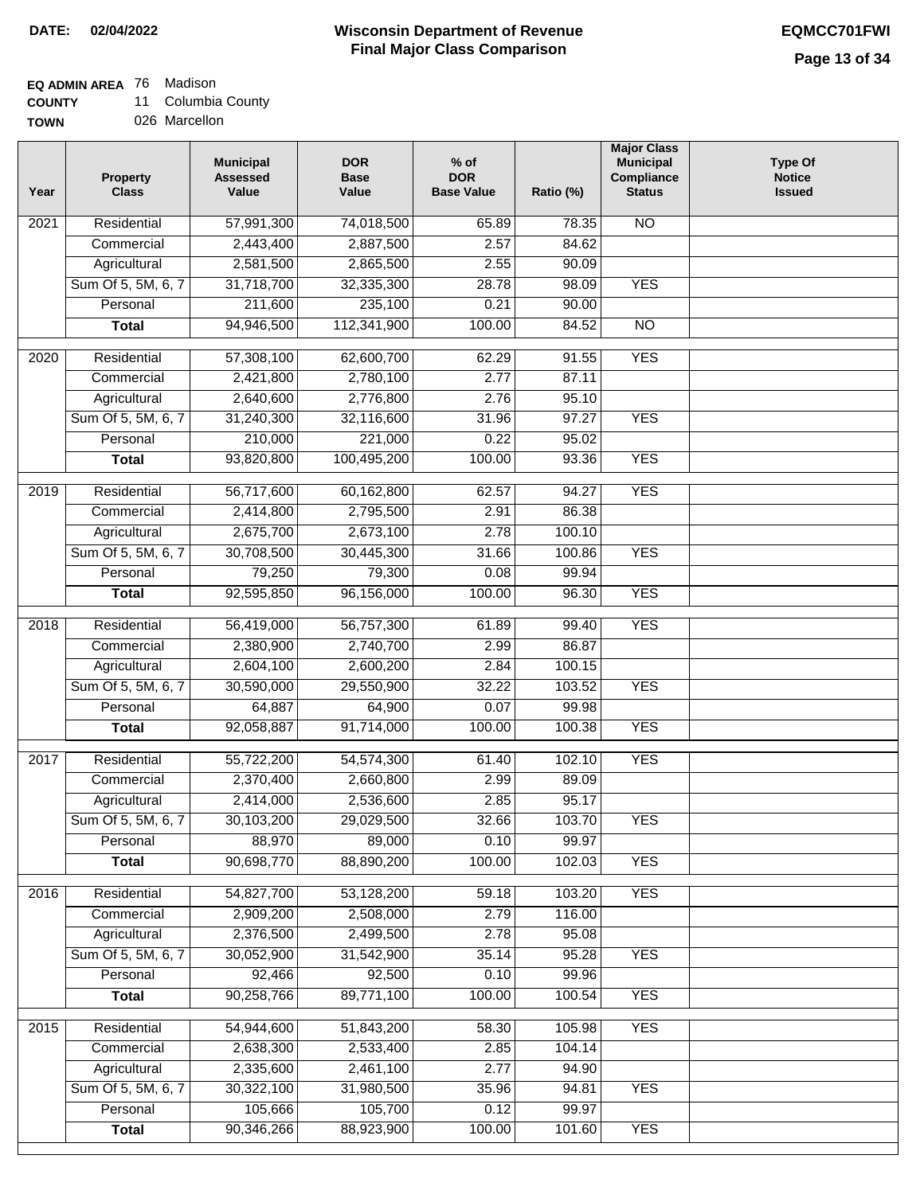**DATE: 02/04/2022**

# Wisconsin Department of Revenue
## Final Major Class Comparison

**EQMCC701FWI**

**EQ ADMIN AREA** 76 Madison
**COUNTY** 11 Columbia County
**TOWN** 026 Marcellon

| Year | Property Class | Municipal Assessed Value | DOR Base Value | % of DOR Base Value | Ratio (%) | Major Class Municipal Compliance Status | Type Of Notice Issued |
|---|---|---|---|---|---|---|---|
| 2021 | Residential | 57,991,300 | 74,018,500 | 65.89 | 78.35 | NO | |
| | Commercial | 2,443,400 | 2,887,500 | 2.57 | 84.62 | | |
| | Agricultural | 2,581,500 | 2,865,500 | 2.55 | 90.09 | | |
| | Sum Of 5, 5M, 6, 7 | 31,718,700 | 32,335,300 | 28.78 | 98.09 | YES | |
| | Personal | 211,600 | 235,100 | 0.21 | 90.00 | | |
| | **Total** | 94,946,500 | 112,341,900 | 100.00 | 84.52 | NO | |
| 2020 | Residential | 57,308,100 | 62,600,700 | 62.29 | 91.55 | YES | |
| | Commercial | 2,421,800 | 2,780,100 | 2.77 | 87.11 | | |
| | Agricultural | 2,640,600 | 2,776,800 | 2.76 | 95.10 | | |
| | Sum Of 5, 5M, 6, 7 | 31,240,300 | 32,116,600 | 31.96 | 97.27 | YES | |
| | Personal | 210,000 | 221,000 | 0.22 | 95.02 | | |
| | **Total** | 93,820,800 | 100,495,200 | 100.00 | 93.36 | YES | |
| 2019 | Residential | 56,717,600 | 60,162,800 | 62.57 | 94.27 | YES | |
| | Commercial | 2,414,800 | 2,795,500 | 2.91 | 86.38 | | |
| | Agricultural | 2,675,700 | 2,673,100 | 2.78 | 100.10 | | |
| | Sum Of 5, 5M, 6, 7 | 30,708,500 | 30,445,300 | 31.66 | 100.86 | YES | |
| | Personal | 79,250 | 79,300 | 0.08 | 99.94 | | |
| | **Total** | 92,595,850 | 96,156,000 | 100.00 | 96.30 | YES | |
| 2018 | Residential | 56,419,000 | 56,757,300 | 61.89 | 99.40 | YES | |
| | Commercial | 2,380,900 | 2,740,700 | 2.99 | 86.87 | | |
| | Agricultural | 2,604,100 | 2,600,200 | 2.84 | 100.15 | | |
| | Sum Of 5, 5M, 6, 7 | 30,590,000 | 29,550,900 | 32.22 | 103.52 | YES | |
| | Personal | 64,887 | 64,900 | 0.07 | 99.98 | | |
| | **Total** | 92,058,887 | 91,714,000 | 100.00 | 100.38 | YES | |
| 2017 | Residential | 55,722,200 | 54,574,300 | 61.40 | 102.10 | YES | |
| | Commercial | 2,370,400 | 2,660,800 | 2.99 | 89.09 | | |
| | Agricultural | 2,414,000 | 2,536,600 | 2.85 | 95.17 | | |
| | Sum Of 5, 5M, 6, 7 | 30,103,200 | 29,029,500 | 32.66 | 103.70 | YES | |
| | Personal | 88,970 | 89,000 | 0.10 | 99.97 | | |
| | **Total** | 90,698,770 | 88,890,200 | 100.00 | 102.03 | YES | |
| 2016 | Residential | 54,827,700 | 53,128,200 | 59.18 | 103.20 | YES | |
| | Commercial | 2,909,200 | 2,508,000 | 2.79 | 116.00 | | |
| | Agricultural | 2,376,500 | 2,499,500 | 2.78 | 95.08 | | |
| | Sum Of 5, 5M, 6, 7 | 30,052,900 | 31,542,900 | 35.14 | 95.28 | YES | |
| | Personal | 92,466 | 92,500 | 0.10 | 99.96 | | |
| | **Total** | 90,258,766 | 89,771,100 | 100.00 | 100.54 | YES | |
| 2015 | Residential | 54,944,600 | 51,843,200 | 58.30 | 105.98 | YES | |
| | Commercial | 2,638,300 | 2,533,400 | 2.85 | 104.14 | | |
| | Agricultural | 2,335,600 | 2,461,100 | 2.77 | 94.90 | | |
| | Sum Of 5, 5M, 6, 7 | 30,322,100 | 31,980,500 | 35.96 | 94.81 | YES | |
| | Personal | 105,666 | 105,700 | 0.12 | 99.97 | | |
| | **Total** | 90,346,266 | 88,923,900 | 100.00 | 101.60 | YES | |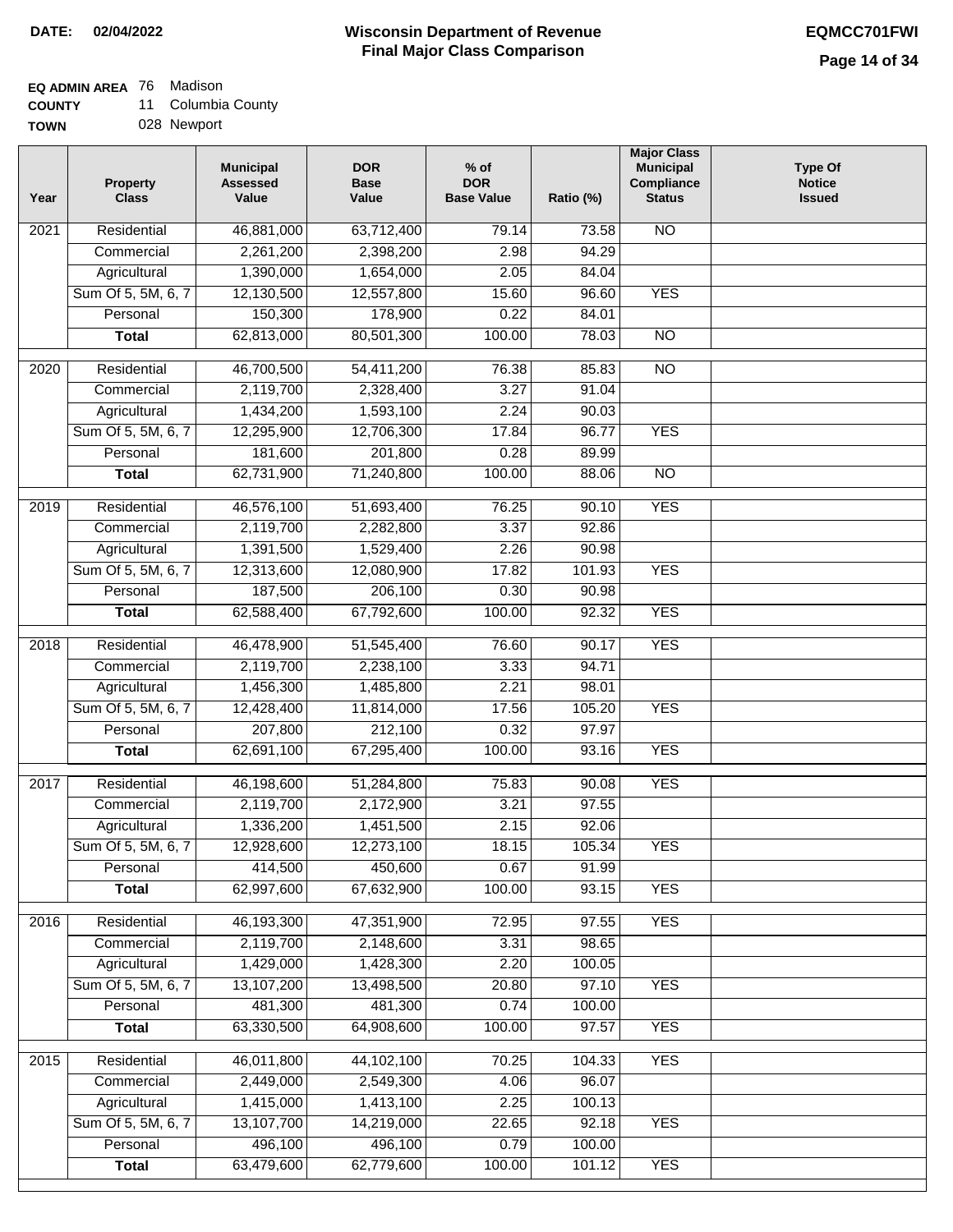**DATE:** 02/04/2022

# Wisconsin Department of Revenue
## Final Major Class Comparison

**EQMCC701FWI**

**EQ ADMIN AREA** 76 Madison
**COUNTY** 11 Columbia County
**TOWN** 028 Newport

| Year | Property Class | Municipal Assessed Value | DOR Base Value | % of DOR Base Value | Ratio (%) | Major Class Municipal Compliance Status | Type Of Notice Issued |
|---|---|---|---|---|---|---|---|
| 2021 | Residential | 46,881,000 | 63,712,400 | 79.14 | 73.58 | NO | |
| | Commercial | 2,261,200 | 2,398,200 | 2.98 | 94.29 | | |
| | Agricultural | 1,390,000 | 1,654,000 | 2.05 | 84.04 | | |
| | Sum Of 5, 5M, 6, 7 | 12,130,500 | 12,557,800 | 15.60 | 96.60 | YES | |
| | Personal | 150,300 | 178,900 | 0.22 | 84.01 | | |
| | **Total** | 62,813,000 | 80,501,300 | 100.00 | 78.03 | NO | |
| 2020 | Residential | 46,700,500 | 54,411,200 | 76.38 | 85.83 | NO | |
| | Commercial | 2,119,700 | 2,328,400 | 3.27 | 91.04 | | |
| | Agricultural | 1,434,200 | 1,593,100 | 2.24 | 90.03 | | |
| | Sum Of 5, 5M, 6, 7 | 12,295,900 | 12,706,300 | 17.84 | 96.77 | YES | |
| | Personal | 181,600 | 201,800 | 0.28 | 89.99 | | |
| | **Total** | 62,731,900 | 71,240,800 | 100.00 | 88.06 | NO | |
| 2019 | Residential | 46,576,100 | 51,693,400 | 76.25 | 90.10 | YES | |
| | Commercial | 2,119,700 | 2,282,800 | 3.37 | 92.86 | | |
| | Agricultural | 1,391,500 | 1,529,400 | 2.26 | 90.98 | | |
| | Sum Of 5, 5M, 6, 7 | 12,313,600 | 12,080,900 | 17.82 | 101.93 | YES | |
| | Personal | 187,500 | 206,100 | 0.30 | 90.98 | | |
| | **Total** | 62,588,400 | 67,792,600 | 100.00 | 92.32 | YES | |
| 2018 | Residential | 46,478,900 | 51,545,400 | 76.60 | 90.17 | YES | |
| | Commercial | 2,119,700 | 2,238,100 | 3.33 | 94.71 | | |
| | Agricultural | 1,456,300 | 1,485,800 | 2.21 | 98.01 | | |
| | Sum Of 5, 5M, 6, 7 | 12,428,400 | 11,814,000 | 17.56 | 105.20 | YES | |
| | Personal | 207,800 | 212,100 | 0.32 | 97.97 | | |
| | **Total** | 62,691,100 | 67,295,400 | 100.00 | 93.16 | YES | |
| 2017 | Residential | 46,198,600 | 51,284,800 | 75.83 | 90.08 | YES | |
| | Commercial | 2,119,700 | 2,172,900 | 3.21 | 97.55 | | |
| | Agricultural | 1,336,200 | 1,451,500 | 2.15 | 92.06 | | |
| | Sum Of 5, 5M, 6, 7 | 12,928,600 | 12,273,100 | 18.15 | 105.34 | YES | |
| | Personal | 414,500 | 450,600 | 0.67 | 91.99 | | |
| | **Total** | 62,997,600 | 67,632,900 | 100.00 | 93.15 | YES | |
| 2016 | Residential | 46,193,300 | 47,351,900 | 72.95 | 97.55 | YES | |
| | Commercial | 2,119,700 | 2,148,600 | 3.31 | 98.65 | | |
| | Agricultural | 1,429,000 | 1,428,300 | 2.20 | 100.05 | | |
| | Sum Of 5, 5M, 6, 7 | 13,107,200 | 13,498,500 | 20.80 | 97.10 | YES | |
| | Personal | 481,300 | 481,300 | 0.74 | 100.00 | | |
| | **Total** | 63,330,500 | 64,908,600 | 100.00 | 97.57 | YES | |
| 2015 | Residential | 46,011,800 | 44,102,100 | 70.25 | 104.33 | YES | |
| | Commercial | 2,449,000 | 2,549,300 | 4.06 | 96.07 | | |
| | Agricultural | 1,415,000 | 1,413,100 | 2.25 | 100.13 | | |
| | Sum Of 5, 5M, 6, 7 | 13,107,700 | 14,219,000 | 22.65 | 92.18 | YES | |
| | Personal | 496,100 | 496,100 | 0.79 | 100.00 | | |
| | **Total** | 63,479,600 | 62,779,600 | 100.00 | 101.12 | YES | |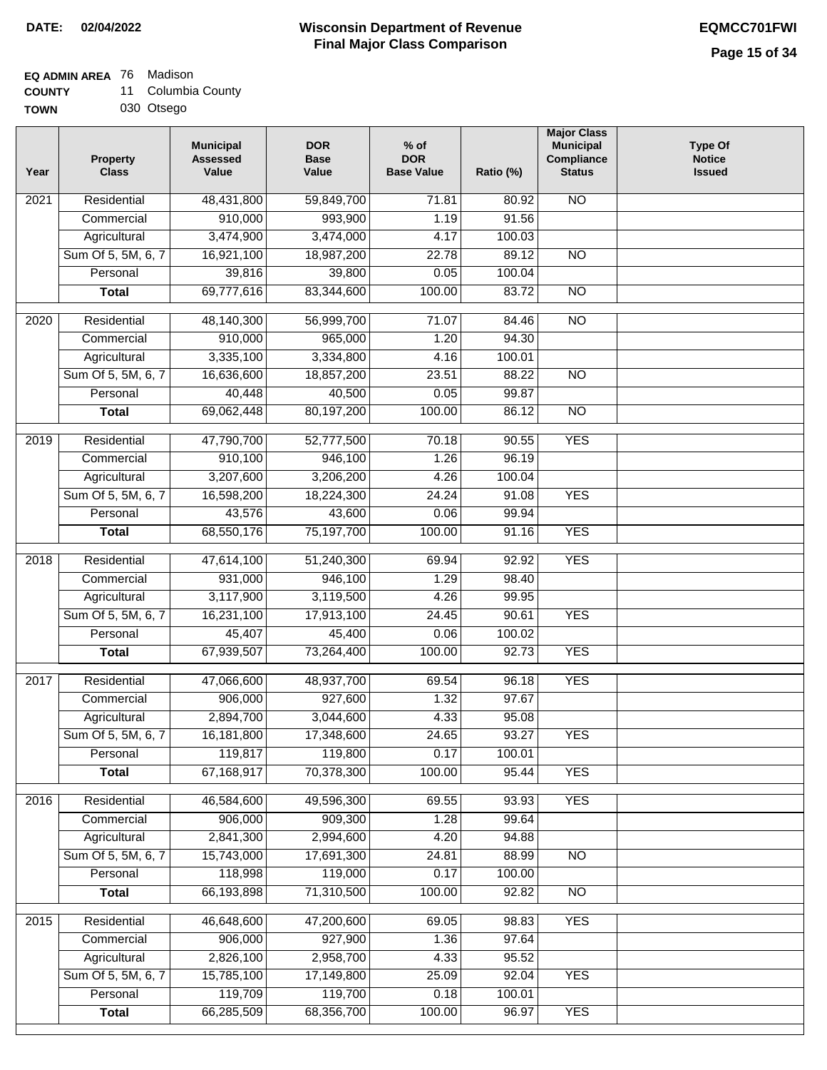**DATE:** 02/04/2022

# Wisconsin Department of Revenue
## Final Major Class Comparison

**EQMCC701FWI**

**EQ ADMIN AREA** 76 Madison
**COUNTY** 11 Columbia County
**TOWN** 030 Otsego

| Year | Property Class | Municipal Assessed Value | DOR Base Value | % of DOR Base Value | Ratio (%) | Major Class Municipal Compliance Status | Type Of Notice Issued |
|---|---|---|---|---|---|---|---|
| 2021 | Residential | 48,431,800 | 59,849,700 | 71.81 | 80.92 | NO | |
| | Commercial | 910,000 | 993,900 | 1.19 | 91.56 | | |
| | Agricultural | 3,474,900 | 3,474,000 | 4.17 | 100.03 | | |
| | Sum Of 5, 5M, 6, 7 | 16,921,100 | 18,987,200 | 22.78 | 89.12 | NO | |
| | Personal | 39,816 | 39,800 | 0.05 | 100.04 | | |
| | **Total** | 69,777,616 | 83,344,600 | 100.00 | 83.72 | NO | |
| 2020 | Residential | 48,140,300 | 56,999,700 | 71.07 | 84.46 | NO | |
| | Commercial | 910,000 | 965,000 | 1.20 | 94.30 | | |
| | Agricultural | 3,335,100 | 3,334,800 | 4.16 | 100.01 | | |
| | Sum Of 5, 5M, 6, 7 | 16,636,600 | 18,857,200 | 23.51 | 88.22 | NO | |
| | Personal | 40,448 | 40,500 | 0.05 | 99.87 | | |
| | **Total** | 69,062,448 | 80,197,200 | 100.00 | 86.12 | NO | |
| 2019 | Residential | 47,790,700 | 52,777,500 | 70.18 | 90.55 | YES | |
| | Commercial | 910,100 | 946,100 | 1.26 | 96.19 | | |
| | Agricultural | 3,207,600 | 3,206,200 | 4.26 | 100.04 | | |
| | Sum Of 5, 5M, 6, 7 | 16,598,200 | 18,224,300 | 24.24 | 91.08 | YES | |
| | Personal | 43,576 | 43,600 | 0.06 | 99.94 | | |
| | **Total** | 68,550,176 | 75,197,700 | 100.00 | 91.16 | YES | |
| 2018 | Residential | 47,614,100 | 51,240,300 | 69.94 | 92.92 | YES | |
| | Commercial | 931,000 | 946,100 | 1.29 | 98.40 | | |
| | Agricultural | 3,117,900 | 3,119,500 | 4.26 | 99.95 | | |
| | Sum Of 5, 5M, 6, 7 | 16,231,100 | 17,913,100 | 24.45 | 90.61 | YES | |
| | Personal | 45,407 | 45,400 | 0.06 | 100.02 | | |
| | **Total** | 67,939,507 | 73,264,400 | 100.00 | 92.73 | YES | |
| 2017 | Residential | 47,066,600 | 48,937,700 | 69.54 | 96.18 | YES | |
| | Commercial | 906,000 | 927,600 | 1.32 | 97.67 | | |
| | Agricultural | 2,894,700 | 3,044,600 | 4.33 | 95.08 | | |
| | Sum Of 5, 5M, 6, 7 | 16,181,800 | 17,348,600 | 24.65 | 93.27 | YES | |
| | Personal | 119,817 | 119,800 | 0.17 | 100.01 | | |
| | **Total** | 67,168,917 | 70,378,300 | 100.00 | 95.44 | YES | |
| 2016 | Residential | 46,584,600 | 49,596,300 | 69.55 | 93.93 | YES | |
| | Commercial | 906,000 | 909,300 | 1.28 | 99.64 | | |
| | Agricultural | 2,841,300 | 2,994,600 | 4.20 | 94.88 | | |
| | Sum Of 5, 5M, 6, 7 | 15,743,000 | 17,691,300 | 24.81 | 88.99 | NO | |
| | Personal | 118,998 | 119,000 | 0.17 | 100.00 | | |
| | **Total** | 66,193,898 | 71,310,500 | 100.00 | 92.82 | NO | |
| 2015 | Residential | 46,648,600 | 47,200,600 | 69.05 | 98.83 | YES | |
| | Commercial | 906,000 | 927,900 | 1.36 | 97.64 | | |
| | Agricultural | 2,826,100 | 2,958,700 | 4.33 | 95.52 | | |
| | Sum Of 5, 5M, 6, 7 | 15,785,100 | 17,149,800 | 25.09 | 92.04 | YES | |
| | Personal | 119,709 | 119,700 | 0.18 | 100.01 | | |
| | **Total** | 66,285,509 | 68,356,700 | 100.00 | 96.97 | YES | |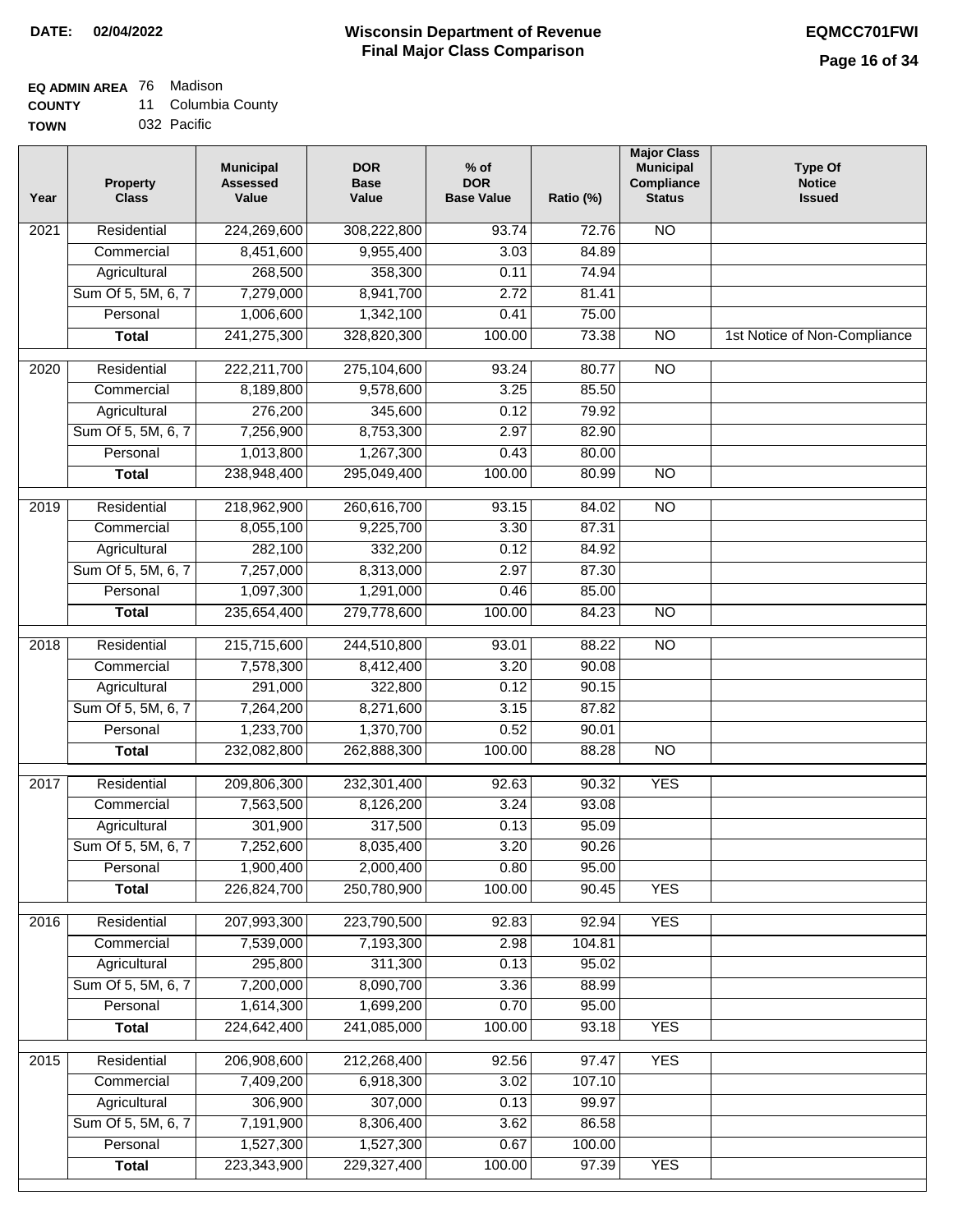**DATE: 02/04/2022**

# Wisconsin Department of Revenue
## Final Major Class Comparison

**EQMCC701FWI**

**EQ ADMIN AREA** 76 Madison
**COUNTY** 11 Columbia County
**TOWN** 032 Pacific

| Year | Property Class | Municipal Assessed Value | DOR Base Value | % of DOR Base Value | Ratio (%) | Major Class Municipal Compliance Status | Type Of Notice Issued |
|---|---|---|---|---|---|---|---|
| 2021 | Residential | 224,269,600 | 308,222,800 | 93.74 | 72.76 | NO | |
| | Commercial | 8,451,600 | 9,955,400 | 3.03 | 84.89 | | |
| | Agricultural | 268,500 | 358,300 | 0.11 | 74.94 | | |
| | Sum Of 5, 5M, 6, 7 | 7,279,000 | 8,941,700 | 2.72 | 81.41 | | |
| | Personal | 1,006,600 | 1,342,100 | 0.41 | 75.00 | | |
| | **Total** | 241,275,300 | 328,820,300 | 100.00 | 73.38 | NO | 1st Notice of Non-Compliance |
| 2020 | Residential | 222,211,700 | 275,104,600 | 93.24 | 80.77 | NO | |
| | Commercial | 8,189,800 | 9,578,600 | 3.25 | 85.50 | | |
| | Agricultural | 276,200 | 345,600 | 0.12 | 79.92 | | |
| | Sum Of 5, 5M, 6, 7 | 7,256,900 | 8,753,300 | 2.97 | 82.90 | | |
| | Personal | 1,013,800 | 1,267,300 | 0.43 | 80.00 | | |
| | **Total** | 238,948,400 | 295,049,400 | 100.00 | 80.99 | NO | |
| 2019 | Residential | 218,962,900 | 260,616,700 | 93.15 | 84.02 | NO | |
| | Commercial | 8,055,100 | 9,225,700 | 3.30 | 87.31 | | |
| | Agricultural | 282,100 | 332,200 | 0.12 | 84.92 | | |
| | Sum Of 5, 5M, 6, 7 | 7,257,000 | 8,313,000 | 2.97 | 87.30 | | |
| | Personal | 1,097,300 | 1,291,000 | 0.46 | 85.00 | | |
| | **Total** | 235,654,400 | 279,778,600 | 100.00 | 84.23 | NO | |
| 2018 | Residential | 215,715,600 | 244,510,800 | 93.01 | 88.22 | NO | |
| | Commercial | 7,578,300 | 8,412,400 | 3.20 | 90.08 | | |
| | Agricultural | 291,000 | 322,800 | 0.12 | 90.15 | | |
| | Sum Of 5, 5M, 6, 7 | 7,264,200 | 8,271,600 | 3.15 | 87.82 | | |
| | Personal | 1,233,700 | 1,370,700 | 0.52 | 90.01 | | |
| | **Total** | 232,082,800 | 262,888,300 | 100.00 | 88.28 | NO | |
| 2017 | Residential | 209,806,300 | 232,301,400 | 92.63 | 90.32 | YES | |
| | Commercial | 7,563,500 | 8,126,200 | 3.24 | 93.08 | | |
| | Agricultural | 301,900 | 317,500 | 0.13 | 95.09 | | |
| | Sum Of 5, 5M, 6, 7 | 7,252,600 | 8,035,400 | 3.20 | 90.26 | | |
| | Personal | 1,900,400 | 2,000,400 | 0.80 | 95.00 | | |
| | **Total** | 226,824,700 | 250,780,900 | 100.00 | 90.45 | YES | |
| 2016 | Residential | 207,993,300 | 223,790,500 | 92.83 | 92.94 | YES | |
| | Commercial | 7,539,000 | 7,193,300 | 2.98 | 104.81 | | |
| | Agricultural | 295,800 | 311,300 | 0.13 | 95.02 | | |
| | Sum Of 5, 5M, 6, 7 | 7,200,000 | 8,090,700 | 3.36 | 88.99 | | |
| | Personal | 1,614,300 | 1,699,200 | 0.70 | 95.00 | | |
| | **Total** | 224,642,400 | 241,085,000 | 100.00 | 93.18 | YES | |
| 2015 | Residential | 206,908,600 | 212,268,400 | 92.56 | 97.47 | YES | |
| | Commercial | 7,409,200 | 6,918,300 | 3.02 | 107.10 | | |
| | Agricultural | 306,900 | 307,000 | 0.13 | 99.97 | | |
| | Sum Of 5, 5M, 6, 7 | 7,191,900 | 8,306,400 | 3.62 | 86.58 | | |
| | Personal | 1,527,300 | 1,527,300 | 0.67 | 100.00 | | |
| | **Total** | 223,343,900 | 229,327,400 | 100.00 | 97.39 | YES | |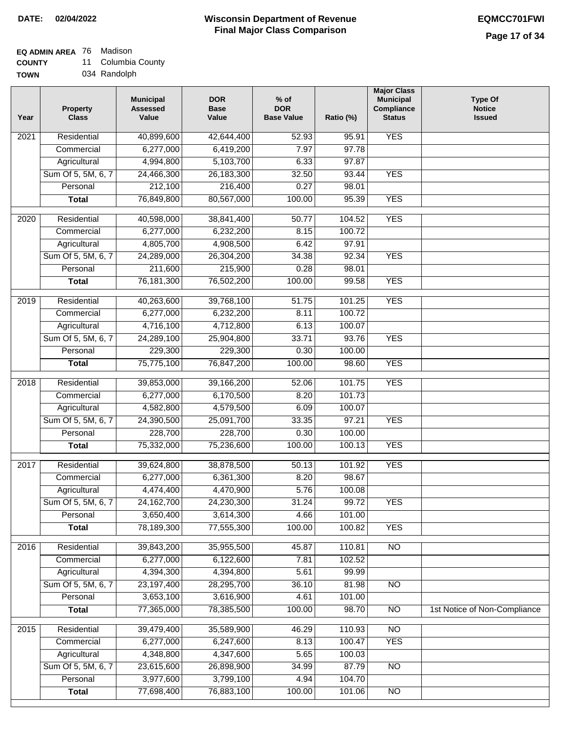**DATE: 02/04/2022**

# Wisconsin Department of Revenue
## Final Major Class Comparison

**EQMCC701FWI**

**EQ ADMIN AREA** 76 Madison
**COUNTY** 11 Columbia County
**TOWN** 034 Randolph

| Year | Property Class | Municipal Assessed Value | DOR Base Value | % of DOR Base Value | Ratio (%) | Major Class Municipal Compliance Status | Type Of Notice Issued |
|---|---|---|---|---|---|---|---|
| 2021 | Residential | 40,899,600 | 42,644,400 | 52.93 | 95.91 | YES | |
| | Commercial | 6,277,000 | 6,419,200 | 7.97 | 97.78 | | |
| | Agricultural | 4,994,800 | 5,103,700 | 6.33 | 97.87 | | |
| | Sum Of 5, 5M, 6, 7 | 24,466,300 | 26,183,300 | 32.50 | 93.44 | YES | |
| | Personal | 212,100 | 216,400 | 0.27 | 98.01 | | |
| | **Total** | 76,849,800 | 80,567,000 | 100.00 | 95.39 | YES | |
| 2020 | Residential | 40,598,000 | 38,841,400 | 50.77 | 104.52 | YES | |
| | Commercial | 6,277,000 | 6,232,200 | 8.15 | 100.72 | | |
| | Agricultural | 4,805,700 | 4,908,500 | 6.42 | 97.91 | | |
| | Sum Of 5, 5M, 6, 7 | 24,289,000 | 26,304,200 | 34.38 | 92.34 | YES | |
| | Personal | 211,600 | 215,900 | 0.28 | 98.01 | | |
| | **Total** | 76,181,300 | 76,502,200 | 100.00 | 99.58 | YES | |
| 2019 | Residential | 40,263,600 | 39,768,100 | 51.75 | 101.25 | YES | |
| | Commercial | 6,277,000 | 6,232,200 | 8.11 | 100.72 | | |
| | Agricultural | 4,716,100 | 4,712,800 | 6.13 | 100.07 | | |
| | Sum Of 5, 5M, 6, 7 | 24,289,100 | 25,904,800 | 33.71 | 93.76 | YES | |
| | Personal | 229,300 | 229,300 | 0.30 | 100.00 | | |
| | **Total** | 75,775,100 | 76,847,200 | 100.00 | 98.60 | YES | |
| 2018 | Residential | 39,853,000 | 39,166,200 | 52.06 | 101.75 | YES | |
| | Commercial | 6,277,000 | 6,170,500 | 8.20 | 101.73 | | |
| | Agricultural | 4,582,800 | 4,579,500 | 6.09 | 100.07 | | |
| | Sum Of 5, 5M, 6, 7 | 24,390,500 | 25,091,700 | 33.35 | 97.21 | YES | |
| | Personal | 228,700 | 228,700 | 0.30 | 100.00 | | |
| | **Total** | 75,332,000 | 75,236,600 | 100.00 | 100.13 | YES | |
| 2017 | Residential | 39,624,800 | 38,878,500 | 50.13 | 101.92 | YES | |
| | Commercial | 6,277,000 | 6,361,300 | 8.20 | 98.67 | | |
| | Agricultural | 4,474,400 | 4,470,900 | 5.76 | 100.08 | | |
| | Sum Of 5, 5M, 6, 7 | 24,162,700 | 24,230,300 | 31.24 | 99.72 | YES | |
| | Personal | 3,650,400 | 3,614,300 | 4.66 | 101.00 | | |
| | **Total** | 78,189,300 | 77,555,300 | 100.00 | 100.82 | YES | |
| 2016 | Residential | 39,843,200 | 35,955,500 | 45.87 | 110.81 | NO | |
| | Commercial | 6,277,000 | 6,122,600 | 7.81 | 102.52 | | |
| | Agricultural | 4,394,300 | 4,394,800 | 5.61 | 99.99 | | |
| | Sum Of 5, 5M, 6, 7 | 23,197,400 | 28,295,700 | 36.10 | 81.98 | NO | |
| | Personal | 3,653,100 | 3,616,900 | 4.61 | 101.00 | | |
| | **Total** | 77,365,000 | 78,385,500 | 100.00 | 98.70 | NO | 1st Notice of Non-Compliance |
| 2015 | Residential | 39,479,400 | 35,589,900 | 46.29 | 110.93 | NO | |
| | Commercial | 6,277,000 | 6,247,600 | 8.13 | 100.47 | YES | |
| | Agricultural | 4,348,800 | 4,347,600 | 5.65 | 100.03 | | |
| | Sum Of 5, 5M, 6, 7 | 23,615,600 | 26,898,900 | 34.99 | 87.79 | NO | |
| | Personal | 3,977,600 | 3,799,100 | 4.94 | 104.70 | | |
| | **Total** | 77,698,400 | 76,883,100 | 100.00 | 101.06 | NO | |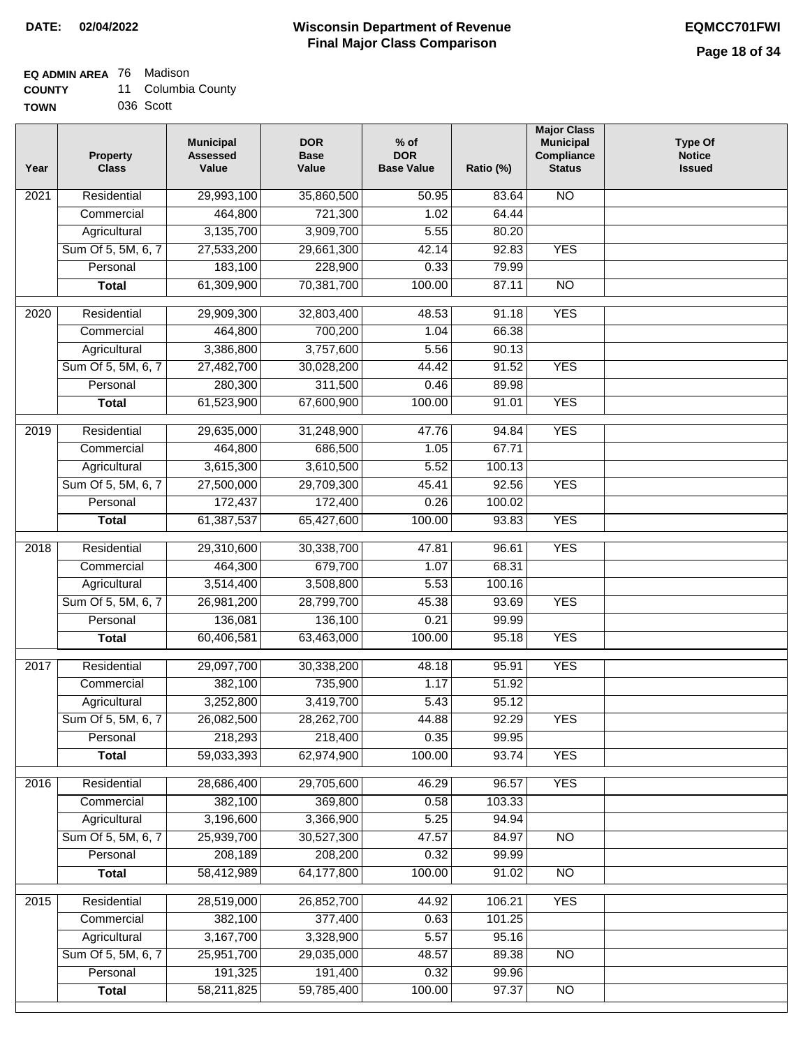**DATE: 02/04/2022**

# Wisconsin Department of Revenue
## Final Major Class Comparison

**EQMCC701FWI**

**EQ ADMIN AREA** 76 Madison
**COUNTY** 11 Columbia County
**TOWN** 036 Scott

| Year | Property Class | Municipal Assessed Value | DOR Base Value | % of DOR Base Value | Ratio (%) | Major Class Municipal Compliance Status | Type Of Notice Issued |
|---|---|---|---|---|---|---|---|
| 2021 | Residential | 29,993,100 | 35,860,500 | 50.95 | 83.64 | NO | |
| | Commercial | 464,800 | 721,300 | 1.02 | 64.44 | | |
| | Agricultural | 3,135,700 | 3,909,700 | 5.55 | 80.20 | | |
| | Sum Of 5, 5M, 6, 7 | 27,533,200 | 29,661,300 | 42.14 | 92.83 | YES | |
| | Personal | 183,100 | 228,900 | 0.33 | 79.99 | | |
| | **Total** | 61,309,900 | 70,381,700 | 100.00 | 87.11 | NO | |
| 2020 | Residential | 29,909,300 | 32,803,400 | 48.53 | 91.18 | YES | |
| | Commercial | 464,800 | 700,200 | 1.04 | 66.38 | | |
| | Agricultural | 3,386,800 | 3,757,600 | 5.56 | 90.13 | | |
| | Sum Of 5, 5M, 6, 7 | 27,482,700 | 30,028,200 | 44.42 | 91.52 | YES | |
| | Personal | 280,300 | 311,500 | 0.46 | 89.98 | | |
| | **Total** | 61,523,900 | 67,600,900 | 100.00 | 91.01 | YES | |
| 2019 | Residential | 29,635,000 | 31,248,900 | 47.76 | 94.84 | YES | |
| | Commercial | 464,800 | 686,500 | 1.05 | 67.71 | | |
| | Agricultural | 3,615,300 | 3,610,500 | 5.52 | 100.13 | | |
| | Sum Of 5, 5M, 6, 7 | 27,500,000 | 29,709,300 | 45.41 | 92.56 | YES | |
| | Personal | 172,437 | 172,400 | 0.26 | 100.02 | | |
| | **Total** | 61,387,537 | 65,427,600 | 100.00 | 93.83 | YES | |
| 2018 | Residential | 29,310,600 | 30,338,700 | 47.81 | 96.61 | YES | |
| | Commercial | 464,300 | 679,700 | 1.07 | 68.31 | | |
| | Agricultural | 3,514,400 | 3,508,800 | 5.53 | 100.16 | | |
| | Sum Of 5, 5M, 6, 7 | 26,981,200 | 28,799,700 | 45.38 | 93.69 | YES | |
| | Personal | 136,081 | 136,100 | 0.21 | 99.99 | | |
| | **Total** | 60,406,581 | 63,463,000 | 100.00 | 95.18 | YES | |
| 2017 | Residential | 29,097,700 | 30,338,200 | 48.18 | 95.91 | YES | |
| | Commercial | 382,100 | 735,900 | 1.17 | 51.92 | | |
| | Agricultural | 3,252,800 | 3,419,700 | 5.43 | 95.12 | | |
| | Sum Of 5, 5M, 6, 7 | 26,082,500 | 28,262,700 | 44.88 | 92.29 | YES | |
| | Personal | 218,293 | 218,400 | 0.35 | 99.95 | | |
| | **Total** | 59,033,393 | 62,974,900 | 100.00 | 93.74 | YES | |
| 2016 | Residential | 28,686,400 | 29,705,600 | 46.29 | 96.57 | YES | |
| | Commercial | 382,100 | 369,800 | 0.58 | 103.33 | | |
| | Agricultural | 3,196,600 | 3,366,900 | 5.25 | 94.94 | | |
| | Sum Of 5, 5M, 6, 7 | 25,939,700 | 30,527,300 | 47.57 | 84.97 | NO | |
| | Personal | 208,189 | 208,200 | 0.32 | 99.99 | | |
| | **Total** | 58,412,989 | 64,177,800 | 100.00 | 91.02 | NO | |
| 2015 | Residential | 28,519,000 | 26,852,700 | 44.92 | 106.21 | YES | |
| | Commercial | 382,100 | 377,400 | 0.63 | 101.25 | | |
| | Agricultural | 3,167,700 | 3,328,900 | 5.57 | 95.16 | | |
| | Sum Of 5, 5M, 6, 7 | 25,951,700 | 29,035,000 | 48.57 | 89.38 | NO | |
| | Personal | 191,325 | 191,400 | 0.32 | 99.96 | | |
| | **Total** | 58,211,825 | 59,785,400 | 100.00 | 97.37 | NO | |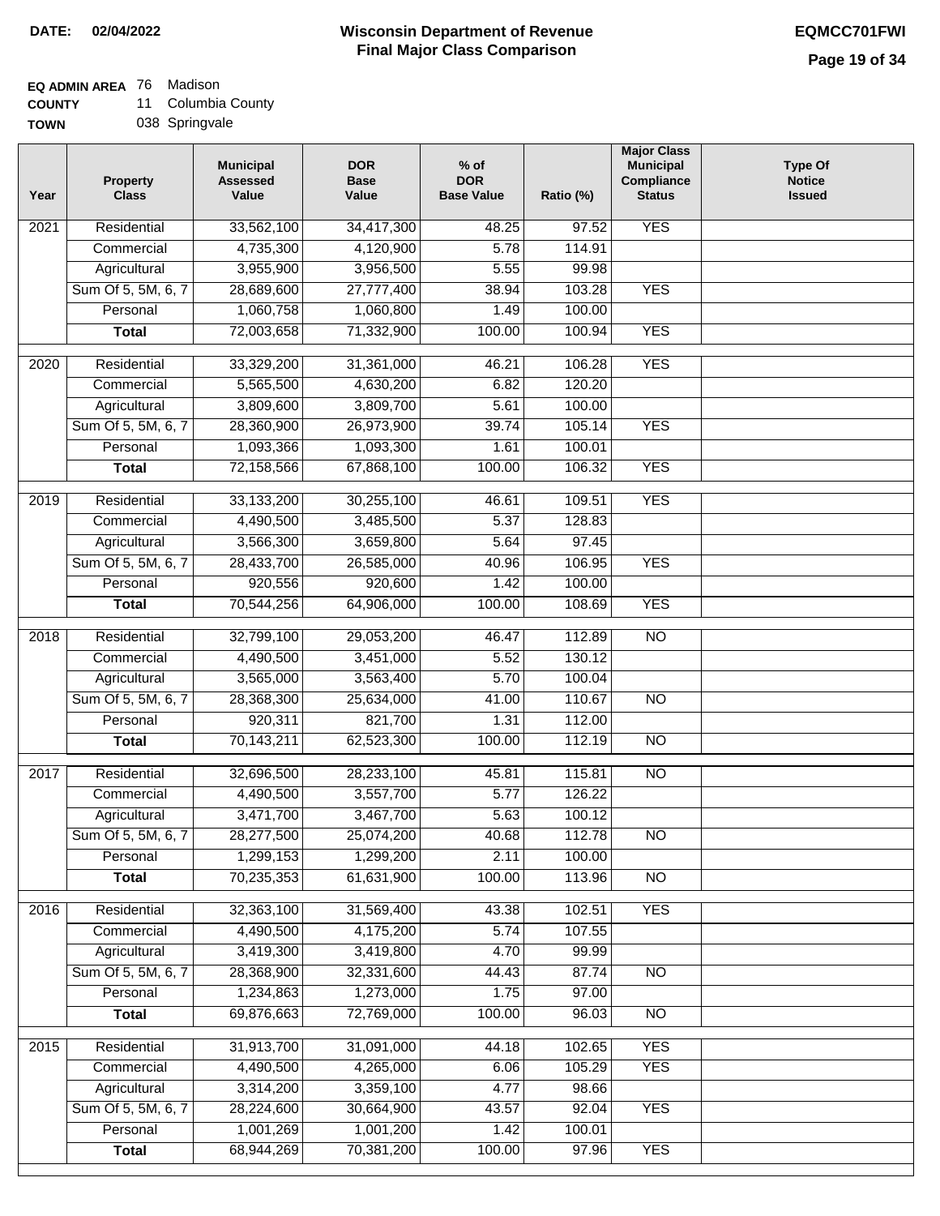**DATE:** 02/04/2022

# Wisconsin Department of Revenue
## Final Major Class Comparison

**EQMCC701FWI**

**EQ ADMIN AREA** 76 Madison
**COUNTY** 11 Columbia County
**TOWN** 038 Springvale

| Year | Property Class | Municipal Assessed Value | DOR Base Value | % of DOR Base Value | Ratio (%) | Major Class Municipal Compliance Status | Type Of Notice Issued |
|---|---|---|---|---|---|---|---|
| 2021 | Residential | 33,562,100 | 34,417,300 | 48.25 | 97.52 | YES | |
| | Commercial | 4,735,300 | 4,120,900 | 5.78 | 114.91 | | |
| | Agricultural | 3,955,900 | 3,956,500 | 5.55 | 99.98 | | |
| | Sum Of 5, 5M, 6, 7 | 28,689,600 | 27,777,400 | 38.94 | 103.28 | YES | |
| | Personal | 1,060,758 | 1,060,800 | 1.49 | 100.00 | | |
| | **Total** | 72,003,658 | 71,332,900 | 100.00 | 100.94 | YES | |
| 2020 | Residential | 33,329,200 | 31,361,000 | 46.21 | 106.28 | YES | |
| | Commercial | 5,565,500 | 4,630,200 | 6.82 | 120.20 | | |
| | Agricultural | 3,809,600 | 3,809,700 | 5.61 | 100.00 | | |
| | Sum Of 5, 5M, 6, 7 | 28,360,900 | 26,973,900 | 39.74 | 105.14 | YES | |
| | Personal | 1,093,366 | 1,093,300 | 1.61 | 100.01 | | |
| | **Total** | 72,158,566 | 67,868,100 | 100.00 | 106.32 | YES | |
| 2019 | Residential | 33,133,200 | 30,255,100 | 46.61 | 109.51 | YES | |
| | Commercial | 4,490,500 | 3,485,500 | 5.37 | 128.83 | | |
| | Agricultural | 3,566,300 | 3,659,800 | 5.64 | 97.45 | | |
| | Sum Of 5, 5M, 6, 7 | 28,433,700 | 26,585,000 | 40.96 | 106.95 | YES | |
| | Personal | 920,556 | 920,600 | 1.42 | 100.00 | | |
| | **Total** | 70,544,256 | 64,906,000 | 100.00 | 108.69 | YES | |
| 2018 | Residential | 32,799,100 | 29,053,200 | 46.47 | 112.89 | NO | |
| | Commercial | 4,490,500 | 3,451,000 | 5.52 | 130.12 | | |
| | Agricultural | 3,565,000 | 3,563,400 | 5.70 | 100.04 | | |
| | Sum Of 5, 5M, 6, 7 | 28,368,300 | 25,634,000 | 41.00 | 110.67 | NO | |
| | Personal | 920,311 | 821,700 | 1.31 | 112.00 | | |
| | **Total** | 70,143,211 | 62,523,300 | 100.00 | 112.19 | NO | |
| 2017 | Residential | 32,696,500 | 28,233,100 | 45.81 | 115.81 | NO | |
| | Commercial | 4,490,500 | 3,557,700 | 5.77 | 126.22 | | |
| | Agricultural | 3,471,700 | 3,467,700 | 5.63 | 100.12 | | |
| | Sum Of 5, 5M, 6, 7 | 28,277,500 | 25,074,200 | 40.68 | 112.78 | NO | |
| | Personal | 1,299,153 | 1,299,200 | 2.11 | 100.00 | | |
| | **Total** | 70,235,353 | 61,631,900 | 100.00 | 113.96 | NO | |
| 2016 | Residential | 32,363,100 | 31,569,400 | 43.38 | 102.51 | YES | |
| | Commercial | 4,490,500 | 4,175,200 | 5.74 | 107.55 | | |
| | Agricultural | 3,419,300 | 3,419,800 | 4.70 | 99.99 | | |
| | Sum Of 5, 5M, 6, 7 | 28,368,900 | 32,331,600 | 44.43 | 87.74 | NO | |
| | Personal | 1,234,863 | 1,273,000 | 1.75 | 97.00 | | |
| | **Total** | 69,876,663 | 72,769,000 | 100.00 | 96.03 | NO | |
| 2015 | Residential | 31,913,700 | 31,091,000 | 44.18 | 102.65 | YES | |
| | Commercial | 4,490,500 | 4,265,000 | 6.06 | 105.29 | YES | |
| | Agricultural | 3,314,200 | 3,359,100 | 4.77 | 98.66 | | |
| | Sum Of 5, 5M, 6, 7 | 28,224,600 | 30,664,900 | 43.57 | 92.04 | YES | |
| | Personal | 1,001,269 | 1,001,200 | 1.42 | 100.01 | | |
| | **Total** | 68,944,269 | 70,381,200 | 100.00 | 97.96 | YES | |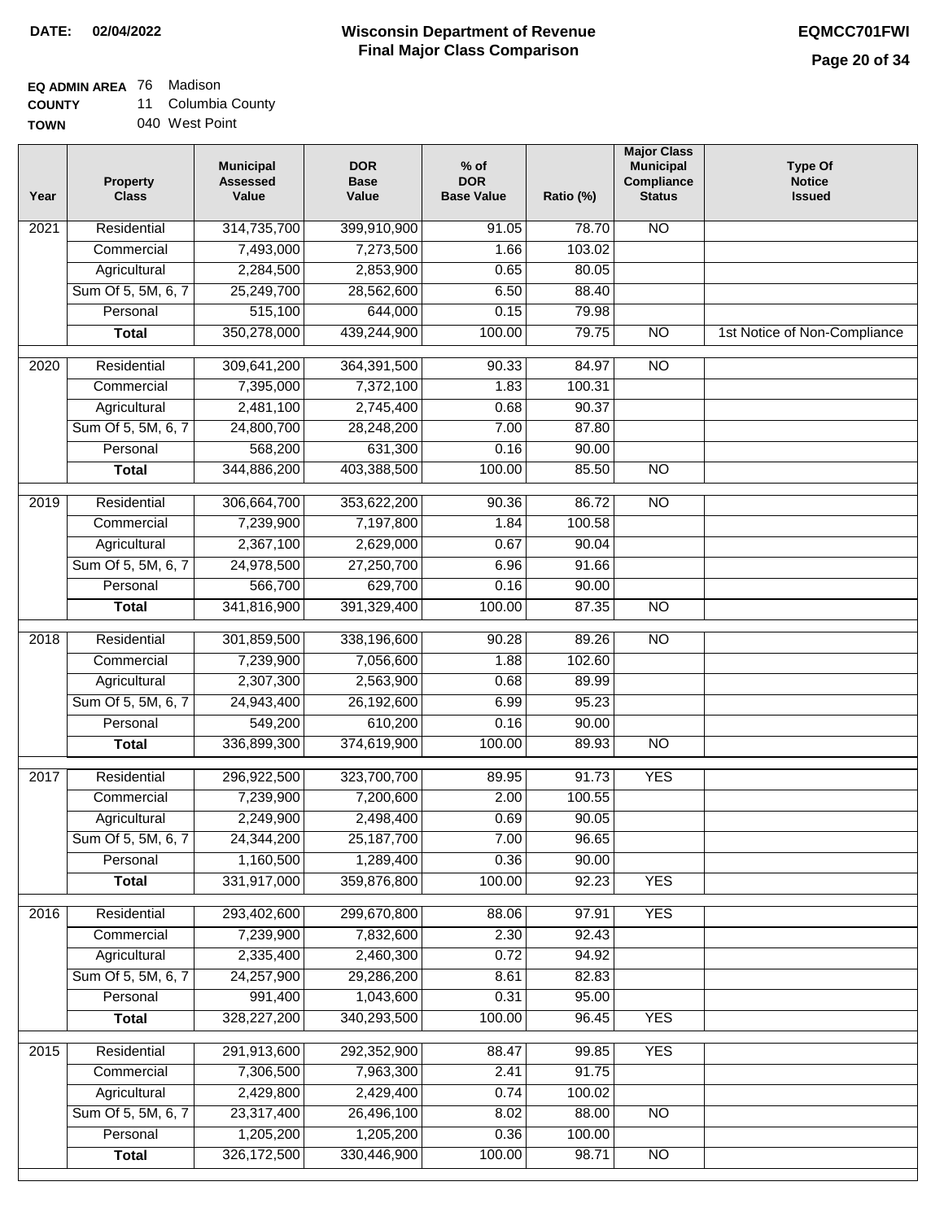**DATE:** 02/04/2022

# Wisconsin Department of Revenue
## Final Major Class Comparison

**EQMCC701FWI**

**EQ ADMIN AREA** 76 Madison
**COUNTY** 11 Columbia County
**TOWN** 040 West Point

| Year | Property Class | Municipal Assessed Value | DOR Base Value | % of DOR Base Value | Ratio (%) | Major Class Municipal Compliance Status | Type Of Notice Issued |
|---|---|---|---|---|---|---|---|
| 2021 | Residential | 314,735,700 | 399,910,900 | 91.05 | 78.70 | NO | |
| | Commercial | 7,493,000 | 7,273,500 | 1.66 | 103.02 | | |
| | Agricultural | 2,284,500 | 2,853,900 | 0.65 | 80.05 | | |
| | Sum Of 5, 5M, 6, 7 | 25,249,700 | 28,562,600 | 6.50 | 88.40 | | |
| | Personal | 515,100 | 644,000 | 0.15 | 79.98 | | |
| | **Total** | 350,278,000 | 439,244,900 | 100.00 | 79.75 | NO | 1st Notice of Non-Compliance |
| 2020 | Residential | 309,641,200 | 364,391,500 | 90.33 | 84.97 | NO | |
| | Commercial | 7,395,000 | 7,372,100 | 1.83 | 100.31 | | |
| | Agricultural | 2,481,100 | 2,745,400 | 0.68 | 90.37 | | |
| | Sum Of 5, 5M, 6, 7 | 24,800,700 | 28,248,200 | 7.00 | 87.80 | | |
| | Personal | 568,200 | 631,300 | 0.16 | 90.00 | | |
| | **Total** | 344,886,200 | 403,388,500 | 100.00 | 85.50 | NO | |
| 2019 | Residential | 306,664,700 | 353,622,200 | 90.36 | 86.72 | NO | |
| | Commercial | 7,239,900 | 7,197,800 | 1.84 | 100.58 | | |
| | Agricultural | 2,367,100 | 2,629,000 | 0.67 | 90.04 | | |
| | Sum Of 5, 5M, 6, 7 | 24,978,500 | 27,250,700 | 6.96 | 91.66 | | |
| | Personal | 566,700 | 629,700 | 0.16 | 90.00 | | |
| | **Total** | 341,816,900 | 391,329,400 | 100.00 | 87.35 | NO | |
| 2018 | Residential | 301,859,500 | 338,196,600 | 90.28 | 89.26 | NO | |
| | Commercial | 7,239,900 | 7,056,600 | 1.88 | 102.60 | | |
| | Agricultural | 2,307,300 | 2,563,900 | 0.68 | 89.99 | | |
| | Sum Of 5, 5M, 6, 7 | 24,943,400 | 26,192,600 | 6.99 | 95.23 | | |
| | Personal | 549,200 | 610,200 | 0.16 | 90.00 | | |
| | **Total** | 336,899,300 | 374,619,900 | 100.00 | 89.93 | NO | |
| 2017 | Residential | 296,922,500 | 323,700,700 | 89.95 | 91.73 | YES | |
| | Commercial | 7,239,900 | 7,200,600 | 2.00 | 100.55 | | |
| | Agricultural | 2,249,900 | 2,498,400 | 0.69 | 90.05 | | |
| | Sum Of 5, 5M, 6, 7 | 24,344,200 | 25,187,700 | 7.00 | 96.65 | | |
| | Personal | 1,160,500 | 1,289,400 | 0.36 | 90.00 | | |
| | **Total** | 331,917,000 | 359,876,800 | 100.00 | 92.23 | YES | |
| 2016 | Residential | 293,402,600 | 299,670,800 | 88.06 | 97.91 | YES | |
| | Commercial | 7,239,900 | 7,832,600 | 2.30 | 92.43 | | |
| | Agricultural | 2,335,400 | 2,460,300 | 0.72 | 94.92 | | |
| | Sum Of 5, 5M, 6, 7 | 24,257,900 | 29,286,200 | 8.61 | 82.83 | | |
| | Personal | 991,400 | 1,043,600 | 0.31 | 95.00 | | |
| | **Total** | 328,227,200 | 340,293,500 | 100.00 | 96.45 | YES | |
| 2015 | Residential | 291,913,600 | 292,352,900 | 88.47 | 99.85 | YES | |
| | Commercial | 7,306,500 | 7,963,300 | 2.41 | 91.75 | | |
| | Agricultural | 2,429,800 | 2,429,400 | 0.74 | 100.02 | | |
| | Sum Of 5, 5M, 6, 7 | 23,317,400 | 26,496,100 | 8.02 | 88.00 | NO | |
| | Personal | 1,205,200 | 1,205,200 | 0.36 | 100.00 | | |
| | **Total** | 326,172,500 | 330,446,900 | 100.00 | 98.71 | NO | |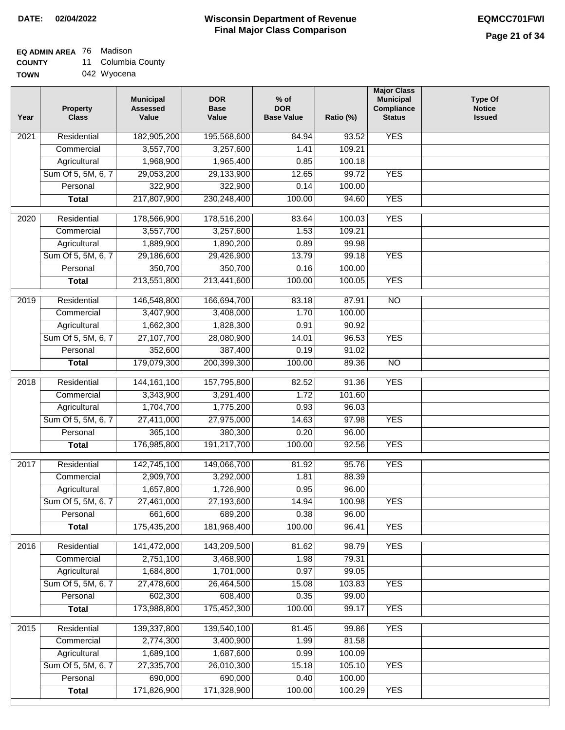**DATE:** 02/04/2022

# Wisconsin Department of Revenue
## Final Major Class Comparison

**EQMCC701FWI**

**EQ ADMIN AREA** 76 Madison
**COUNTY** 11 Columbia County
**TOWN** 042 Wyocena

| Year | Property Class | Municipal Assessed Value | DOR Base Value | % of DOR Base Value | Ratio (%) | Major Class Municipal Compliance Status | Type Of Notice Issued |
|---|---|---|---|---|---|---|---|
| 2021 | Residential | 182,905,200 | 195,568,600 | 84.94 | 93.52 | YES | |
| | Commercial | 3,557,700 | 3,257,600 | 1.41 | 109.21 | | |
| | Agricultural | 1,968,900 | 1,965,400 | 0.85 | 100.18 | | |
| | Sum Of 5, 5M, 6, 7 | 29,053,200 | 29,133,900 | 12.65 | 99.72 | YES | |
| | Personal | 322,900 | 322,900 | 0.14 | 100.00 | | |
| | **Total** | 217,807,900 | 230,248,400 | 100.00 | 94.60 | YES | |
| 2020 | Residential | 178,566,900 | 178,516,200 | 83.64 | 100.03 | YES | |
| | Commercial | 3,557,700 | 3,257,600 | 1.53 | 109.21 | | |
| | Agricultural | 1,889,900 | 1,890,200 | 0.89 | 99.98 | | |
| | Sum Of 5, 5M, 6, 7 | 29,186,600 | 29,426,900 | 13.79 | 99.18 | YES | |
| | Personal | 350,700 | 350,700 | 0.16 | 100.00 | | |
| | **Total** | 213,551,800 | 213,441,600 | 100.00 | 100.05 | YES | |
| 2019 | Residential | 146,548,800 | 166,694,700 | 83.18 | 87.91 | NO | |
| | Commercial | 3,407,900 | 3,408,000 | 1.70 | 100.00 | | |
| | Agricultural | 1,662,300 | 1,828,300 | 0.91 | 90.92 | | |
| | Sum Of 5, 5M, 6, 7 | 27,107,700 | 28,080,900 | 14.01 | 96.53 | YES | |
| | Personal | 352,600 | 387,400 | 0.19 | 91.02 | | |
| | **Total** | 179,079,300 | 200,399,300 | 100.00 | 89.36 | NO | |
| 2018 | Residential | 144,161,100 | 157,795,800 | 82.52 | 91.36 | YES | |
| | Commercial | 3,343,900 | 3,291,400 | 1.72 | 101.60 | | |
| | Agricultural | 1,704,700 | 1,775,200 | 0.93 | 96.03 | | |
| | Sum Of 5, 5M, 6, 7 | 27,411,000 | 27,975,000 | 14.63 | 97.98 | YES | |
| | Personal | 365,100 | 380,300 | 0.20 | 96.00 | | |
| | **Total** | 176,985,800 | 191,217,700 | 100.00 | 92.56 | YES | |
| 2017 | Residential | 142,745,100 | 149,066,700 | 81.92 | 95.76 | YES | |
| | Commercial | 2,909,700 | 3,292,000 | 1.81 | 88.39 | | |
| | Agricultural | 1,657,800 | 1,726,900 | 0.95 | 96.00 | | |
| | Sum Of 5, 5M, 6, 7 | 27,461,000 | 27,193,600 | 14.94 | 100.98 | YES | |
| | Personal | 661,600 | 689,200 | 0.38 | 96.00 | | |
| | **Total** | 175,435,200 | 181,968,400 | 100.00 | 96.41 | YES | |
| 2016 | Residential | 141,472,000 | 143,209,500 | 81.62 | 98.79 | YES | |
| | Commercial | 2,751,100 | 3,468,900 | 1.98 | 79.31 | | |
| | Agricultural | 1,684,800 | 1,701,000 | 0.97 | 99.05 | | |
| | Sum Of 5, 5M, 6, 7 | 27,478,600 | 26,464,500 | 15.08 | 103.83 | YES | |
| | Personal | 602,300 | 608,400 | 0.35 | 99.00 | | |
| | **Total** | 173,988,800 | 175,452,300 | 100.00 | 99.17 | YES | |
| 2015 | Residential | 139,337,800 | 139,540,100 | 81.45 | 99.86 | YES | |
| | Commercial | 2,774,300 | 3,400,900 | 1.99 | 81.58 | | |
| | Agricultural | 1,689,100 | 1,687,600 | 0.99 | 100.09 | | |
| | Sum Of 5, 5M, 6, 7 | 27,335,700 | 26,010,300 | 15.18 | 105.10 | YES | |
| | Personal | 690,000 | 690,000 | 0.40 | 100.00 | | |
| | **Total** | 171,826,900 | 171,328,900 | 100.00 | 100.29 | YES | |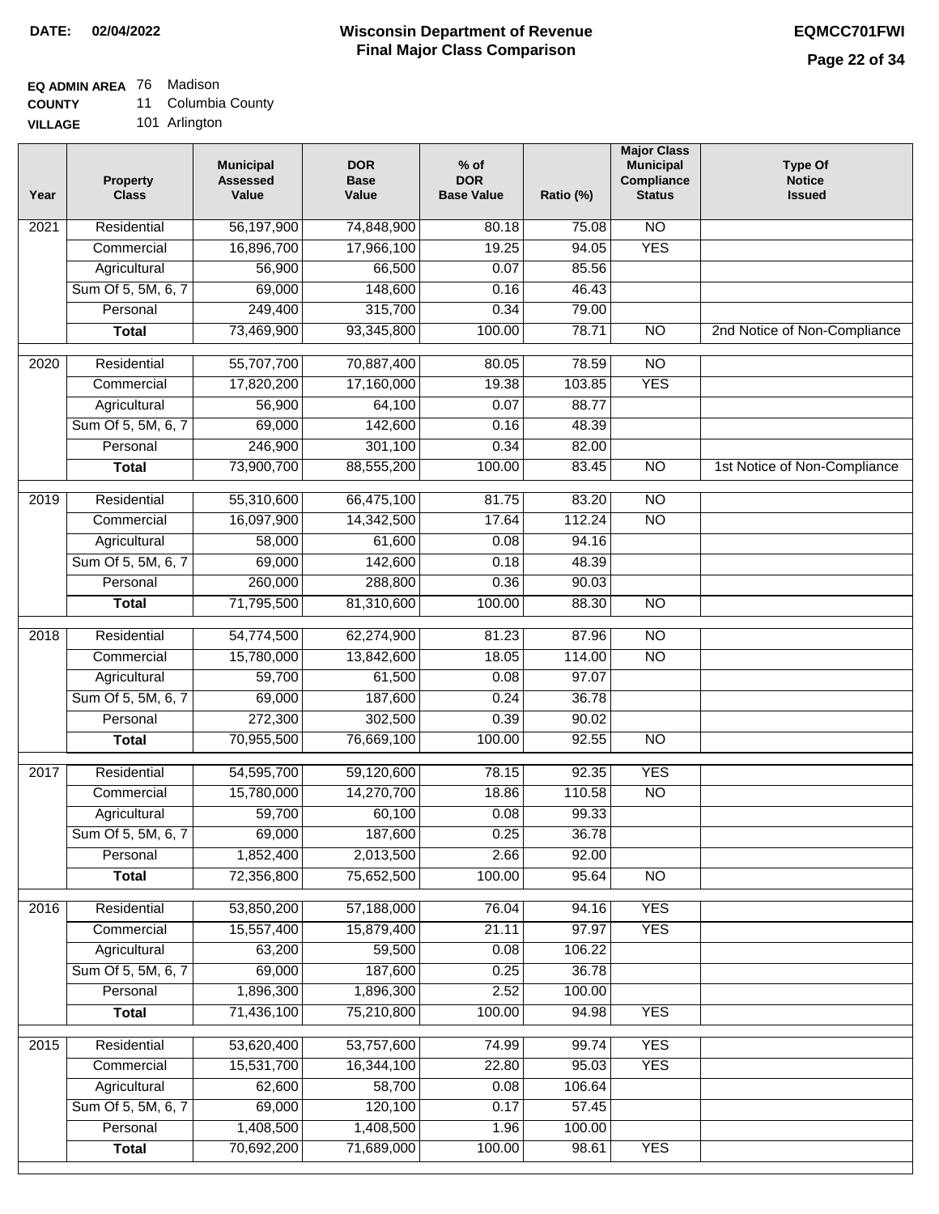**DATE:** 02/04/2022

# Wisconsin Department of Revenue
## Final Major Class Comparison

**EQMCC701FWI**

**EQ ADMIN AREA** 76 Madison
**COUNTY** 11 Columbia County
**VILLAGE** 101 Arlington

| Year | Property Class | Municipal Assessed Value | DOR Base Value | % of DOR Base Value | Ratio (%) | Major Class Municipal Compliance Status | Type Of Notice Issued |
|---|---|---|---|---|---|---|---|
| 2021 | Residential | 56,197,900 | 74,848,900 | 80.18 | 75.08 | NO | |
| | Commercial | 16,896,700 | 17,966,100 | 19.25 | 94.05 | YES | |
| | Agricultural | 56,900 | 66,500 | 0.07 | 85.56 | | |
| | Sum Of 5, 5M, 6, 7 | 69,000 | 148,600 | 0.16 | 46.43 | | |
| | Personal | 249,400 | 315,700 | 0.34 | 79.00 | | |
| | **Total** | 73,469,900 | 93,345,800 | 100.00 | 78.71 | NO | 2nd Notice of Non-Compliance |
| 2020 | Residential | 55,707,700 | 70,887,400 | 80.05 | 78.59 | NO | |
| | Commercial | 17,820,200 | 17,160,000 | 19.38 | 103.85 | YES | |
| | Agricultural | 56,900 | 64,100 | 0.07 | 88.77 | | |
| | Sum Of 5, 5M, 6, 7 | 69,000 | 142,600 | 0.16 | 48.39 | | |
| | Personal | 246,900 | 301,100 | 0.34 | 82.00 | | |
| | **Total** | 73,900,700 | 88,555,200 | 100.00 | 83.45 | NO | 1st Notice of Non-Compliance |
| 2019 | Residential | 55,310,600 | 66,475,100 | 81.75 | 83.20 | NO | |
| | Commercial | 16,097,900 | 14,342,500 | 17.64 | 112.24 | NO | |
| | Agricultural | 58,000 | 61,600 | 0.08 | 94.16 | | |
| | Sum Of 5, 5M, 6, 7 | 69,000 | 142,600 | 0.18 | 48.39 | | |
| | Personal | 260,000 | 288,800 | 0.36 | 90.03 | | |
| | **Total** | 71,795,500 | 81,310,600 | 100.00 | 88.30 | NO | |
| 2018 | Residential | 54,774,500 | 62,274,900 | 81.23 | 87.96 | NO | |
| | Commercial | 15,780,000 | 13,842,600 | 18.05 | 114.00 | NO | |
| | Agricultural | 59,700 | 61,500 | 0.08 | 97.07 | | |
| | Sum Of 5, 5M, 6, 7 | 69,000 | 187,600 | 0.24 | 36.78 | | |
| | Personal | 272,300 | 302,500 | 0.39 | 90.02 | | |
| | **Total** | 70,955,500 | 76,669,100 | 100.00 | 92.55 | NO | |
| 2017 | Residential | 54,595,700 | 59,120,600 | 78.15 | 92.35 | YES | |
| | Commercial | 15,780,000 | 14,270,700 | 18.86 | 110.58 | NO | |
| | Agricultural | 59,700 | 60,100 | 0.08 | 99.33 | | |
| | Sum Of 5, 5M, 6, 7 | 69,000 | 187,600 | 0.25 | 36.78 | | |
| | Personal | 1,852,400 | 2,013,500 | 2.66 | 92.00 | | |
| | **Total** | 72,356,800 | 75,652,500 | 100.00 | 95.64 | NO | |
| 2016 | Residential | 53,850,200 | 57,188,000 | 76.04 | 94.16 | YES | |
| | Commercial | 15,557,400 | 15,879,400 | 21.11 | 97.97 | YES | |
| | Agricultural | 63,200 | 59,500 | 0.08 | 106.22 | | |
| | Sum Of 5, 5M, 6, 7 | 69,000 | 187,600 | 0.25 | 36.78 | | |
| | Personal | 1,896,300 | 1,896,300 | 2.52 | 100.00 | | |
| | **Total** | 71,436,100 | 75,210,800 | 100.00 | 94.98 | YES | |
| 2015 | Residential | 53,620,400 | 53,757,600 | 74.99 | 99.74 | YES | |
| | Commercial | 15,531,700 | 16,344,100 | 22.80 | 95.03 | YES | |
| | Agricultural | 62,600 | 58,700 | 0.08 | 106.64 | | |
| | Sum Of 5, 5M, 6, 7 | 69,000 | 120,100 | 0.17 | 57.45 | | |
| | Personal | 1,408,500 | 1,408,500 | 1.96 | 100.00 | | |
| | **Total** | 70,692,200 | 71,689,000 | 100.00 | 98.61 | YES | |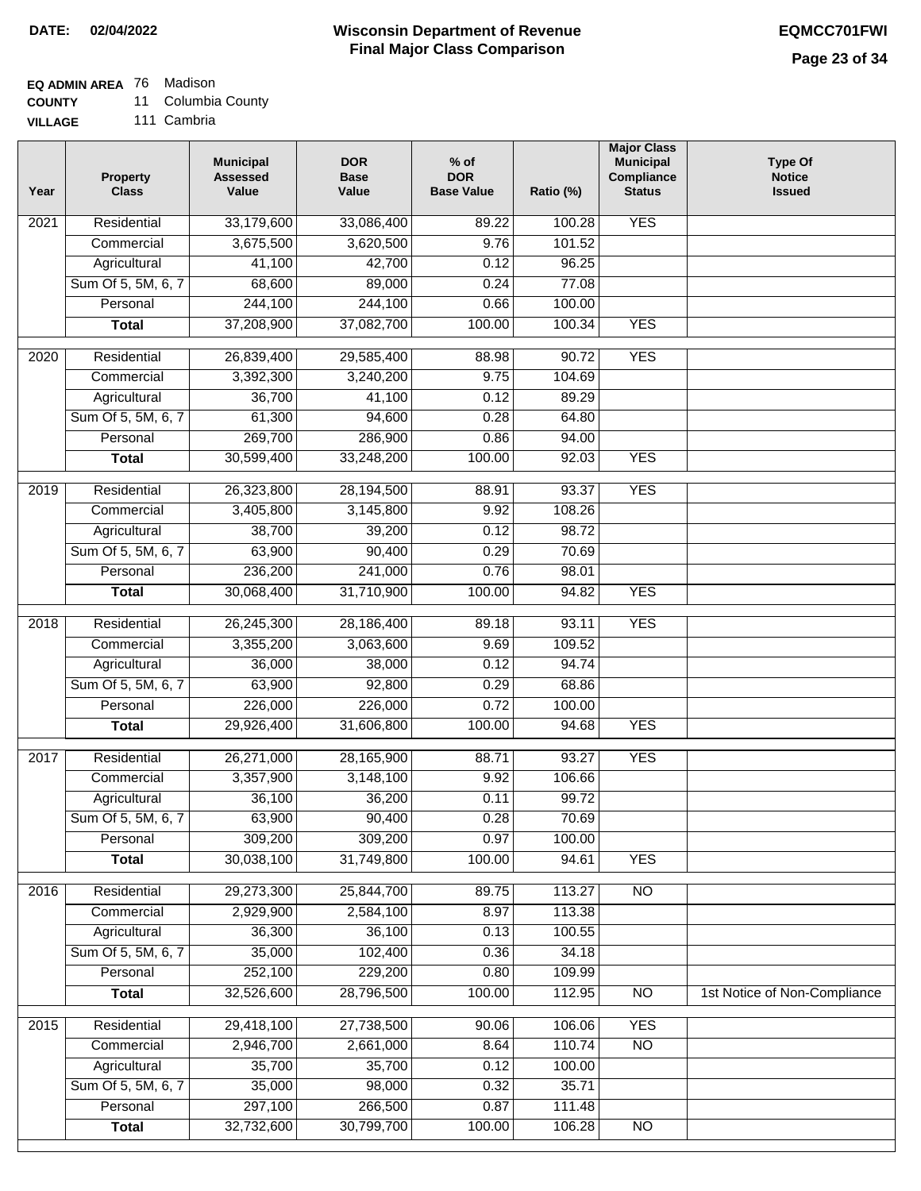**DATE:** 02/04/2022

# Wisconsin Department of Revenue
## Final Major Class Comparison

**EQMCC701FWI**

**EQ ADMIN AREA** 76 Madison
**COUNTY** 11 Columbia County
**VILLAGE** 111 Cambria

| Year | Property Class | Municipal Assessed Value | DOR Base Value | % of DOR Base Value | Ratio (%) | Major Class Municipal Compliance Status | Type Of Notice Issued |
|---|---|---|---|---|---|---|---|
| 2021 | Residential | 33,179,600 | 33,086,400 | 89.22 | 100.28 | YES | |
| | Commercial | 3,675,500 | 3,620,500 | 9.76 | 101.52 | | |
| | Agricultural | 41,100 | 42,700 | 0.12 | 96.25 | | |
| | Sum Of 5, 5M, 6, 7 | 68,600 | 89,000 | 0.24 | 77.08 | | |
| | Personal | 244,100 | 244,100 | 0.66 | 100.00 | | |
| | **Total** | 37,208,900 | 37,082,700 | 100.00 | 100.34 | YES | |
| 2020 | Residential | 26,839,400 | 29,585,400 | 88.98 | 90.72 | YES | |
| | Commercial | 3,392,300 | 3,240,200 | 9.75 | 104.69 | | |
| | Agricultural | 36,700 | 41,100 | 0.12 | 89.29 | | |
| | Sum Of 5, 5M, 6, 7 | 61,300 | 94,600 | 0.28 | 64.80 | | |
| | Personal | 269,700 | 286,900 | 0.86 | 94.00 | | |
| | **Total** | 30,599,400 | 33,248,200 | 100.00 | 92.03 | YES | |
| 2019 | Residential | 26,323,800 | 28,194,500 | 88.91 | 93.37 | YES | |
| | Commercial | 3,405,800 | 3,145,800 | 9.92 | 108.26 | | |
| | Agricultural | 38,700 | 39,200 | 0.12 | 98.72 | | |
| | Sum Of 5, 5M, 6, 7 | 63,900 | 90,400 | 0.29 | 70.69 | | |
| | Personal | 236,200 | 241,000 | 0.76 | 98.01 | | |
| | **Total** | 30,068,400 | 31,710,900 | 100.00 | 94.82 | YES | |
| 2018 | Residential | 26,245,300 | 28,186,400 | 89.18 | 93.11 | YES | |
| | Commercial | 3,355,200 | 3,063,600 | 9.69 | 109.52 | | |
| | Agricultural | 36,000 | 38,000 | 0.12 | 94.74 | | |
| | Sum Of 5, 5M, 6, 7 | 63,900 | 92,800 | 0.29 | 68.86 | | |
| | Personal | 226,000 | 226,000 | 0.72 | 100.00 | | |
| | **Total** | 29,926,400 | 31,606,800 | 100.00 | 94.68 | YES | |
| 2017 | Residential | 26,271,000 | 28,165,900 | 88.71 | 93.27 | YES | |
| | Commercial | 3,357,900 | 3,148,100 | 9.92 | 106.66 | | |
| | Agricultural | 36,100 | 36,200 | 0.11 | 99.72 | | |
| | Sum Of 5, 5M, 6, 7 | 63,900 | 90,400 | 0.28 | 70.69 | | |
| | Personal | 309,200 | 309,200 | 0.97 | 100.00 | | |
| | **Total** | 30,038,100 | 31,749,800 | 100.00 | 94.61 | YES | |
| 2016 | Residential | 29,273,300 | 25,844,700 | 89.75 | 113.27 | NO | |
| | Commercial | 2,929,900 | 2,584,100 | 8.97 | 113.38 | | |
| | Agricultural | 36,300 | 36,100 | 0.13 | 100.55 | | |
| | Sum Of 5, 5M, 6, 7 | 35,000 | 102,400 | 0.36 | 34.18 | | |
| | Personal | 252,100 | 229,200 | 0.80 | 109.99 | | |
| | **Total** | 32,526,600 | 28,796,500 | 100.00 | 112.95 | NO | 1st Notice of Non-Compliance |
| 2015 | Residential | 29,418,100 | 27,738,500 | 90.06 | 106.06 | YES | |
| | Commercial | 2,946,700 | 2,661,000 | 8.64 | 110.74 | NO | |
| | Agricultural | 35,700 | 35,700 | 0.12 | 100.00 | | |
| | Sum Of 5, 5M, 6, 7 | 35,000 | 98,000 | 0.32 | 35.71 | | |
| | Personal | 297,100 | 266,500 | 0.87 | 111.48 | | |
| | **Total** | 32,732,600 | 30,799,700 | 100.00 | 106.28 | NO | |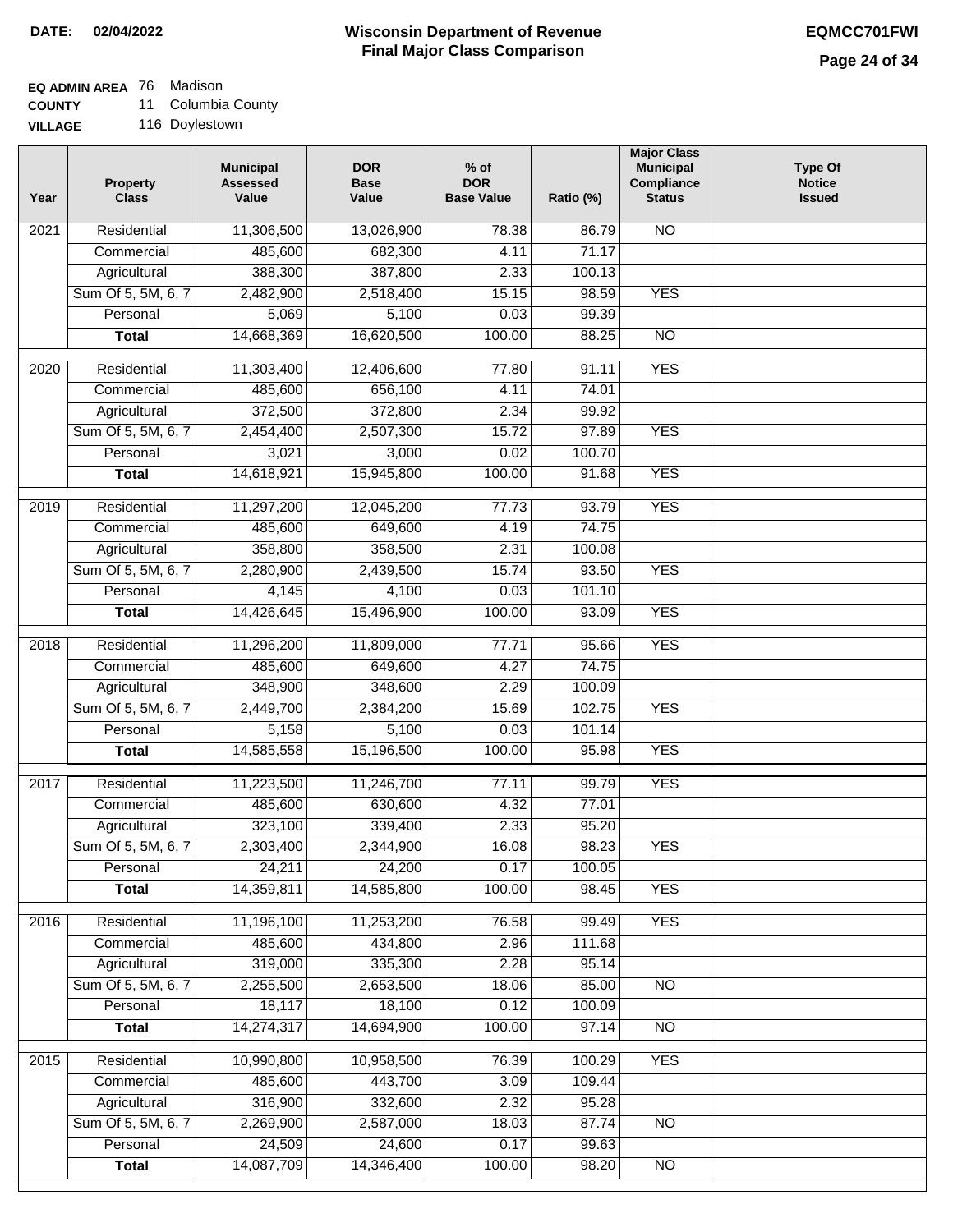**DATE: 02/04/2022**

# Wisconsin Department of Revenue
## Final Major Class Comparison

**EQMCC701FWI**

**EQ ADMIN AREA** 76 Madison
**COUNTY** 11 Columbia County
**VILLAGE** 116 Doylestown

| Year | Property Class | Municipal Assessed Value | DOR Base Value | % of DOR Base Value | Ratio (%) | Major Class Municipal Compliance Status | Type Of Notice Issued |
|---|---|---|---|---|---|---|---|
| 2021 | Residential | 11,306,500 | 13,026,900 | 78.38 | 86.79 | NO | |
| | Commercial | 485,600 | 682,300 | 4.11 | 71.17 | | |
| | Agricultural | 388,300 | 387,800 | 2.33 | 100.13 | | |
| | Sum Of 5, 5M, 6, 7 | 2,482,900 | 2,518,400 | 15.15 | 98.59 | YES | |
| | Personal | 5,069 | 5,100 | 0.03 | 99.39 | | |
| | **Total** | 14,668,369 | 16,620,500 | 100.00 | 88.25 | NO | |
| 2020 | Residential | 11,303,400 | 12,406,600 | 77.80 | 91.11 | YES | |
| | Commercial | 485,600 | 656,100 | 4.11 | 74.01 | | |
| | Agricultural | 372,500 | 372,800 | 2.34 | 99.92 | | |
| | Sum Of 5, 5M, 6, 7 | 2,454,400 | 2,507,300 | 15.72 | 97.89 | YES | |
| | Personal | 3,021 | 3,000 | 0.02 | 100.70 | | |
| | **Total** | 14,618,921 | 15,945,800 | 100.00 | 91.68 | YES | |
| 2019 | Residential | 11,297,200 | 12,045,200 | 77.73 | 93.79 | YES | |
| | Commercial | 485,600 | 649,600 | 4.19 | 74.75 | | |
| | Agricultural | 358,800 | 358,500 | 2.31 | 100.08 | | |
| | Sum Of 5, 5M, 6, 7 | 2,280,900 | 2,439,500 | 15.74 | 93.50 | YES | |
| | Personal | 4,145 | 4,100 | 0.03 | 101.10 | | |
| | **Total** | 14,426,645 | 15,496,900 | 100.00 | 93.09 | YES | |
| 2018 | Residential | 11,296,200 | 11,809,000 | 77.71 | 95.66 | YES | |
| | Commercial | 485,600 | 649,600 | 4.27 | 74.75 | | |
| | Agricultural | 348,900 | 348,600 | 2.29 | 100.09 | | |
| | Sum Of 5, 5M, 6, 7 | 2,449,700 | 2,384,200 | 15.69 | 102.75 | YES | |
| | Personal | 5,158 | 5,100 | 0.03 | 101.14 | | |
| | **Total** | 14,585,558 | 15,196,500 | 100.00 | 95.98 | YES | |
| 2017 | Residential | 11,223,500 | 11,246,700 | 77.11 | 99.79 | YES | |
| | Commercial | 485,600 | 630,600 | 4.32 | 77.01 | | |
| | Agricultural | 323,100 | 339,400 | 2.33 | 95.20 | | |
| | Sum Of 5, 5M, 6, 7 | 2,303,400 | 2,344,900 | 16.08 | 98.23 | YES | |
| | Personal | 24,211 | 24,200 | 0.17 | 100.05 | | |
| | **Total** | 14,359,811 | 14,585,800 | 100.00 | 98.45 | YES | |
| 2016 | Residential | 11,196,100 | 11,253,200 | 76.58 | 99.49 | YES | |
| | Commercial | 485,600 | 434,800 | 2.96 | 111.68 | | |
| | Agricultural | 319,000 | 335,300 | 2.28 | 95.14 | | |
| | Sum Of 5, 5M, 6, 7 | 2,255,500 | 2,653,500 | 18.06 | 85.00 | NO | |
| | Personal | 18,117 | 18,100 | 0.12 | 100.09 | | |
| | **Total** | 14,274,317 | 14,694,900 | 100.00 | 97.14 | NO | |
| 2015 | Residential | 10,990,800 | 10,958,500 | 76.39 | 100.29 | YES | |
| | Commercial | 485,600 | 443,700 | 3.09 | 109.44 | | |
| | Agricultural | 316,900 | 332,600 | 2.32 | 95.28 | | |
| | Sum Of 5, 5M, 6, 7 | 2,269,900 | 2,587,000 | 18.03 | 87.74 | NO | |
| | Personal | 24,509 | 24,600 | 0.17 | 99.63 | | |
| | **Total** | 14,087,709 | 14,346,400 | 100.00 | 98.20 | NO | |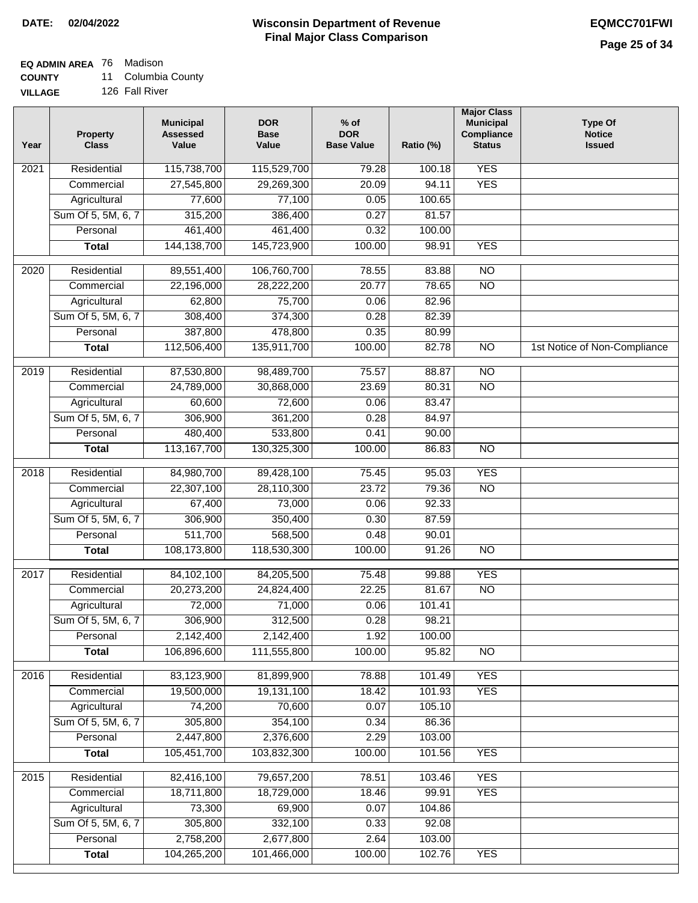**DATE:** 02/04/2022

# Wisconsin Department of Revenue
## Final Major Class Comparison

**EQMCC701FWI**

**EQ ADMIN AREA** 76 Madison
**COUNTY** 11 Columbia County
**VILLAGE** 126 Fall River

| Year | Property Class | Municipal Assessed Value | DOR Base Value | % of DOR Base Value | Ratio (%) | Major Class Municipal Compliance Status | Type Of Notice Issued |
|---|---|---|---|---|---|---|---|
| 2021 | Residential | 115,738,700 | 115,529,700 | 79.28 | 100.18 | YES | |
| | Commercial | 27,545,800 | 29,269,300 | 20.09 | 94.11 | YES | |
| | Agricultural | 77,600 | 77,100 | 0.05 | 100.65 | | |
| | Sum Of 5, 5M, 6, 7 | 315,200 | 386,400 | 0.27 | 81.57 | | |
| | Personal | 461,400 | 461,400 | 0.32 | 100.00 | | |
| | **Total** | 144,138,700 | 145,723,900 | 100.00 | 98.91 | YES | |
| 2020 | Residential | 89,551,400 | 106,760,700 | 78.55 | 83.88 | NO | |
| | Commercial | 22,196,000 | 28,222,200 | 20.77 | 78.65 | NO | |
| | Agricultural | 62,800 | 75,700 | 0.06 | 82.96 | | |
| | Sum Of 5, 5M, 6, 7 | 308,400 | 374,300 | 0.28 | 82.39 | | |
| | Personal | 387,800 | 478,800 | 0.35 | 80.99 | | |
| | **Total** | 112,506,400 | 135,911,700 | 100.00 | 82.78 | NO | 1st Notice of Non-Compliance |
| 2019 | Residential | 87,530,800 | 98,489,700 | 75.57 | 88.87 | NO | |
| | Commercial | 24,789,000 | 30,868,000 | 23.69 | 80.31 | NO | |
| | Agricultural | 60,600 | 72,600 | 0.06 | 83.47 | | |
| | Sum Of 5, 5M, 6, 7 | 306,900 | 361,200 | 0.28 | 84.97 | | |
| | Personal | 480,400 | 533,800 | 0.41 | 90.00 | | |
| | **Total** | 113,167,700 | 130,325,300 | 100.00 | 86.83 | NO | |
| 2018 | Residential | 84,980,700 | 89,428,100 | 75.45 | 95.03 | YES | |
| | Commercial | 22,307,100 | 28,110,300 | 23.72 | 79.36 | NO | |
| | Agricultural | 67,400 | 73,000 | 0.06 | 92.33 | | |
| | Sum Of 5, 5M, 6, 7 | 306,900 | 350,400 | 0.30 | 87.59 | | |
| | Personal | 511,700 | 568,500 | 0.48 | 90.01 | | |
| | **Total** | 108,173,800 | 118,530,300 | 100.00 | 91.26 | NO | |
| 2017 | Residential | 84,102,100 | 84,205,500 | 75.48 | 99.88 | YES | |
| | Commercial | 20,273,200 | 24,824,400 | 22.25 | 81.67 | NO | |
| | Agricultural | 72,000 | 71,000 | 0.06 | 101.41 | | |
| | Sum Of 5, 5M, 6, 7 | 306,900 | 312,500 | 0.28 | 98.21 | | |
| | Personal | 2,142,400 | 2,142,400 | 1.92 | 100.00 | | |
| | **Total** | 106,896,600 | 111,555,800 | 100.00 | 95.82 | NO | |
| 2016 | Residential | 83,123,900 | 81,899,900 | 78.88 | 101.49 | YES | |
| | Commercial | 19,500,000 | 19,131,100 | 18.42 | 101.93 | YES | |
| | Agricultural | 74,200 | 70,600 | 0.07 | 105.10 | | |
| | Sum Of 5, 5M, 6, 7 | 305,800 | 354,100 | 0.34 | 86.36 | | |
| | Personal | 2,447,800 | 2,376,600 | 2.29 | 103.00 | | |
| | **Total** | 105,451,700 | 103,832,300 | 100.00 | 101.56 | YES | |
| 2015 | Residential | 82,416,100 | 79,657,200 | 78.51 | 103.46 | YES | |
| | Commercial | 18,711,800 | 18,729,000 | 18.46 | 99.91 | YES | |
| | Agricultural | 73,300 | 69,900 | 0.07 | 104.86 | | |
| | Sum Of 5, 5M, 6, 7 | 305,800 | 332,100 | 0.33 | 92.08 | | |
| | Personal | 2,758,200 | 2,677,800 | 2.64 | 103.00 | | |
| | **Total** | 104,265,200 | 101,466,000 | 100.00 | 102.76 | YES | |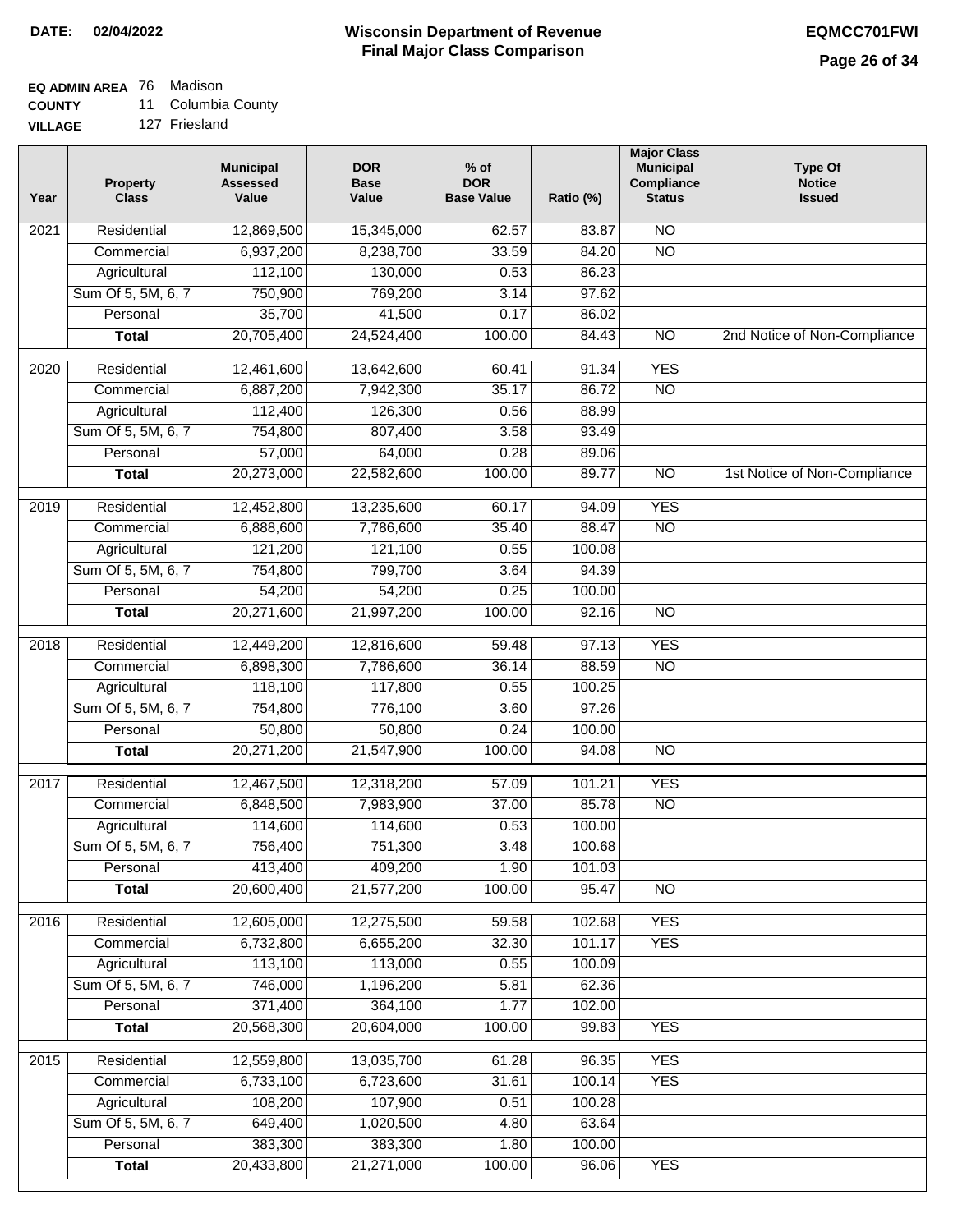**DATE: 02/04/2022**

# Wisconsin Department of Revenue
## Final Major Class Comparison

**EQMCC701FWI**

**EQ ADMIN AREA** 76 Madison
**COUNTY** 11 Columbia County
**VILLAGE** 127 Friesland

| Year | Property Class | Municipal Assessed Value | DOR Base Value | % of DOR Base Value | Ratio (%) | Major Class Municipal Compliance Status | Type Of Notice Issued |
|---|---|---|---|---|---|---|---|
| 2021 | Residential | 12,869,500 | 15,345,000 | 62.57 | 83.87 | NO | |
| | Commercial | 6,937,200 | 8,238,700 | 33.59 | 84.20 | NO | |
| | Agricultural | 112,100 | 130,000 | 0.53 | 86.23 | | |
| | Sum Of 5, 5M, 6, 7 | 750,900 | 769,200 | 3.14 | 97.62 | | |
| | Personal | 35,700 | 41,500 | 0.17 | 86.02 | | |
| | **Total** | 20,705,400 | 24,524,400 | 100.00 | 84.43 | NO | 2nd Notice of Non-Compliance |
| 2020 | Residential | 12,461,600 | 13,642,600 | 60.41 | 91.34 | YES | |
| | Commercial | 6,887,200 | 7,942,300 | 35.17 | 86.72 | NO | |
| | Agricultural | 112,400 | 126,300 | 0.56 | 88.99 | | |
| | Sum Of 5, 5M, 6, 7 | 754,800 | 807,400 | 3.58 | 93.49 | | |
| | Personal | 57,000 | 64,000 | 0.28 | 89.06 | | |
| | **Total** | 20,273,000 | 22,582,600 | 100.00 | 89.77 | NO | 1st Notice of Non-Compliance |
| 2019 | Residential | 12,452,800 | 13,235,600 | 60.17 | 94.09 | YES | |
| | Commercial | 6,888,600 | 7,786,600 | 35.40 | 88.47 | NO | |
| | Agricultural | 121,200 | 121,100 | 0.55 | 100.08 | | |
| | Sum Of 5, 5M, 6, 7 | 754,800 | 799,700 | 3.64 | 94.39 | | |
| | Personal | 54,200 | 54,200 | 0.25 | 100.00 | | |
| | **Total** | 20,271,600 | 21,997,200 | 100.00 | 92.16 | NO | |
| 2018 | Residential | 12,449,200 | 12,816,600 | 59.48 | 97.13 | YES | |
| | Commercial | 6,898,300 | 7,786,600 | 36.14 | 88.59 | NO | |
| | Agricultural | 118,100 | 117,800 | 0.55 | 100.25 | | |
| | Sum Of 5, 5M, 6, 7 | 754,800 | 776,100 | 3.60 | 97.26 | | |
| | Personal | 50,800 | 50,800 | 0.24 | 100.00 | | |
| | **Total** | 20,271,200 | 21,547,900 | 100.00 | 94.08 | NO | |
| 2017 | Residential | 12,467,500 | 12,318,200 | 57.09 | 101.21 | YES | |
| | Commercial | 6,848,500 | 7,983,900 | 37.00 | 85.78 | NO | |
| | Agricultural | 114,600 | 114,600 | 0.53 | 100.00 | | |
| | Sum Of 5, 5M, 6, 7 | 756,400 | 751,300 | 3.48 | 100.68 | | |
| | Personal | 413,400 | 409,200 | 1.90 | 101.03 | | |
| | **Total** | 20,600,400 | 21,577,200 | 100.00 | 95.47 | NO | |
| 2016 | Residential | 12,605,000 | 12,275,500 | 59.58 | 102.68 | YES | |
| | Commercial | 6,732,800 | 6,655,200 | 32.30 | 101.17 | YES | |
| | Agricultural | 113,100 | 113,000 | 0.55 | 100.09 | | |
| | Sum Of 5, 5M, 6, 7 | 746,000 | 1,196,200 | 5.81 | 62.36 | | |
| | Personal | 371,400 | 364,100 | 1.77 | 102.00 | | |
| | **Total** | 20,568,300 | 20,604,000 | 100.00 | 99.83 | YES | |
| 2015 | Residential | 12,559,800 | 13,035,700 | 61.28 | 96.35 | YES | |
| | Commercial | 6,733,100 | 6,723,600 | 31.61 | 100.14 | YES | |
| | Agricultural | 108,200 | 107,900 | 0.51 | 100.28 | | |
| | Sum Of 5, 5M, 6, 7 | 649,400 | 1,020,500 | 4.80 | 63.64 | | |
| | Personal | 383,300 | 383,300 | 1.80 | 100.00 | | |
| | **Total** | 20,433,800 | 21,271,000 | 100.00 | 96.06 | YES | |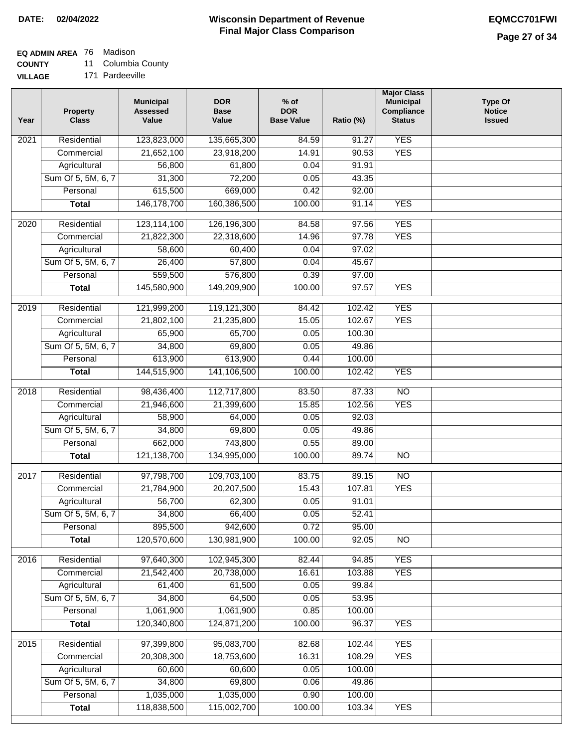**DATE: 02/04/2022**

# Wisconsin Department of Revenue
## Final Major Class Comparison

**EQMCC701FWI**

**EQ ADMIN AREA** 76 Madison
**COUNTY** 11 Columbia County
**VILLAGE** 171 Pardeeville

| Year | Property Class | Municipal Assessed Value | DOR Base Value | % of DOR Base Value | Ratio (%) | Major Class Municipal Compliance Status | Type Of Notice Issued |
|---|---|---|---|---|---|---|---|
| 2021 | Residential | 123,823,000 | 135,665,300 | 84.59 | 91.27 | YES | |
| | Commercial | 21,652,100 | 23,918,200 | 14.91 | 90.53 | YES | |
| | Agricultural | 56,800 | 61,800 | 0.04 | 91.91 | | |
| | Sum Of 5, 5M, 6, 7 | 31,300 | 72,200 | 0.05 | 43.35 | | |
| | Personal | 615,500 | 669,000 | 0.42 | 92.00 | | |
| | **Total** | 146,178,700 | 160,386,500 | 100.00 | 91.14 | YES | |
| 2020 | Residential | 123,114,100 | 126,196,300 | 84.58 | 97.56 | YES | |
| | Commercial | 21,822,300 | 22,318,600 | 14.96 | 97.78 | YES | |
| | Agricultural | 58,600 | 60,400 | 0.04 | 97.02 | | |
| | Sum Of 5, 5M, 6, 7 | 26,400 | 57,800 | 0.04 | 45.67 | | |
| | Personal | 559,500 | 576,800 | 0.39 | 97.00 | | |
| | **Total** | 145,580,900 | 149,209,900 | 100.00 | 97.57 | YES | |
| 2019 | Residential | 121,999,200 | 119,121,300 | 84.42 | 102.42 | YES | |
| | Commercial | 21,802,100 | 21,235,800 | 15.05 | 102.67 | YES | |
| | Agricultural | 65,900 | 65,700 | 0.05 | 100.30 | | |
| | Sum Of 5, 5M, 6, 7 | 34,800 | 69,800 | 0.05 | 49.86 | | |
| | Personal | 613,900 | 613,900 | 0.44 | 100.00 | | |
| | **Total** | 144,515,900 | 141,106,500 | 100.00 | 102.42 | YES | |
| 2018 | Residential | 98,436,400 | 112,717,800 | 83.50 | 87.33 | NO | |
| | Commercial | 21,946,600 | 21,399,600 | 15.85 | 102.56 | YES | |
| | Agricultural | 58,900 | 64,000 | 0.05 | 92.03 | | |
| | Sum Of 5, 5M, 6, 7 | 34,800 | 69,800 | 0.05 | 49.86 | | |
| | Personal | 662,000 | 743,800 | 0.55 | 89.00 | | |
| | **Total** | 121,138,700 | 134,995,000 | 100.00 | 89.74 | NO | |
| 2017 | Residential | 97,798,700 | 109,703,100 | 83.75 | 89.15 | NO | |
| | Commercial | 21,784,900 | 20,207,500 | 15.43 | 107.81 | YES | |
| | Agricultural | 56,700 | 62,300 | 0.05 | 91.01 | | |
| | Sum Of 5, 5M, 6, 7 | 34,800 | 66,400 | 0.05 | 52.41 | | |
| | Personal | 895,500 | 942,600 | 0.72 | 95.00 | | |
| | **Total** | 120,570,600 | 130,981,900 | 100.00 | 92.05 | NO | |
| 2016 | Residential | 97,640,300 | 102,945,300 | 82.44 | 94.85 | YES | |
| | Commercial | 21,542,400 | 20,738,000 | 16.61 | 103.88 | YES | |
| | Agricultural | 61,400 | 61,500 | 0.05 | 99.84 | | |
| | Sum Of 5, 5M, 6, 7 | 34,800 | 64,500 | 0.05 | 53.95 | | |
| | Personal | 1,061,900 | 1,061,900 | 0.85 | 100.00 | | |
| | **Total** | 120,340,800 | 124,871,200 | 100.00 | 96.37 | YES | |
| 2015 | Residential | 97,399,800 | 95,083,700 | 82.68 | 102.44 | YES | |
| | Commercial | 20,308,300 | 18,753,600 | 16.31 | 108.29 | YES | |
| | Agricultural | 60,600 | 60,600 | 0.05 | 100.00 | | |
| | Sum Of 5, 5M, 6, 7 | 34,800 | 69,800 | 0.06 | 49.86 | | |
| | Personal | 1,035,000 | 1,035,000 | 0.90 | 100.00 | | |
| | **Total** | 118,838,500 | 115,002,700 | 100.00 | 103.34 | YES | |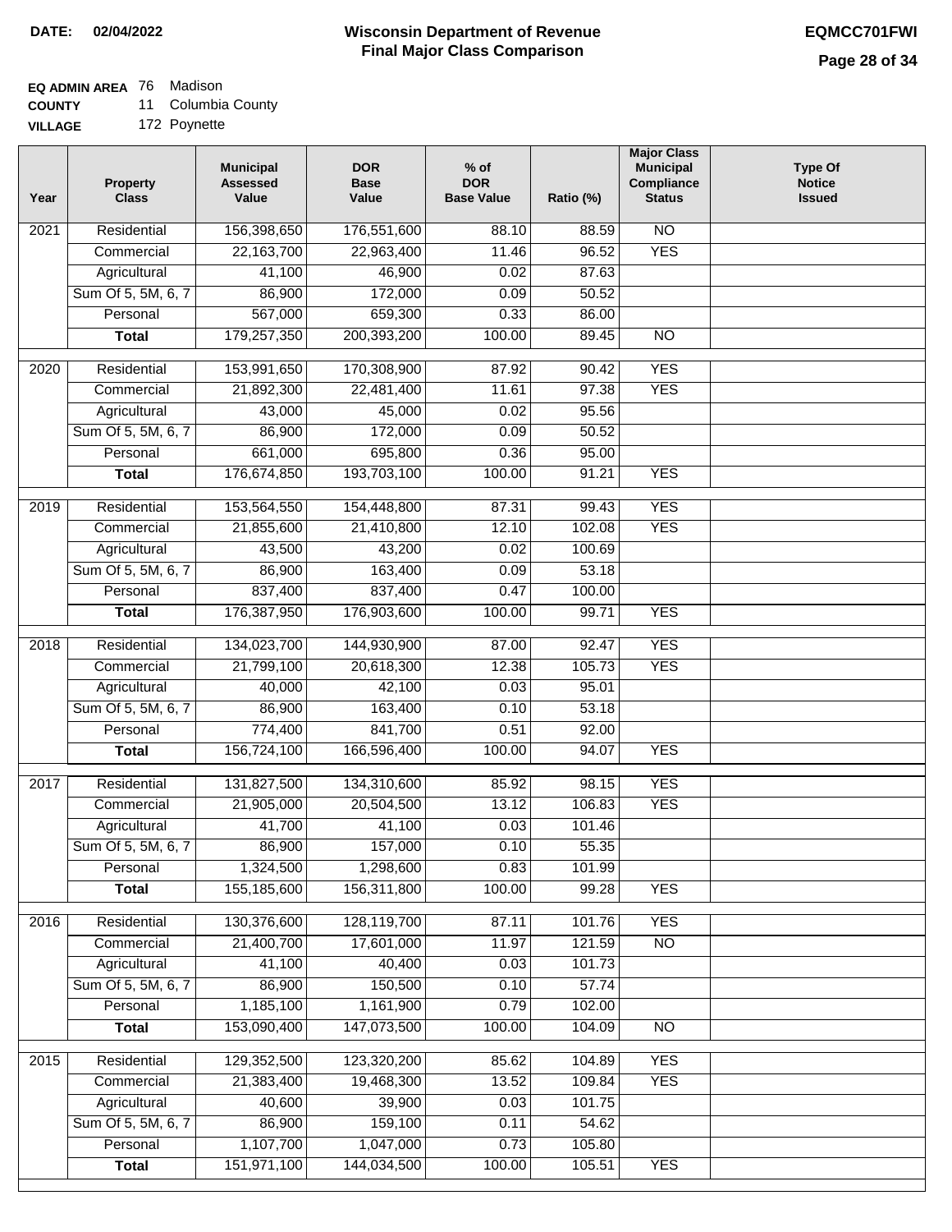**DATE: 02/04/2022**

# Wisconsin Department of Revenue
## Final Major Class Comparison

**EQMCC701FWI**

**EQ ADMIN AREA** 76 Madison
**COUNTY** 11 Columbia County
**VILLAGE** 172 Poynette

| Year | Property Class | Municipal Assessed Value | DOR Base Value | % of DOR Base Value | Ratio (%) | Major Class Municipal Compliance Status | Type Of Notice Issued |
|---|---|---|---|---|---|---|---|
| 2021 | Residential | 156,398,650 | 176,551,600 | 88.10 | 88.59 | NO | |
| | Commercial | 22,163,700 | 22,963,400 | 11.46 | 96.52 | YES | |
| | Agricultural | 41,100 | 46,900 | 0.02 | 87.63 | | |
| | Sum Of 5, 5M, 6, 7 | 86,900 | 172,000 | 0.09 | 50.52 | | |
| | Personal | 567,000 | 659,300 | 0.33 | 86.00 | | |
| | **Total** | 179,257,350 | 200,393,200 | 100.00 | 89.45 | NO | |
| 2020 | Residential | 153,991,650 | 170,308,900 | 87.92 | 90.42 | YES | |
| | Commercial | 21,892,300 | 22,481,400 | 11.61 | 97.38 | YES | |
| | Agricultural | 43,000 | 45,000 | 0.02 | 95.56 | | |
| | Sum Of 5, 5M, 6, 7 | 86,900 | 172,000 | 0.09 | 50.52 | | |
| | Personal | 661,000 | 695,800 | 0.36 | 95.00 | | |
| | **Total** | 176,674,850 | 193,703,100 | 100.00 | 91.21 | YES | |
| 2019 | Residential | 153,564,550 | 154,448,800 | 87.31 | 99.43 | YES | |
| | Commercial | 21,855,600 | 21,410,800 | 12.10 | 102.08 | YES | |
| | Agricultural | 43,500 | 43,200 | 0.02 | 100.69 | | |
| | Sum Of 5, 5M, 6, 7 | 86,900 | 163,400 | 0.09 | 53.18 | | |
| | Personal | 837,400 | 837,400 | 0.47 | 100.00 | | |
| | **Total** | 176,387,950 | 176,903,600 | 100.00 | 99.71 | YES | |
| 2018 | Residential | 134,023,700 | 144,930,900 | 87.00 | 92.47 | YES | |
| | Commercial | 21,799,100 | 20,618,300 | 12.38 | 105.73 | YES | |
| | Agricultural | 40,000 | 42,100 | 0.03 | 95.01 | | |
| | Sum Of 5, 5M, 6, 7 | 86,900 | 163,400 | 0.10 | 53.18 | | |
| | Personal | 774,400 | 841,700 | 0.51 | 92.00 | | |
| | **Total** | 156,724,100 | 166,596,400 | 100.00 | 94.07 | YES | |
| 2017 | Residential | 131,827,500 | 134,310,600 | 85.92 | 98.15 | YES | |
| | Commercial | 21,905,000 | 20,504,500 | 13.12 | 106.83 | YES | |
| | Agricultural | 41,700 | 41,100 | 0.03 | 101.46 | | |
| | Sum Of 5, 5M, 6, 7 | 86,900 | 157,000 | 0.10 | 55.35 | | |
| | Personal | 1,324,500 | 1,298,600 | 0.83 | 101.99 | | |
| | **Total** | 155,185,600 | 156,311,800 | 100.00 | 99.28 | YES | |
| 2016 | Residential | 130,376,600 | 128,119,700 | 87.11 | 101.76 | YES | |
| | Commercial | 21,400,700 | 17,601,000 | 11.97 | 121.59 | NO | |
| | Agricultural | 41,100 | 40,400 | 0.03 | 101.73 | | |
| | Sum Of 5, 5M, 6, 7 | 86,900 | 150,500 | 0.10 | 57.74 | | |
| | Personal | 1,185,100 | 1,161,900 | 0.79 | 102.00 | | |
| | **Total** | 153,090,400 | 147,073,500 | 100.00 | 104.09 | NO | |
| 2015 | Residential | 129,352,500 | 123,320,200 | 85.62 | 104.89 | YES | |
| | Commercial | 21,383,400 | 19,468,300 | 13.52 | 109.84 | YES | |
| | Agricultural | 40,600 | 39,900 | 0.03 | 101.75 | | |
| | Sum Of 5, 5M, 6, 7 | 86,900 | 159,100 | 0.11 | 54.62 | | |
| | Personal | 1,107,700 | 1,047,000 | 0.73 | 105.80 | | |
| | **Total** | 151,971,100 | 144,034,500 | 100.00 | 105.51 | YES | |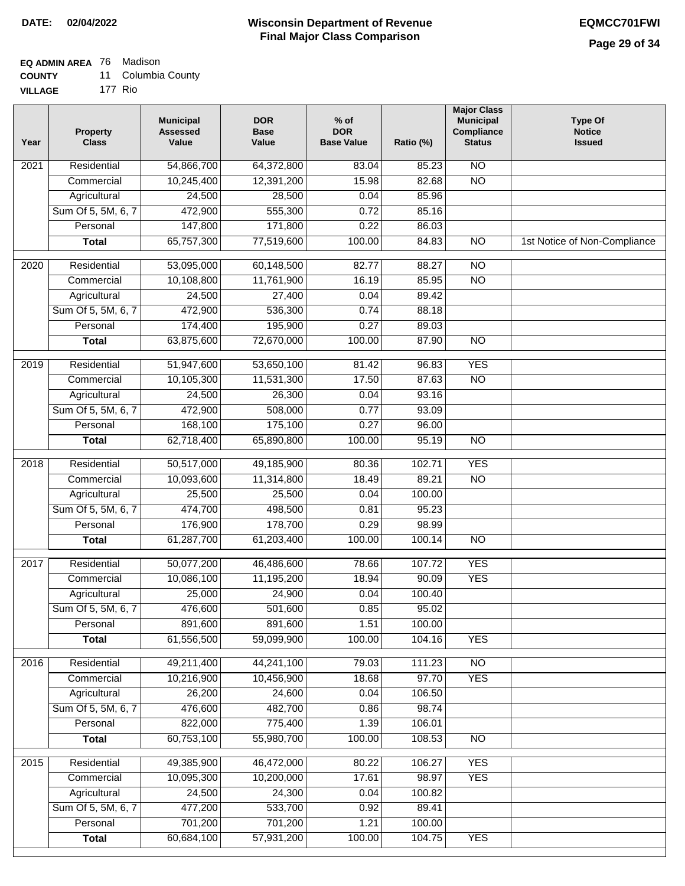**DATE:** 02/04/2022

# Wisconsin Department of Revenue
## Final Major Class Comparison

**EQMCC701FWI**

**EQ ADMIN AREA** 76 Madison
**COUNTY** 11 Columbia County
**VILLAGE** 177 Rio

| Year | Property Class | Municipal Assessed Value | DOR Base Value | % of DOR Base Value | Ratio (%) | Major Class Municipal Compliance Status | Type Of Notice Issued |
|---|---|---|---|---|---|---|---|
| 2021 | Residential | 54,866,700 | 64,372,800 | 83.04 | 85.23 | NO | |
| | Commercial | 10,245,400 | 12,391,200 | 15.98 | 82.68 | NO | |
| | Agricultural | 24,500 | 28,500 | 0.04 | 85.96 | | |
| | Sum Of 5, 5M, 6, 7 | 472,900 | 555,300 | 0.72 | 85.16 | | |
| | Personal | 147,800 | 171,800 | 0.22 | 86.03 | | |
| | **Total** | 65,757,300 | 77,519,600 | 100.00 | 84.83 | NO | 1st Notice of Non-Compliance |
| 2020 | Residential | 53,095,000 | 60,148,500 | 82.77 | 88.27 | NO | |
| | Commercial | 10,108,800 | 11,761,900 | 16.19 | 85.95 | NO | |
| | Agricultural | 24,500 | 27,400 | 0.04 | 89.42 | | |
| | Sum Of 5, 5M, 6, 7 | 472,900 | 536,300 | 0.74 | 88.18 | | |
| | Personal | 174,400 | 195,900 | 0.27 | 89.03 | | |
| | **Total** | 63,875,600 | 72,670,000 | 100.00 | 87.90 | NO | |
| 2019 | Residential | 51,947,600 | 53,650,100 | 81.42 | 96.83 | YES | |
| | Commercial | 10,105,300 | 11,531,300 | 17.50 | 87.63 | NO | |
| | Agricultural | 24,500 | 26,300 | 0.04 | 93.16 | | |
| | Sum Of 5, 5M, 6, 7 | 472,900 | 508,000 | 0.77 | 93.09 | | |
| | Personal | 168,100 | 175,100 | 0.27 | 96.00 | | |
| | **Total** | 62,718,400 | 65,890,800 | 100.00 | 95.19 | NO | |
| 2018 | Residential | 50,517,000 | 49,185,900 | 80.36 | 102.71 | YES | |
| | Commercial | 10,093,600 | 11,314,800 | 18.49 | 89.21 | NO | |
| | Agricultural | 25,500 | 25,500 | 0.04 | 100.00 | | |
| | Sum Of 5, 5M, 6, 7 | 474,700 | 498,500 | 0.81 | 95.23 | | |
| | Personal | 176,900 | 178,700 | 0.29 | 98.99 | | |
| | **Total** | 61,287,700 | 61,203,400 | 100.00 | 100.14 | NO | |
| 2017 | Residential | 50,077,200 | 46,486,600 | 78.66 | 107.72 | YES | |
| | Commercial | 10,086,100 | 11,195,200 | 18.94 | 90.09 | YES | |
| | Agricultural | 25,000 | 24,900 | 0.04 | 100.40 | | |
| | Sum Of 5, 5M, 6, 7 | 476,600 | 501,600 | 0.85 | 95.02 | | |
| | Personal | 891,600 | 891,600 | 1.51 | 100.00 | | |
| | **Total** | 61,556,500 | 59,099,900 | 100.00 | 104.16 | YES | |
| 2016 | Residential | 49,211,400 | 44,241,100 | 79.03 | 111.23 | NO | |
| | Commercial | 10,216,900 | 10,456,900 | 18.68 | 97.70 | YES | |
| | Agricultural | 26,200 | 24,600 | 0.04 | 106.50 | | |
| | Sum Of 5, 5M, 6, 7 | 476,600 | 482,700 | 0.86 | 98.74 | | |
| | Personal | 822,000 | 775,400 | 1.39 | 106.01 | | |
| | **Total** | 60,753,100 | 55,980,700 | 100.00 | 108.53 | NO | |
| 2015 | Residential | 49,385,900 | 46,472,000 | 80.22 | 106.27 | YES | |
| | Commercial | 10,095,300 | 10,200,000 | 17.61 | 98.97 | YES | |
| | Agricultural | 24,500 | 24,300 | 0.04 | 100.82 | | |
| | Sum Of 5, 5M, 6, 7 | 477,200 | 533,700 | 0.92 | 89.41 | | |
| | Personal | 701,200 | 701,200 | 1.21 | 100.00 | | |
| | **Total** | 60,684,100 | 57,931,200 | 100.00 | 104.75 | YES | |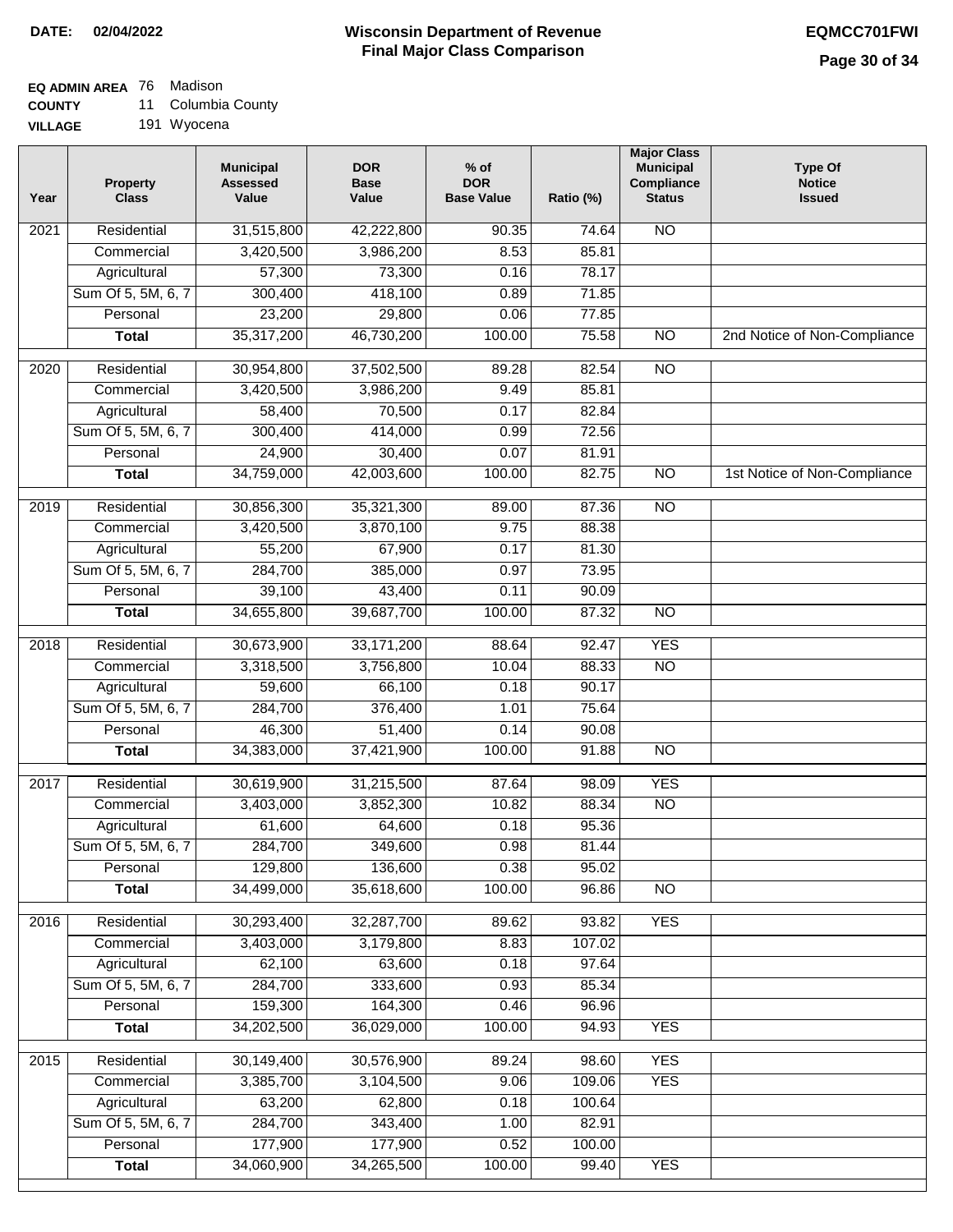**DATE:** 02/04/2022

# Wisconsin Department of Revenue
## Final Major Class Comparison

**EQMCC701FWI**

**EQ ADMIN AREA** 76 Madison
**COUNTY** 11 Columbia County
**VILLAGE** 191 Wyocena

| Year | Property Class | Municipal Assessed Value | DOR Base Value | % of DOR Base Value | Ratio (%) | Major Class Municipal Compliance Status | Type Of Notice Issued |
|---|---|---|---|---|---|---|---|
| 2021 | Residential | 31,515,800 | 42,222,800 | 90.35 | 74.64 | NO | |
| | Commercial | 3,420,500 | 3,986,200 | 8.53 | 85.81 | | |
| | Agricultural | 57,300 | 73,300 | 0.16 | 78.17 | | |
| | Sum Of 5, 5M, 6, 7 | 300,400 | 418,100 | 0.89 | 71.85 | | |
| | Personal | 23,200 | 29,800 | 0.06 | 77.85 | | |
| | **Total** | 35,317,200 | 46,730,200 | 100.00 | 75.58 | NO | 2nd Notice of Non-Compliance |
| 2020 | Residential | 30,954,800 | 37,502,500 | 89.28 | 82.54 | NO | |
| | Commercial | 3,420,500 | 3,986,200 | 9.49 | 85.81 | | |
| | Agricultural | 58,400 | 70,500 | 0.17 | 82.84 | | |
| | Sum Of 5, 5M, 6, 7 | 300,400 | 414,000 | 0.99 | 72.56 | | |
| | Personal | 24,900 | 30,400 | 0.07 | 81.91 | | |
| | **Total** | 34,759,000 | 42,003,600 | 100.00 | 82.75 | NO | 1st Notice of Non-Compliance |
| 2019 | Residential | 30,856,300 | 35,321,300 | 89.00 | 87.36 | NO | |
| | Commercial | 3,420,500 | 3,870,100 | 9.75 | 88.38 | | |
| | Agricultural | 55,200 | 67,900 | 0.17 | 81.30 | | |
| | Sum Of 5, 5M, 6, 7 | 284,700 | 385,000 | 0.97 | 73.95 | | |
| | Personal | 39,100 | 43,400 | 0.11 | 90.09 | | |
| | **Total** | 34,655,800 | 39,687,700 | 100.00 | 87.32 | NO | |
| 2018 | Residential | 30,673,900 | 33,171,200 | 88.64 | 92.47 | YES | |
| | Commercial | 3,318,500 | 3,756,800 | 10.04 | 88.33 | NO | |
| | Agricultural | 59,600 | 66,100 | 0.18 | 90.17 | | |
| | Sum Of 5, 5M, 6, 7 | 284,700 | 376,400 | 1.01 | 75.64 | | |
| | Personal | 46,300 | 51,400 | 0.14 | 90.08 | | |
| | **Total** | 34,383,000 | 37,421,900 | 100.00 | 91.88 | NO | |
| 2017 | Residential | 30,619,900 | 31,215,500 | 87.64 | 98.09 | YES | |
| | Commercial | 3,403,000 | 3,852,300 | 10.82 | 88.34 | NO | |
| | Agricultural | 61,600 | 64,600 | 0.18 | 95.36 | | |
| | Sum Of 5, 5M, 6, 7 | 284,700 | 349,600 | 0.98 | 81.44 | | |
| | Personal | 129,800 | 136,600 | 0.38 | 95.02 | | |
| | **Total** | 34,499,000 | 35,618,600 | 100.00 | 96.86 | NO | |
| 2016 | Residential | 30,293,400 | 32,287,700 | 89.62 | 93.82 | YES | |
| | Commercial | 3,403,000 | 3,179,800 | 8.83 | 107.02 | | |
| | Agricultural | 62,100 | 63,600 | 0.18 | 97.64 | | |
| | Sum Of 5, 5M, 6, 7 | 284,700 | 333,600 | 0.93 | 85.34 | | |
| | Personal | 159,300 | 164,300 | 0.46 | 96.96 | | |
| | **Total** | 34,202,500 | 36,029,000 | 100.00 | 94.93 | YES | |
| 2015 | Residential | 30,149,400 | 30,576,900 | 89.24 | 98.60 | YES | |
| | Commercial | 3,385,700 | 3,104,500 | 9.06 | 109.06 | YES | |
| | Agricultural | 63,200 | 62,800 | 0.18 | 100.64 | | |
| | Sum Of 5, 5M, 6, 7 | 284,700 | 343,400 | 1.00 | 82.91 | | |
| | Personal | 177,900 | 177,900 | 0.52 | 100.00 | | |
| | **Total** | 34,060,900 | 34,265,500 | 100.00 | 99.40 | YES | |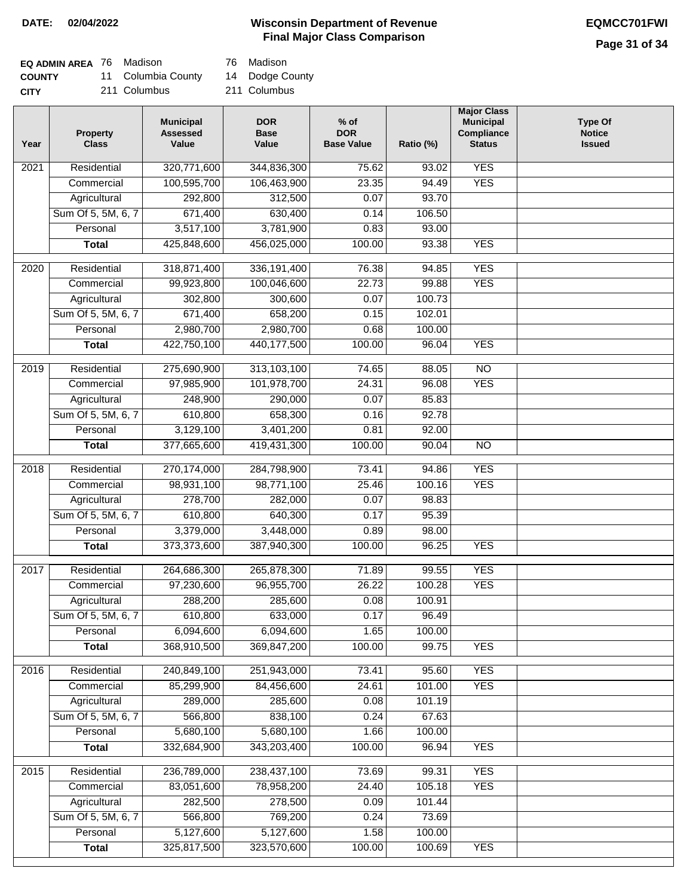**DATE:** 02/04/2022

# Wisconsin Department of Revenue
## Final Major Class Comparison

**EQMCC701FWI**

| | | | | |
|---|---|---|---|---|
| **EQ ADMIN AREA** | 76 | Madison | 76 | Madison |
| **COUNTY** | 11 | Columbia County | 14 | Dodge County |
| **CITY** | | 211 Columbus | | 211 Columbus |

| Year | Property Class | Municipal Assessed Value | DOR Base Value | % of DOR Base Value | Ratio (%) | Major Class Municipal Compliance Status | Type Of Notice Issued |
|---|---|---|---|---|---|---|---|
| 2021 | Residential | 320,771,600 | 344,836,300 | 75.62 | 93.02 | YES | |
| | Commercial | 100,595,700 | 106,463,900 | 23.35 | 94.49 | YES | |
| | Agricultural | 292,800 | 312,500 | 0.07 | 93.70 | | |
| | Sum Of 5, 5M, 6, 7 | 671,400 | 630,400 | 0.14 | 106.50 | | |
| | Personal | 3,517,100 | 3,781,900 | 0.83 | 93.00 | | |
| | **Total** | 425,848,600 | 456,025,000 | 100.00 | 93.38 | YES | |
| 2020 | Residential | 318,871,400 | 336,191,400 | 76.38 | 94.85 | YES | |
| | Commercial | 99,923,800 | 100,046,600 | 22.73 | 99.88 | YES | |
| | Agricultural | 302,800 | 300,600 | 0.07 | 100.73 | | |
| | Sum Of 5, 5M, 6, 7 | 671,400 | 658,200 | 0.15 | 102.01 | | |
| | Personal | 2,980,700 | 2,980,700 | 0.68 | 100.00 | | |
| | **Total** | 422,750,100 | 440,177,500 | 100.00 | 96.04 | YES | |
| 2019 | Residential | 275,690,900 | 313,103,100 | 74.65 | 88.05 | NO | |
| | Commercial | 97,985,900 | 101,978,700 | 24.31 | 96.08 | YES | |
| | Agricultural | 248,900 | 290,000 | 0.07 | 85.83 | | |
| | Sum Of 5, 5M, 6, 7 | 610,800 | 658,300 | 0.16 | 92.78 | | |
| | Personal | 3,129,100 | 3,401,200 | 0.81 | 92.00 | | |
| | **Total** | 377,665,600 | 419,431,300 | 100.00 | 90.04 | NO | |
| 2018 | Residential | 270,174,000 | 284,798,900 | 73.41 | 94.86 | YES | |
| | Commercial | 98,931,100 | 98,771,100 | 25.46 | 100.16 | YES | |
| | Agricultural | 278,700 | 282,000 | 0.07 | 98.83 | | |
| | Sum Of 5, 5M, 6, 7 | 610,800 | 640,300 | 0.17 | 95.39 | | |
| | Personal | 3,379,000 | 3,448,000 | 0.89 | 98.00 | | |
| | **Total** | 373,373,600 | 387,940,300 | 100.00 | 96.25 | YES | |
| 2017 | Residential | 264,686,300 | 265,878,300 | 71.89 | 99.55 | YES | |
| | Commercial | 97,230,600 | 96,955,700 | 26.22 | 100.28 | YES | |
| | Agricultural | 288,200 | 285,600 | 0.08 | 100.91 | | |
| | Sum Of 5, 5M, 6, 7 | 610,800 | 633,000 | 0.17 | 96.49 | | |
| | Personal | 6,094,600 | 6,094,600 | 1.65 | 100.00 | | |
| | **Total** | 368,910,500 | 369,847,200 | 100.00 | 99.75 | YES | |
| 2016 | Residential | 240,849,100 | 251,943,000 | 73.41 | 95.60 | YES | |
| | Commercial | 85,299,900 | 84,456,600 | 24.61 | 101.00 | YES | |
| | Agricultural | 289,000 | 285,600 | 0.08 | 101.19 | | |
| | Sum Of 5, 5M, 6, 7 | 566,800 | 838,100 | 0.24 | 67.63 | | |
| | Personal | 5,680,100 | 5,680,100 | 1.66 | 100.00 | | |
| | **Total** | 332,684,900 | 343,203,400 | 100.00 | 96.94 | YES | |
| 2015 | Residential | 236,789,000 | 238,437,100 | 73.69 | 99.31 | YES | |
| | Commercial | 83,051,600 | 78,958,200 | 24.40 | 105.18 | YES | |
| | Agricultural | 282,500 | 278,500 | 0.09 | 101.44 | | |
| | Sum Of 5, 5M, 6, 7 | 566,800 | 769,200 | 0.24 | 73.69 | | |
| | Personal | 5,127,600 | 5,127,600 | 1.58 | 100.00 | | |
| | **Total** | 325,817,500 | 323,570,600 | 100.00 | 100.69 | YES | |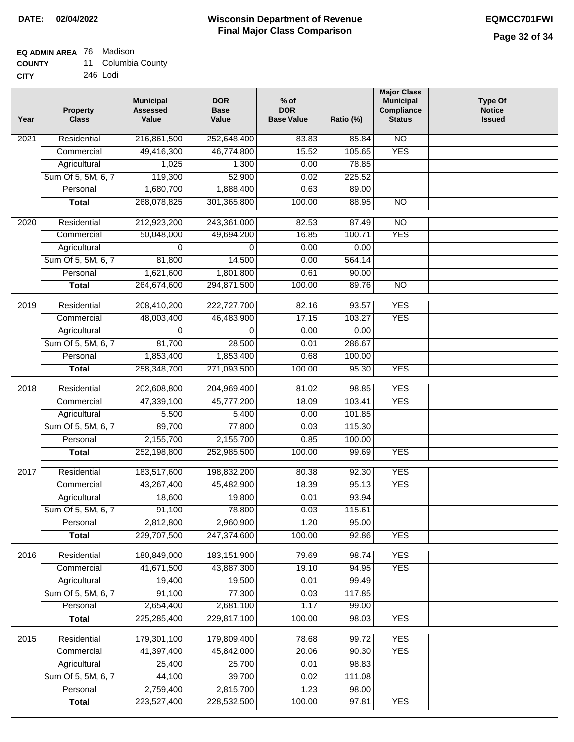DATE: 02/04/2022

# Wisconsin Department of Revenue
## Final Major Class Comparison

EQMCC701FWI

**EQ ADMIN AREA** 76 Madison
**COUNTY** 11 Columbia County
**CITY** 246 Lodi

| Year | Property Class | Municipal Assessed Value | DOR Base Value | % of DOR Base Value | Ratio (%) | Major Class Municipal Compliance Status | Type Of Notice Issued |
|---|---|---|---|---|---|---|---|
| 2021 | Residential | 216,861,500 | 252,648,400 | 83.83 | 85.84 | NO | |
| | Commercial | 49,416,300 | 46,774,800 | 15.52 | 105.65 | YES | |
| | Agricultural | 1,025 | 1,300 | 0.00 | 78.85 | | |
| | Sum Of 5, 5M, 6, 7 | 119,300 | 52,900 | 0.02 | 225.52 | | |
| | Personal | 1,680,700 | 1,888,400 | 0.63 | 89.00 | | |
| | **Total** | 268,078,825 | 301,365,800 | 100.00 | 88.95 | NO | |
| 2020 | Residential | 212,923,200 | 243,361,000 | 82.53 | 87.49 | NO | |
| | Commercial | 50,048,000 | 49,694,200 | 16.85 | 100.71 | YES | |
| | Agricultural | 0 | 0 | 0.00 | 0.00 | | |
| | Sum Of 5, 5M, 6, 7 | 81,800 | 14,500 | 0.00 | 564.14 | | |
| | Personal | 1,621,600 | 1,801,800 | 0.61 | 90.00 | | |
| | **Total** | 264,674,600 | 294,871,500 | 100.00 | 89.76 | NO | |
| 2019 | Residential | 208,410,200 | 222,727,700 | 82.16 | 93.57 | YES | |
| | Commercial | 48,003,400 | 46,483,900 | 17.15 | 103.27 | YES | |
| | Agricultural | 0 | 0 | 0.00 | 0.00 | | |
| | Sum Of 5, 5M, 6, 7 | 81,700 | 28,500 | 0.01 | 286.67 | | |
| | Personal | 1,853,400 | 1,853,400 | 0.68 | 100.00 | | |
| | **Total** | 258,348,700 | 271,093,500 | 100.00 | 95.30 | YES | |
| 2018 | Residential | 202,608,800 | 204,969,400 | 81.02 | 98.85 | YES | |
| | Commercial | 47,339,100 | 45,777,200 | 18.09 | 103.41 | YES | |
| | Agricultural | 5,500 | 5,400 | 0.00 | 101.85 | | |
| | Sum Of 5, 5M, 6, 7 | 89,700 | 77,800 | 0.03 | 115.30 | | |
| | Personal | 2,155,700 | 2,155,700 | 0.85 | 100.00 | | |
| | **Total** | 252,198,800 | 252,985,500 | 100.00 | 99.69 | YES | |
| 2017 | Residential | 183,517,600 | 198,832,200 | 80.38 | 92.30 | YES | |
| | Commercial | 43,267,400 | 45,482,900 | 18.39 | 95.13 | YES | |
| | Agricultural | 18,600 | 19,800 | 0.01 | 93.94 | | |
| | Sum Of 5, 5M, 6, 7 | 91,100 | 78,800 | 0.03 | 115.61 | | |
| | Personal | 2,812,800 | 2,960,900 | 1.20 | 95.00 | | |
| | **Total** | 229,707,500 | 247,374,600 | 100.00 | 92.86 | YES | |
| 2016 | Residential | 180,849,000 | 183,151,900 | 79.69 | 98.74 | YES | |
| | Commercial | 41,671,500 | 43,887,300 | 19.10 | 94.95 | YES | |
| | Agricultural | 19,400 | 19,500 | 0.01 | 99.49 | | |
| | Sum Of 5, 5M, 6, 7 | 91,100 | 77,300 | 0.03 | 117.85 | | |
| | Personal | 2,654,400 | 2,681,100 | 1.17 | 99.00 | | |
| | **Total** | 225,285,400 | 229,817,100 | 100.00 | 98.03 | YES | |
| 2015 | Residential | 179,301,100 | 179,809,400 | 78.68 | 99.72 | YES | |
| | Commercial | 41,397,400 | 45,842,000 | 20.06 | 90.30 | YES | |
| | Agricultural | 25,400 | 25,700 | 0.01 | 98.83 | | |
| | Sum Of 5, 5M, 6, 7 | 44,100 | 39,700 | 0.02 | 111.08 | | |
| | Personal | 2,759,400 | 2,815,700 | 1.23 | 98.00 | | |
| | **Total** | 223,527,400 | 228,532,500 | 100.00 | 97.81 | YES | |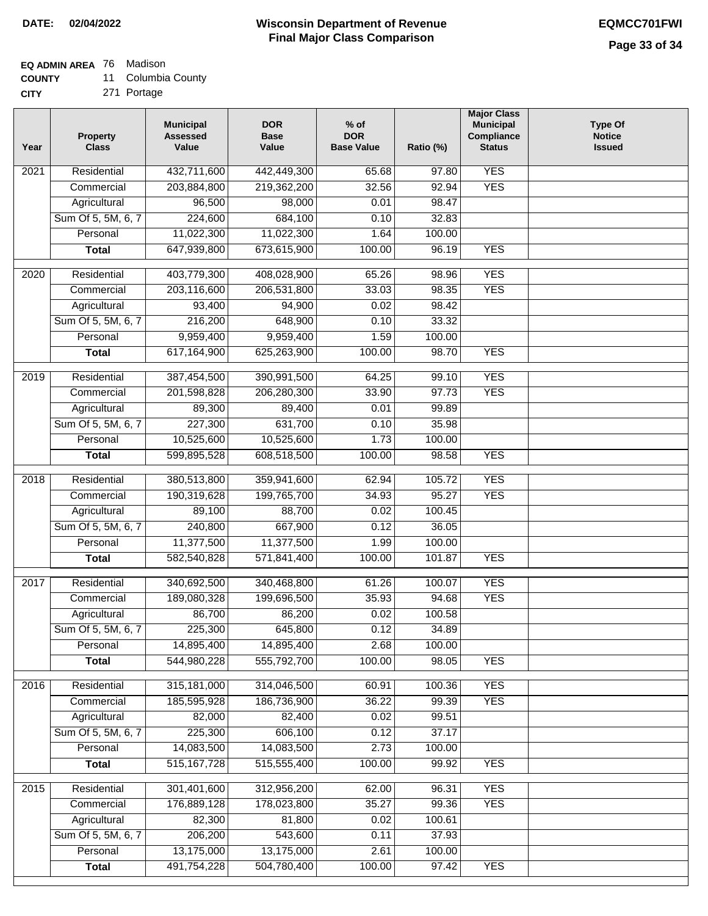**DATE: 02/04/2022**

# Wisconsin Department of Revenue
## Final Major Class Comparison

**EQMCC701FWI**

**EQ ADMIN AREA** 76 Madison
**COUNTY** 11 Columbia County
**CITY** 271 Portage

| Year | Property Class | Municipal Assessed Value | DOR Base Value | % of DOR Base Value | Ratio (%) | Major Class Municipal Compliance Status | Type Of Notice Issued |
|---|---|---|---|---|---|---|---|
| 2021 | Residential | 432,711,600 | 442,449,300 | 65.68 | 97.80 | YES | |
| | Commercial | 203,884,800 | 219,362,200 | 32.56 | 92.94 | YES | |
| | Agricultural | 96,500 | 98,000 | 0.01 | 98.47 | | |
| | Sum Of 5, 5M, 6, 7 | 224,600 | 684,100 | 0.10 | 32.83 | | |
| | Personal | 11,022,300 | 11,022,300 | 1.64 | 100.00 | | |
| | **Total** | 647,939,800 | 673,615,900 | 100.00 | 96.19 | YES | |
| 2020 | Residential | 403,779,300 | 408,028,900 | 65.26 | 98.96 | YES | |
| | Commercial | 203,116,600 | 206,531,800 | 33.03 | 98.35 | YES | |
| | Agricultural | 93,400 | 94,900 | 0.02 | 98.42 | | |
| | Sum Of 5, 5M, 6, 7 | 216,200 | 648,900 | 0.10 | 33.32 | | |
| | Personal | 9,959,400 | 9,959,400 | 1.59 | 100.00 | | |
| | **Total** | 617,164,900 | 625,263,900 | 100.00 | 98.70 | YES | |
| 2019 | Residential | 387,454,500 | 390,991,500 | 64.25 | 99.10 | YES | |
| | Commercial | 201,598,828 | 206,280,300 | 33.90 | 97.73 | YES | |
| | Agricultural | 89,300 | 89,400 | 0.01 | 99.89 | | |
| | Sum Of 5, 5M, 6, 7 | 227,300 | 631,700 | 0.10 | 35.98 | | |
| | Personal | 10,525,600 | 10,525,600 | 1.73 | 100.00 | | |
| | **Total** | 599,895,528 | 608,518,500 | 100.00 | 98.58 | YES | |
| 2018 | Residential | 380,513,800 | 359,941,600 | 62.94 | 105.72 | YES | |
| | Commercial | 190,319,628 | 199,765,700 | 34.93 | 95.27 | YES | |
| | Agricultural | 89,100 | 88,700 | 0.02 | 100.45 | | |
| | Sum Of 5, 5M, 6, 7 | 240,800 | 667,900 | 0.12 | 36.05 | | |
| | Personal | 11,377,500 | 11,377,500 | 1.99 | 100.00 | | |
| | **Total** | 582,540,828 | 571,841,400 | 100.00 | 101.87 | YES | |
| 2017 | Residential | 340,692,500 | 340,468,800 | 61.26 | 100.07 | YES | |
| | Commercial | 189,080,328 | 199,696,500 | 35.93 | 94.68 | YES | |
| | Agricultural | 86,700 | 86,200 | 0.02 | 100.58 | | |
| | Sum Of 5, 5M, 6, 7 | 225,300 | 645,800 | 0.12 | 34.89 | | |
| | Personal | 14,895,400 | 14,895,400 | 2.68 | 100.00 | | |
| | **Total** | 544,980,228 | 555,792,700 | 100.00 | 98.05 | YES | |
| 2016 | Residential | 315,181,000 | 314,046,500 | 60.91 | 100.36 | YES | |
| | Commercial | 185,595,928 | 186,736,900 | 36.22 | 99.39 | YES | |
| | Agricultural | 82,000 | 82,400 | 0.02 | 99.51 | | |
| | Sum Of 5, 5M, 6, 7 | 225,300 | 606,100 | 0.12 | 37.17 | | |
| | Personal | 14,083,500 | 14,083,500 | 2.73 | 100.00 | | |
| | **Total** | 515,167,728 | 515,555,400 | 100.00 | 99.92 | YES | |
| 2015 | Residential | 301,401,600 | 312,956,200 | 62.00 | 96.31 | YES | |
| | Commercial | 176,889,128 | 178,023,800 | 35.27 | 99.36 | YES | |
| | Agricultural | 82,300 | 81,800 | 0.02 | 100.61 | | |
| | Sum Of 5, 5M, 6, 7 | 206,200 | 543,600 | 0.11 | 37.93 | | |
| | Personal | 13,175,000 | 13,175,000 | 2.61 | 100.00 | | |
| | **Total** | 491,754,228 | 504,780,400 | 100.00 | 97.42 | YES | |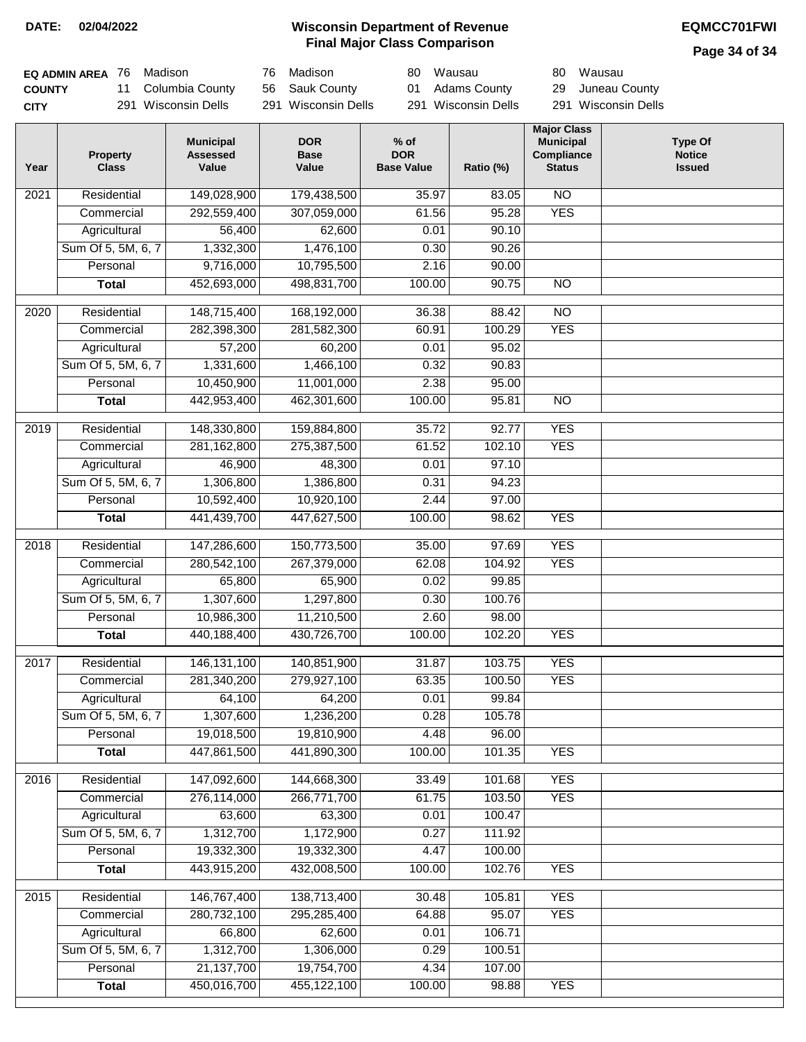**DATE: 02/04/2022**

# Wisconsin Department of Revenue
## Final Major Class Comparison

**EQMCC701FWI**

| | | | | |
|---|---|---|---|---|
| **EQ ADMIN AREA** | 76 Madison | 76 Madison | 80 Wausau | 80 Wausau |
| **COUNTY** | 11 Columbia County | 56 Sauk County | 01 Adams County | 29 Juneau County |
| **CITY** | 291 Wisconsin Dells | 291 Wisconsin Dells | 291 Wisconsin Dells | 291 Wisconsin Dells |

| Year | Property Class | Municipal Assessed Value | DOR Base Value | % of DOR Base Value | Ratio (%) | Major Class Municipal Compliance Status | Type Of Notice Issued |
|---|---|---|---|---|---|---|---|
| 2021 | Residential | 149,028,900 | 179,438,500 | 35.97 | 83.05 | NO | |
| | Commercial | 292,559,400 | 307,059,000 | 61.56 | 95.28 | YES | |
| | Agricultural | 56,400 | 62,600 | 0.01 | 90.10 | | |
| | Sum Of 5, 5M, 6, 7 | 1,332,300 | 1,476,100 | 0.30 | 90.26 | | |
| | Personal | 9,716,000 | 10,795,500 | 2.16 | 90.00 | | |
| | **Total** | 452,693,000 | 498,831,700 | 100.00 | 90.75 | NO | |
| 2020 | Residential | 148,715,400 | 168,192,000 | 36.38 | 88.42 | NO | |
| | Commercial | 282,398,300 | 281,582,300 | 60.91 | 100.29 | YES | |
| | Agricultural | 57,200 | 60,200 | 0.01 | 95.02 | | |
| | Sum Of 5, 5M, 6, 7 | 1,331,600 | 1,466,100 | 0.32 | 90.83 | | |
| | Personal | 10,450,900 | 11,001,000 | 2.38 | 95.00 | | |
| | **Total** | 442,953,400 | 462,301,600 | 100.00 | 95.81 | NO | |
| 2019 | Residential | 148,330,800 | 159,884,800 | 35.72 | 92.77 | YES | |
| | Commercial | 281,162,800 | 275,387,500 | 61.52 | 102.10 | YES | |
| | Agricultural | 46,900 | 48,300 | 0.01 | 97.10 | | |
| | Sum Of 5, 5M, 6, 7 | 1,306,800 | 1,386,800 | 0.31 | 94.23 | | |
| | Personal | 10,592,400 | 10,920,100 | 2.44 | 97.00 | | |
| | **Total** | 441,439,700 | 447,627,500 | 100.00 | 98.62 | YES | |
| 2018 | Residential | 147,286,600 | 150,773,500 | 35.00 | 97.69 | YES | |
| | Commercial | 280,542,100 | 267,379,000 | 62.08 | 104.92 | YES | |
| | Agricultural | 65,800 | 65,900 | 0.02 | 99.85 | | |
| | Sum Of 5, 5M, 6, 7 | 1,307,600 | 1,297,800 | 0.30 | 100.76 | | |
| | Personal | 10,986,300 | 11,210,500 | 2.60 | 98.00 | | |
| | **Total** | 440,188,400 | 430,726,700 | 100.00 | 102.20 | YES | |
| 2017 | Residential | 146,131,100 | 140,851,900 | 31.87 | 103.75 | YES | |
| | Commercial | 281,340,200 | 279,927,100 | 63.35 | 100.50 | YES | |
| | Agricultural | 64,100 | 64,200 | 0.01 | 99.84 | | |
| | Sum Of 5, 5M, 6, 7 | 1,307,600 | 1,236,200 | 0.28 | 105.78 | | |
| | Personal | 19,018,500 | 19,810,900 | 4.48 | 96.00 | | |
| | **Total** | 447,861,500 | 441,890,300 | 100.00 | 101.35 | YES | |
| 2016 | Residential | 147,092,600 | 144,668,300 | 33.49 | 101.68 | YES | |
| | Commercial | 276,114,000 | 266,771,700 | 61.75 | 103.50 | YES | |
| | Agricultural | 63,600 | 63,300 | 0.01 | 100.47 | | |
| | Sum Of 5, 5M, 6, 7 | 1,312,700 | 1,172,900 | 0.27 | 111.92 | | |
| | Personal | 19,332,300 | 19,332,300 | 4.47 | 100.00 | | |
| | **Total** | 443,915,200 | 432,008,500 | 100.00 | 102.76 | YES | |
| 2015 | Residential | 146,767,400 | 138,713,400 | 30.48 | 105.81 | YES | |
| | Commercial | 280,732,100 | 295,285,400 | 64.88 | 95.07 | YES | |
| | Agricultural | 66,800 | 62,600 | 0.01 | 106.71 | | |
| | Sum Of 5, 5M, 6, 7 | 1,312,700 | 1,306,000 | 0.29 | 100.51 | | |
| | Personal | 21,137,700 | 19,754,700 | 4.34 | 107.00 | | |
| | **Total** | 450,016,700 | 455,122,100 | 100.00 | 98.88 | YES | |